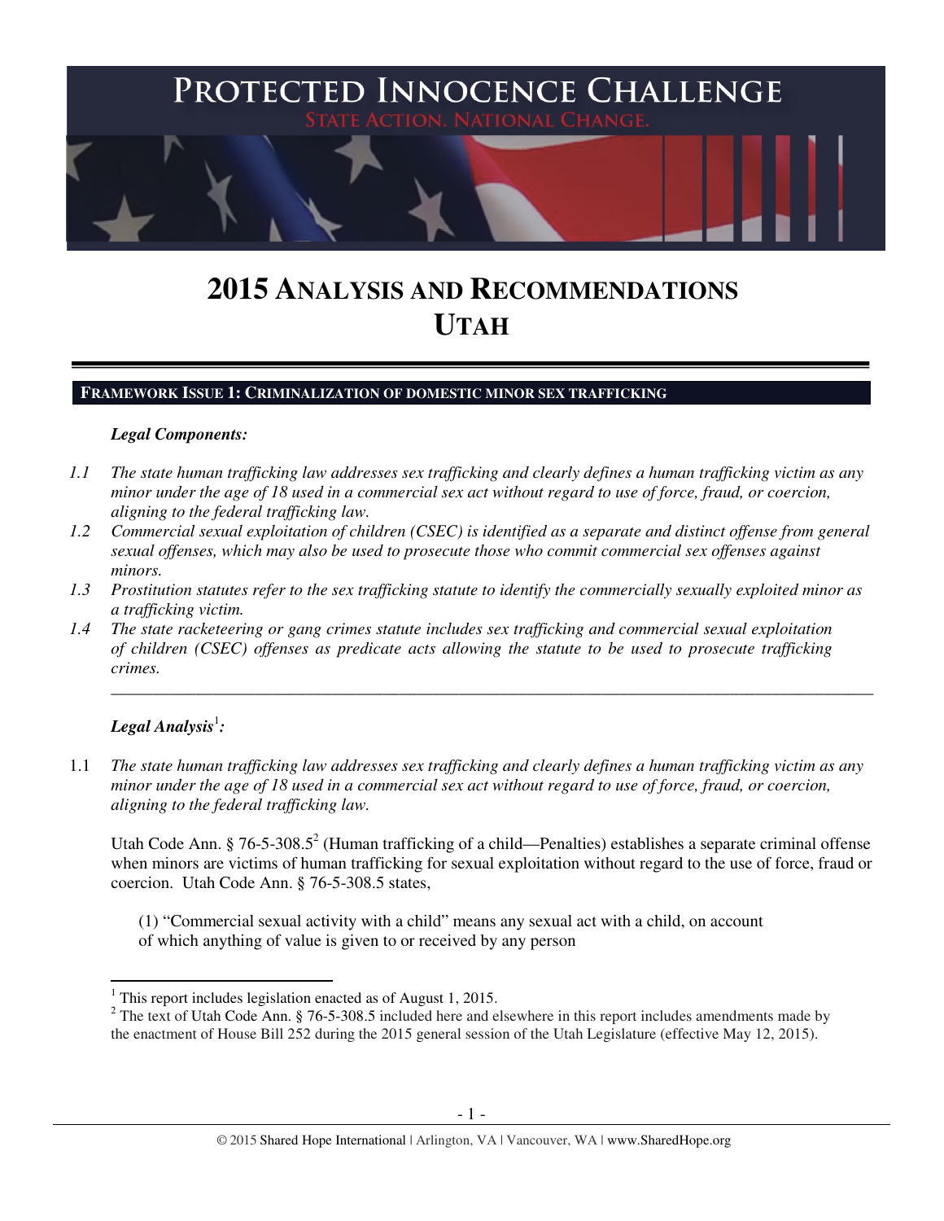# Protected Innocence Challenge

State Action. National Change.

# 2015 Analysis and Recommendations
# Utah

## Framework Issue 1: Criminalization of domestic minor sex trafficking

***Legal Components:***

*1.1 The state human trafficking law addresses sex trafficking and clearly defines a human trafficking victim as any minor under the age of 18 used in a commercial sex act without regard to use of force, fraud, or coercion, aligning to the federal trafficking law.*

*1.2 Commercial sexual exploitation of children (CSEC) is identified as a separate and distinct offense from general sexual offenses, which may also be used to prosecute those who commit commercial sex offenses against minors.*

*1.3 Prostitution statutes refer to the sex trafficking statute to identify the commercially sexually exploited minor as a trafficking victim.*

*1.4 The state racketeering or gang crimes statute includes sex trafficking and commercial sexual exploitation of children (CSEC) offenses as predicate acts allowing the statute to be used to prosecute trafficking crimes.*

---

***Legal Analysis[1]:***

1.1 *The state human trafficking law addresses sex trafficking and clearly defines a human trafficking victim as any minor under the age of 18 used in a commercial sex act without regard to use of force, fraud, or coercion, aligning to the federal trafficking law.*

Utah Code Ann. § 76-5-308.5[2] (Human trafficking of a child—Penalties) establishes a separate criminal offense when minors are victims of human trafficking for sexual exploitation without regard to the use of force, fraud or coercion. Utah Code Ann. § 76-5-308.5 states,

> (1) "Commercial sexual activity with a child" means any sexual act with a child, on account of which anything of value is given to or received by any person

---

[1] This report includes legislation enacted as of August 1, 2015.

[2] The text of Utah Code Ann. § 76-5-308.5 included here and elsewhere in this report includes amendments made by the enactment of House Bill 252 during the 2015 general session of the Utah Legislature (effective May 12, 2015).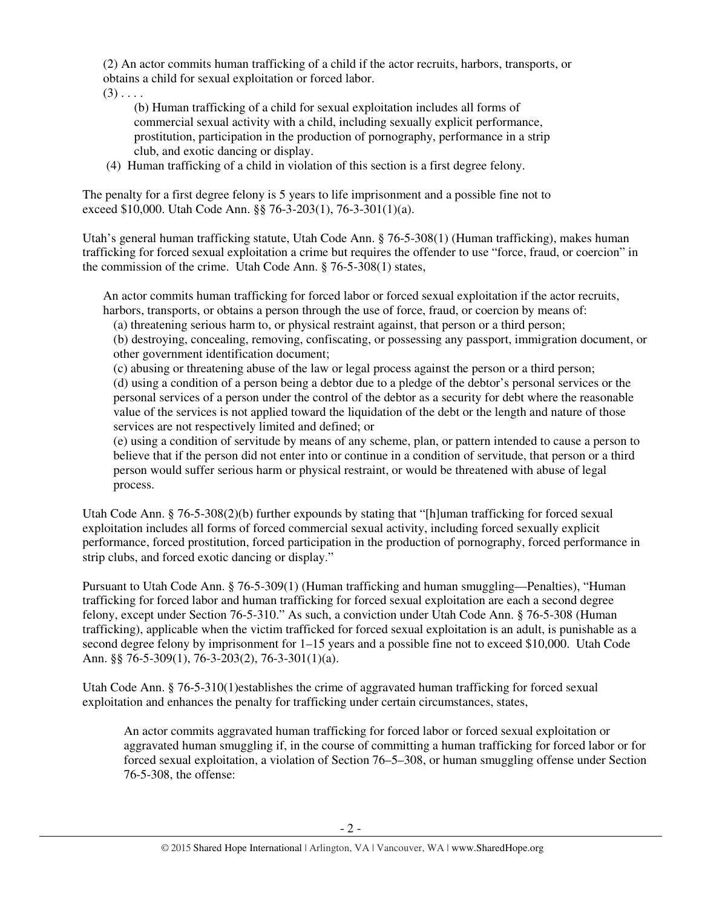(2) An actor commits human trafficking of a child if the actor recruits, harbors, transports, or obtains a child for sexual exploitation or forced labor.

(3) . . . .

> (b) Human trafficking of a child for sexual exploitation includes all forms of commercial sexual activity with a child, including sexually explicit performance, prostitution, participation in the production of pornography, performance in a strip club, and exotic dancing or display.

(4) Human trafficking of a child in violation of this section is a first degree felony.

The penalty for a first degree felony is 5 years to life imprisonment and a possible fine not to exceed $10,000. Utah Code Ann. §§ 76-3-203(1), 76-3-301(1)(a).

Utah's general human trafficking statute, Utah Code Ann. § 76-5-308(1) (Human trafficking), makes human trafficking for forced sexual exploitation a crime but requires the offender to use "force, fraud, or coercion" in the commission of the crime. Utah Code Ann. § 76-5-308(1) states,

> An actor commits human trafficking for forced labor or forced sexual exploitation if the actor recruits, harbors, transports, or obtains a person through the use of force, fraud, or coercion by means of:
>
> (a) threatening serious harm to, or physical restraint against, that person or a third person;
>
> (b) destroying, concealing, removing, confiscating, or possessing any passport, immigration document, or other government identification document;
>
> (c) abusing or threatening abuse of the law or legal process against the person or a third person;
>
> (d) using a condition of a person being a debtor due to a pledge of the debtor's personal services or the personal services of a person under the control of the debtor as a security for debt where the reasonable value of the services is not applied toward the liquidation of the debt or the length and nature of those services are not respectively limited and defined; or
>
> (e) using a condition of servitude by means of any scheme, plan, or pattern intended to cause a person to believe that if the person did not enter into or continue in a condition of servitude, that person or a third person would suffer serious harm or physical restraint, or would be threatened with abuse of legal process.

Utah Code Ann. § 76-5-308(2)(b) further expounds by stating that "[h]uman trafficking for forced sexual exploitation includes all forms of forced commercial sexual activity, including forced sexually explicit performance, forced prostitution, forced participation in the production of pornography, forced performance in strip clubs, and forced exotic dancing or display."

Pursuant to Utah Code Ann. § 76-5-309(1) (Human trafficking and human smuggling—Penalties), "Human trafficking for forced labor and human trafficking for forced sexual exploitation are each a second degree felony, except under Section 76-5-310." As such, a conviction under Utah Code Ann. § 76-5-308 (Human trafficking), applicable when the victim trafficked for forced sexual exploitation is an adult, is punishable as a second degree felony by imprisonment for 1–15 years and a possible fine not to exceed $10,000. Utah Code Ann. §§ 76-5-309(1), 76-3-203(2), 76-3-301(1)(a).

Utah Code Ann. § 76-5-310(1)establishes the crime of aggravated human trafficking for forced sexual exploitation and enhances the penalty for trafficking under certain circumstances, states,

> An actor commits aggravated human trafficking for forced labor or forced sexual exploitation or aggravated human smuggling if, in the course of committing a human trafficking for forced labor or for forced sexual exploitation, a violation of Section 76–5–308, or human smuggling offense under Section 76-5-308, the offense: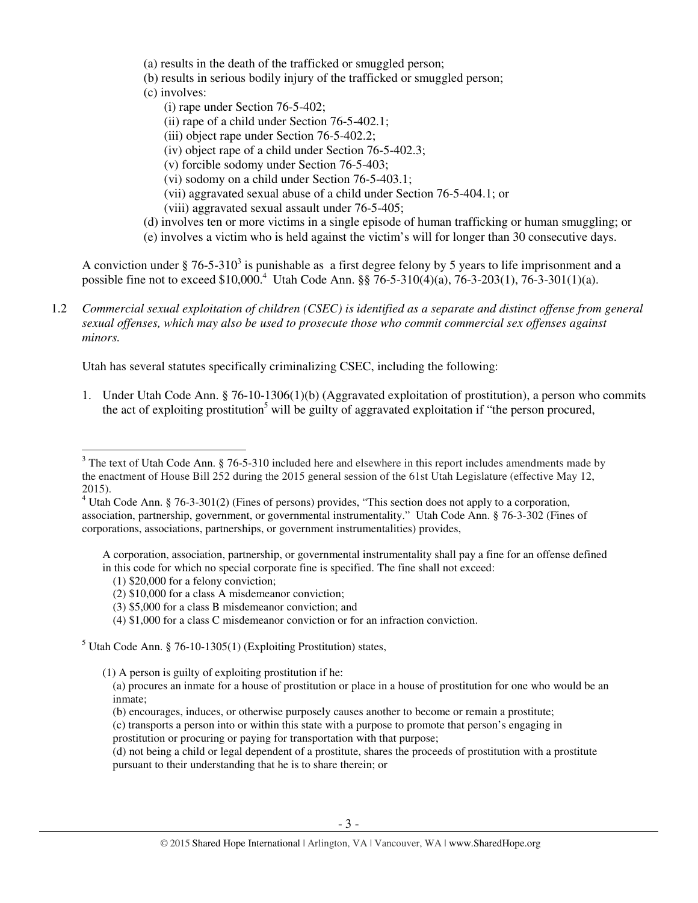(a) results in the death of the trafficked or smuggled person;
(b) results in serious bodily injury of the trafficked or smuggled person;
(c) involves:
  (i) rape under Section 76-5-402;
  (ii) rape of a child under Section 76-5-402.1;
  (iii) object rape under Section 76-5-402.2;
  (iv) object rape of a child under Section 76-5-402.3;
  (v) forcible sodomy under Section 76-5-403;
  (vi) sodomy on a child under Section 76-5-403.1;
  (vii) aggravated sexual abuse of a child under Section 76-5-404.1; or
  (viii) aggravated sexual assault under 76-5-405;
(d) involves ten or more victims in a single episode of human trafficking or human smuggling; or
(e) involves a victim who is held against the victim's will for longer than 30 consecutive days.

A conviction under § 76-5-310[3] is punishable as a first degree felony by 5 years to life imprisonment and a possible fine not to exceed $10,000.[4] Utah Code Ann. §§ 76-5-310(4)(a), 76-3-203(1), 76-3-301(1)(a).

1.2 *Commercial sexual exploitation of children (CSEC) is identified as a separate and distinct offense from general sexual offenses, which may also be used to prosecute those who commit commercial sex offenses against minors.*

Utah has several statutes specifically criminalizing CSEC, including the following:

1. Under Utah Code Ann. § 76-10-1306(1)(b) (Aggravated exploitation of prostitution), a person who commits the act of exploiting prostitution[5] will be guilty of aggravated exploitation if "the person procured,

---

[3] The text of Utah Code Ann. § 76-5-310 included here and elsewhere in this report includes amendments made by the enactment of House Bill 252 during the 2015 general session of the 61st Utah Legislature (effective May 12, 2015).

[4] Utah Code Ann. § 76-3-301(2) (Fines of persons) provides, "This section does not apply to a corporation, association, partnership, government, or governmental instrumentality." Utah Code Ann. § 76-3-302 (Fines of corporations, associations, partnerships, or government instrumentalities) provides,

> A corporation, association, partnership, or governmental instrumentality shall pay a fine for an offense defined in this code for which no special corporate fine is specified. The fine shall not exceed:
> (1) $20,000 for a felony conviction;
> (2) $10,000 for a class A misdemeanor conviction;
> (3) $5,000 for a class B misdemeanor conviction; and
> (4) $1,000 for a class C misdemeanor conviction or for an infraction conviction.

[5] Utah Code Ann. § 76-10-1305(1) (Exploiting Prostitution) states,

> (1) A person is guilty of exploiting prostitution if he:
> (a) procures an inmate for a house of prostitution or place in a house of prostitution for one who would be an inmate;
> (b) encourages, induces, or otherwise purposely causes another to become or remain a prostitute;
> (c) transports a person into or within this state with a purpose to promote that person's engaging in prostitution or procuring or paying for transportation with that purpose;
> (d) not being a child or legal dependent of a prostitute, shares the proceeds of prostitution with a prostitute pursuant to their understanding that he is to share therein; or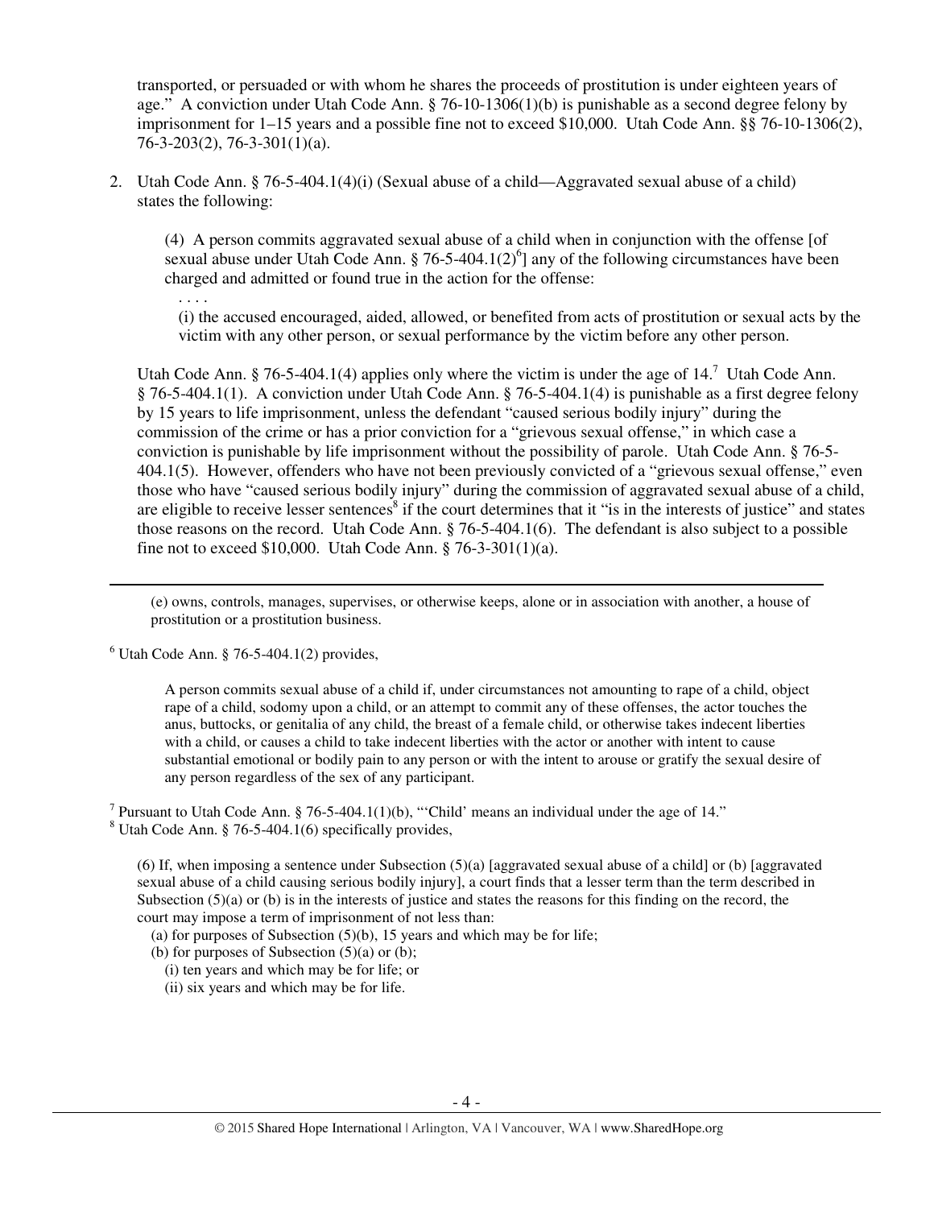transported, or persuaded or with whom he shares the proceeds of prostitution is under eighteen years of age." A conviction under Utah Code Ann. § 76-10-1306(1)(b) is punishable as a second degree felony by imprisonment for 1–15 years and a possible fine not to exceed $10,000. Utah Code Ann. §§ 76-10-1306(2), 76-3-203(2), 76-3-301(1)(a).

2. Utah Code Ann. § 76-5-404.1(4)(i) (Sexual abuse of a child—Aggravated sexual abuse of a child) states the following:

   > (4) A person commits aggravated sexual abuse of a child when in conjunction with the offense [of sexual abuse under Utah Code Ann. § 76-5-404.1(2)[6]] any of the following circumstances have been charged and admitted or found true in the action for the offense:
   >
   > . . . .
   >
   > (i) the accused encouraged, aided, allowed, or benefited from acts of prostitution or sexual acts by the victim with any other person, or sexual performance by the victim before any other person.

   Utah Code Ann. § 76-5-404.1(4) applies only where the victim is under the age of 14.[7] Utah Code Ann. § 76-5-404.1(1). A conviction under Utah Code Ann. § 76-5-404.1(4) is punishable as a first degree felony by 15 years to life imprisonment, unless the defendant "caused serious bodily injury" during the commission of the crime or has a prior conviction for a "grievous sexual offense," in which case a conviction is punishable by life imprisonment without the possibility of parole. Utah Code Ann. § 76-5-404.1(5). However, offenders who have not been previously convicted of a "grievous sexual offense," even those who have "caused serious bodily injury" during the commission of aggravated sexual abuse of a child, are eligible to receive lesser sentences[8] if the court determines that it "is in the interests of justice" and states those reasons on the record. Utah Code Ann. § 76-5-404.1(6). The defendant is also subject to a possible fine not to exceed $10,000. Utah Code Ann. § 76-3-301(1)(a).

---

(e) owns, controls, manages, supervises, or otherwise keeps, alone or in association with another, a house of prostitution or a prostitution business.

[6] Utah Code Ann. § 76-5-404.1(2) provides,

> A person commits sexual abuse of a child if, under circumstances not amounting to rape of a child, object rape of a child, sodomy upon a child, or an attempt to commit any of these offenses, the actor touches the anus, buttocks, or genitalia of any child, the breast of a female child, or otherwise takes indecent liberties with a child, or causes a child to take indecent liberties with the actor or another with intent to cause substantial emotional or bodily pain to any person or with the intent to arouse or gratify the sexual desire of any person regardless of the sex of any participant.

[7] Pursuant to Utah Code Ann. § 76-5-404.1(1)(b), "'Child' means an individual under the age of 14."

[8] Utah Code Ann. § 76-5-404.1(6) specifically provides,

> (6) If, when imposing a sentence under Subsection (5)(a) [aggravated sexual abuse of a child] or (b) [aggravated sexual abuse of a child causing serious bodily injury], a court finds that a lesser term than the term described in Subsection (5)(a) or (b) is in the interests of justice and states the reasons for this finding on the record, the court may impose a term of imprisonment of not less than:
>
> (a) for purposes of Subsection (5)(b), 15 years and which may be for life;
>
> (b) for purposes of Subsection (5)(a) or (b);
>
> (i) ten years and which may be for life; or
>
> (ii) six years and which may be for life.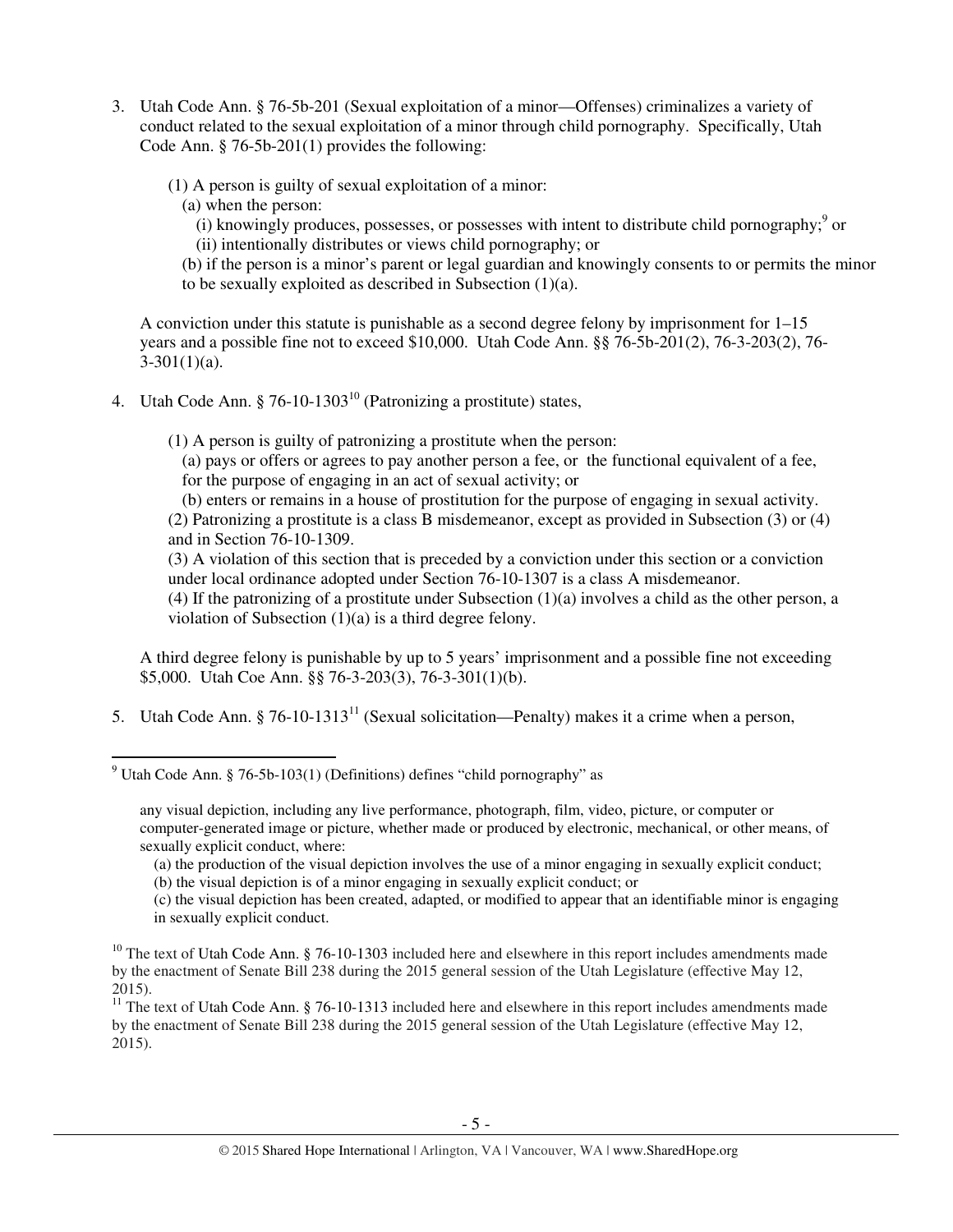3. Utah Code Ann. § 76-5b-201 (Sexual exploitation of a minor—Offenses) criminalizes a variety of conduct related to the sexual exploitation of a minor through child pornography. Specifically, Utah Code Ann. § 76-5b-201(1) provides the following:

   (1) A person is guilty of sexual exploitation of a minor:
   (a) when the person:
   (i) knowingly produces, possesses, or possesses with intent to distribute child pornography;[9] or
   (ii) intentionally distributes or views child pornography; or
   (b) if the person is a minor's parent or legal guardian and knowingly consents to or permits the minor to be sexually exploited as described in Subsection (1)(a).

   A conviction under this statute is punishable as a second degree felony by imprisonment for 1–15 years and a possible fine not to exceed $10,000. Utah Code Ann. §§ 76-5b-201(2), 76-3-203(2), 76-3-301(1)(a).

4. Utah Code Ann. § 76-10-1303[10] (Patronizing a prostitute) states,

   (1) A person is guilty of patronizing a prostitute when the person:
   (a) pays or offers or agrees to pay another person a fee, or the functional equivalent of a fee, for the purpose of engaging in an act of sexual activity; or
   (b) enters or remains in a house of prostitution for the purpose of engaging in sexual activity.
   (2) Patronizing a prostitute is a class B misdemeanor, except as provided in Subsection (3) or (4) and in Section 76-10-1309.
   (3) A violation of this section that is preceded by a conviction under this section or a conviction under local ordinance adopted under Section 76-10-1307 is a class A misdemeanor.
   (4) If the patronizing of a prostitute under Subsection (1)(a) involves a child as the other person, a violation of Subsection (1)(a) is a third degree felony.

   A third degree felony is punishable by up to 5 years' imprisonment and a possible fine not exceeding $5,000. Utah Coe Ann. §§ 76-3-203(3), 76-3-301(1)(b).

5. Utah Code Ann. § 76-10-1313[11] (Sexual solicitation—Penalty) makes it a crime when a person,

---

[9] Utah Code Ann. § 76-5b-103(1) (Definitions) defines "child pornography" as

> any visual depiction, including any live performance, photograph, film, video, picture, or computer or computer-generated image or picture, whether made or produced by electronic, mechanical, or other means, of sexually explicit conduct, where:
> (a) the production of the visual depiction involves the use of a minor engaging in sexually explicit conduct;
> (b) the visual depiction is of a minor engaging in sexually explicit conduct; or
> (c) the visual depiction has been created, adapted, or modified to appear that an identifiable minor is engaging in sexually explicit conduct.

[10] The text of Utah Code Ann. § 76-10-1303 included here and elsewhere in this report includes amendments made by the enactment of Senate Bill 238 during the 2015 general session of the Utah Legislature (effective May 12, 2015).

[11] The text of Utah Code Ann. § 76-10-1313 included here and elsewhere in this report includes amendments made by the enactment of Senate Bill 238 during the 2015 general session of the Utah Legislature (effective May 12, 2015).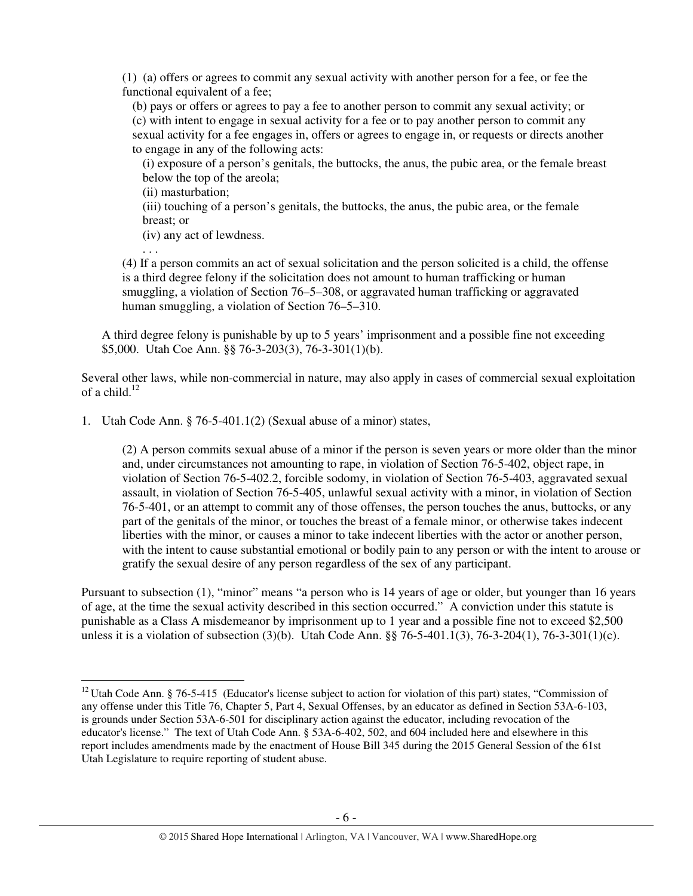(1) (a) offers or agrees to commit any sexual activity with another person for a fee, or fee the functional equivalent of a fee;

(b) pays or offers or agrees to pay a fee to another person to commit any sexual activity; or

(c) with intent to engage in sexual activity for a fee or to pay another person to commit any sexual activity for a fee engages in, offers or agrees to engage in, or requests or directs another to engage in any of the following acts:

(i) exposure of a person's genitals, the buttocks, the anus, the pubic area, or the female breast below the top of the areola;

(ii) masturbation;

(iii) touching of a person's genitals, the buttocks, the anus, the pubic area, or the female breast; or

(iv) any act of lewdness.

. . .

(4) If a person commits an act of sexual solicitation and the person solicited is a child, the offense is a third degree felony if the solicitation does not amount to human trafficking or human smuggling, a violation of Section 76–5–308, or aggravated human trafficking or aggravated human smuggling, a violation of Section 76–5–310.

A third degree felony is punishable by up to 5 years' imprisonment and a possible fine not exceeding $5,000. Utah Coe Ann. §§ 76-3-203(3), 76-3-301(1)(b).

Several other laws, while non-commercial in nature, may also apply in cases of commercial sexual exploitation of a child.[12]

1. Utah Code Ann. § 76-5-401.1(2) (Sexual abuse of a minor) states,

(2) A person commits sexual abuse of a minor if the person is seven years or more older than the minor and, under circumstances not amounting to rape, in violation of Section 76-5-402, object rape, in violation of Section 76-5-402.2, forcible sodomy, in violation of Section 76-5-403, aggravated sexual assault, in violation of Section 76-5-405, unlawful sexual activity with a minor, in violation of Section 76-5-401, or an attempt to commit any of those offenses, the person touches the anus, buttocks, or any part of the genitals of the minor, or touches the breast of a female minor, or otherwise takes indecent liberties with the minor, or causes a minor to take indecent liberties with the actor or another person, with the intent to cause substantial emotional or bodily pain to any person or with the intent to arouse or gratify the sexual desire of any person regardless of the sex of any participant.

Pursuant to subsection (1), "minor" means "a person who is 14 years of age or older, but younger than 16 years of age, at the time the sexual activity described in this section occurred." A conviction under this statute is punishable as a Class A misdemeanor by imprisonment up to 1 year and a possible fine not to exceed $2,500 unless it is a violation of subsection (3)(b). Utah Code Ann. §§ 76-5-401.1(3), 76-3-204(1), 76-3-301(1)(c).

[12] Utah Code Ann. § 76-5-415 (Educator's license subject to action for violation of this part) states, "Commission of any offense under this Title 76, Chapter 5, Part 4, Sexual Offenses, by an educator as defined in Section 53A-6-103, is grounds under Section 53A-6-501 for disciplinary action against the educator, including revocation of the educator's license." The text of Utah Code Ann. § 53A-6-402, 502, and 604 included here and elsewhere in this report includes amendments made by the enactment of House Bill 345 during the 2015 General Session of the 61st Utah Legislature to require reporting of student abuse.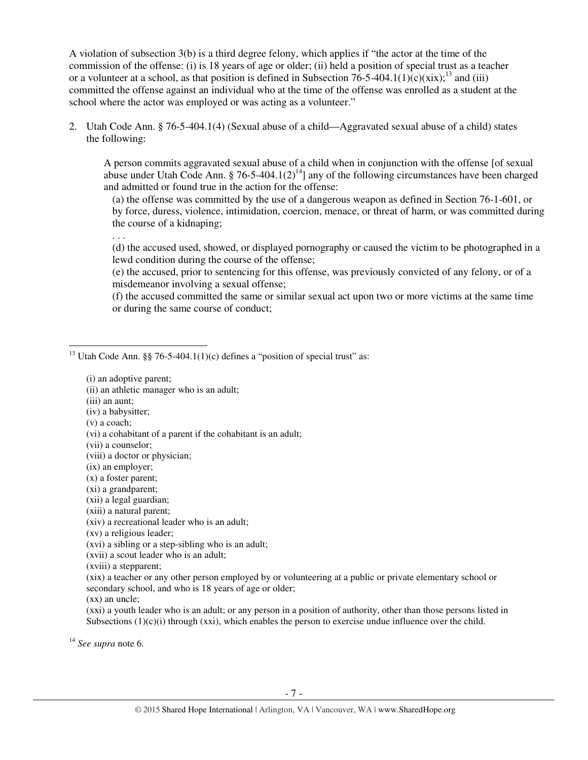A violation of subsection 3(b) is a third degree felony, which applies if "the actor at the time of the commission of the offense: (i) is 18 years of age or older; (ii) held a position of special trust as a teacher or a volunteer at a school, as that position is defined in Subsection 76-5-404.1(1)(c)(xix);[13] and (iii) committed the offense against an individual who at the time of the offense was enrolled as a student at the school where the actor was employed or was acting as a volunteer."

2. Utah Code Ann. § 76-5-404.1(4) (Sexual abuse of a child—Aggravated sexual abuse of a child) states the following:

> A person commits aggravated sexual abuse of a child when in conjunction with the offense [of sexual abuse under Utah Code Ann. § 76-5-404.1(2)[14]] any of the following circumstances have been charged and admitted or found true in the action for the offense:
>
> (a) the offense was committed by the use of a dangerous weapon as defined in Section 76-1-601, or by force, duress, violence, intimidation, coercion, menace, or threat of harm, or was committed during the course of a kidnaping;
>
> . . .
>
> (d) the accused used, showed, or displayed pornography or caused the victim to be photographed in a lewd condition during the course of the offense;
>
> (e) the accused, prior to sentencing for this offense, was previously convicted of any felony, or of a misdemeanor involving a sexual offense;
>
> (f) the accused committed the same or similar sexual act upon two or more victims at the same time or during the same course of conduct;

---

[13] Utah Code Ann. §§ 76-5-404.1(1)(c) defines a "position of special trust" as:

> (i) an adoptive parent;
> (ii) an athletic manager who is an adult;
> (iii) an aunt;
> (iv) a babysitter;
> (v) a coach;
> (vi) a cohabitant of a parent if the cohabitant is an adult;
> (vii) a counselor;
> (viii) a doctor or physician;
> (ix) an employer;
> (x) a foster parent;
> (xi) a grandparent;
> (xii) a legal guardian;
> (xiii) a natural parent;
> (xiv) a recreational leader who is an adult;
> (xv) a religious leader;
> (xvi) a sibling or a step-sibling who is an adult;
> (xvii) a scout leader who is an adult;
> (xviii) a stepparent;
> (xix) a teacher or any other person employed by or volunteering at a public or private elementary school or secondary school, and who is 18 years of age or older;
> (xx) an uncle;
> (xxi) a youth leader who is an adult; or any person in a position of authority, other than those persons listed in Subsections (1)(c)(i) through (xxi), which enables the person to exercise undue influence over the child.

[14] *See supra* note 6.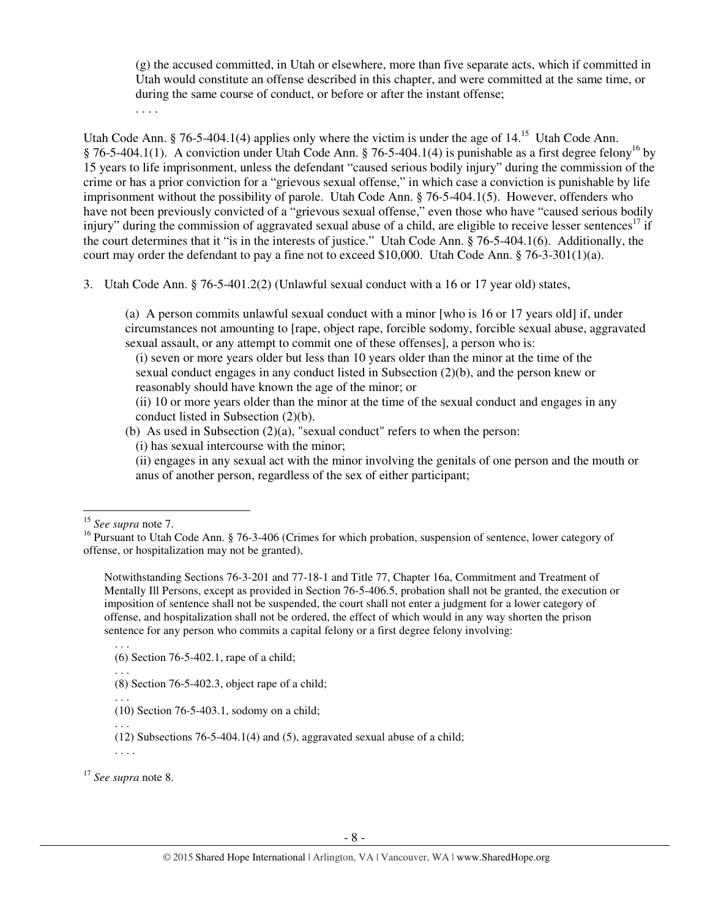> (g) the accused committed, in Utah or elsewhere, more than five separate acts, which if committed in Utah would constitute an offense described in this chapter, and were committed at the same time, or during the same course of conduct, or before or after the instant offense;
>
> . . . .

Utah Code Ann. § 76-5-404.1(4) applies only where the victim is under the age of 14.[15] Utah Code Ann. § 76-5-404.1(1). A conviction under Utah Code Ann. § 76-5-404.1(4) is punishable as a first degree felony[16] by 15 years to life imprisonment, unless the defendant "caused serious bodily injury" during the commission of the crime or has a prior conviction for a "grievous sexual offense," in which case a conviction is punishable by life imprisonment without the possibility of parole. Utah Code Ann. § 76-5-404.1(5). However, offenders who have not been previously convicted of a "grievous sexual offense," even those who have "caused serious bodily injury" during the commission of aggravated sexual abuse of a child, are eligible to receive lesser sentences[17] if the court determines that it "is in the interests of justice." Utah Code Ann. § 76-5-404.1(6). Additionally, the court may order the defendant to pay a fine not to exceed $10,000. Utah Code Ann. § 76-3-301(1)(a).

3. Utah Code Ann. § 76-5-401.2(2) (Unlawful sexual conduct with a 16 or 17 year old) states,

> (a) A person commits unlawful sexual conduct with a minor [who is 16 or 17 years old] if, under circumstances not amounting to [rape, object rape, forcible sodomy, forcible sexual abuse, aggravated sexual assault, or any attempt to commit one of these offenses], a person who is:
>
> (i) seven or more years older but less than 10 years older than the minor at the time of the sexual conduct engages in any conduct listed in Subsection (2)(b), and the person knew or reasonably should have known the age of the minor; or
>
> (ii) 10 or more years older than the minor at the time of the sexual conduct and engages in any conduct listed in Subsection (2)(b).
>
> (b) As used in Subsection (2)(a), "sexual conduct" refers to when the person:
>
> (i) has sexual intercourse with the minor;
>
> (ii) engages in any sexual act with the minor involving the genitals of one person and the mouth or anus of another person, regardless of the sex of either participant;

---

[15] *See supra* note 7.

[16] Pursuant to Utah Code Ann. § 76-3-406 (Crimes for which probation, suspension of sentence, lower category of offense, or hospitalization may not be granted),

> Notwithstanding Sections 76-3-201 and 77-18-1 and Title 77, Chapter 16a, Commitment and Treatment of Mentally Ill Persons, except as provided in Section 76-5-406.5, probation shall not be granted, the execution or imposition of sentence shall not be suspended, the court shall not enter a judgment for a lower category of offense, and hospitalization shall not be ordered, the effect of which would in any way shorten the prison sentence for any person who commits a capital felony or a first degree felony involving:
>
> . . .
>
> (6) Section 76-5-402.1, rape of a child;
>
> . . .
>
> (8) Section 76-5-402.3, object rape of a child;
>
> . . .
>
> (10) Section 76-5-403.1, sodomy on a child;
>
> . . .
>
> (12) Subsections 76-5-404.1(4) and (5), aggravated sexual abuse of a child;
>
> . . . .

[17] *See supra* note 8.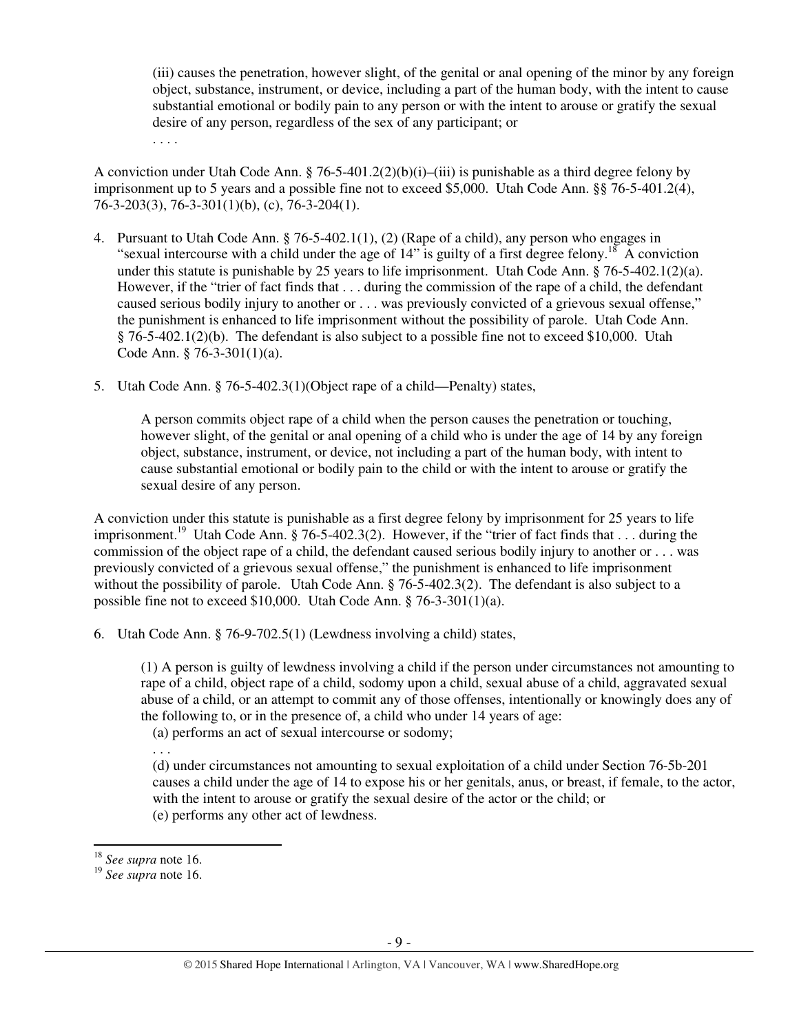> (iii) causes the penetration, however slight, of the genital or anal opening of the minor by any foreign object, substance, instrument, or device, including a part of the human body, with the intent to cause substantial emotional or bodily pain to any person or with the intent to arouse or gratify the sexual desire of any person, regardless of the sex of any participant; or
>
> . . . .

A conviction under Utah Code Ann. § 76-5-401.2(2)(b)(i)–(iii) is punishable as a third degree felony by imprisonment up to 5 years and a possible fine not to exceed $5,000. Utah Code Ann. §§ 76-5-401.2(4), 76-3-203(3), 76-3-301(1)(b), (c), 76-3-204(1).

4. Pursuant to Utah Code Ann. § 76-5-402.1(1), (2) (Rape of a child), any person who engages in "sexual intercourse with a child under the age of 14" is guilty of a first degree felony.[18] A conviction under this statute is punishable by 25 years to life imprisonment. Utah Code Ann. § 76-5-402.1(2)(a). However, if the "trier of fact finds that . . . during the commission of the rape of a child, the defendant caused serious bodily injury to another or . . . was previously convicted of a grievous sexual offense," the punishment is enhanced to life imprisonment without the possibility of parole. Utah Code Ann. § 76-5-402.1(2)(b). The defendant is also subject to a possible fine not to exceed $10,000. Utah Code Ann. § 76-3-301(1)(a).

5. Utah Code Ann. § 76-5-402.3(1)(Object rape of a child—Penalty) states,

> A person commits object rape of a child when the person causes the penetration or touching, however slight, of the genital or anal opening of a child who is under the age of 14 by any foreign object, substance, instrument, or device, not including a part of the human body, with intent to cause substantial emotional or bodily pain to the child or with the intent to arouse or gratify the sexual desire of any person.

A conviction under this statute is punishable as a first degree felony by imprisonment for 25 years to life imprisonment.[19] Utah Code Ann. § 76-5-402.3(2). However, if the "trier of fact finds that . . . during the commission of the object rape of a child, the defendant caused serious bodily injury to another or . . . was previously convicted of a grievous sexual offense," the punishment is enhanced to life imprisonment without the possibility of parole. Utah Code Ann. § 76-5-402.3(2). The defendant is also subject to a possible fine not to exceed $10,000. Utah Code Ann. § 76-3-301(1)(a).

6. Utah Code Ann. § 76-9-702.5(1) (Lewdness involving a child) states,

> (1) A person is guilty of lewdness involving a child if the person under circumstances not amounting to rape of a child, object rape of a child, sodomy upon a child, sexual abuse of a child, aggravated sexual abuse of a child, or an attempt to commit any of those offenses, intentionally or knowingly does any of the following to, or in the presence of, a child who under 14 years of age:
>
> (a) performs an act of sexual intercourse or sodomy;
>
> . . .
>
> (d) under circumstances not amounting to sexual exploitation of a child under Section 76-5b-201 causes a child under the age of 14 to expose his or her genitals, anus, or breast, if female, to the actor, with the intent to arouse or gratify the sexual desire of the actor or the child; or
>
> (e) performs any other act of lewdness.

---

[18] *See supra* note 16.

[19] *See supra* note 16.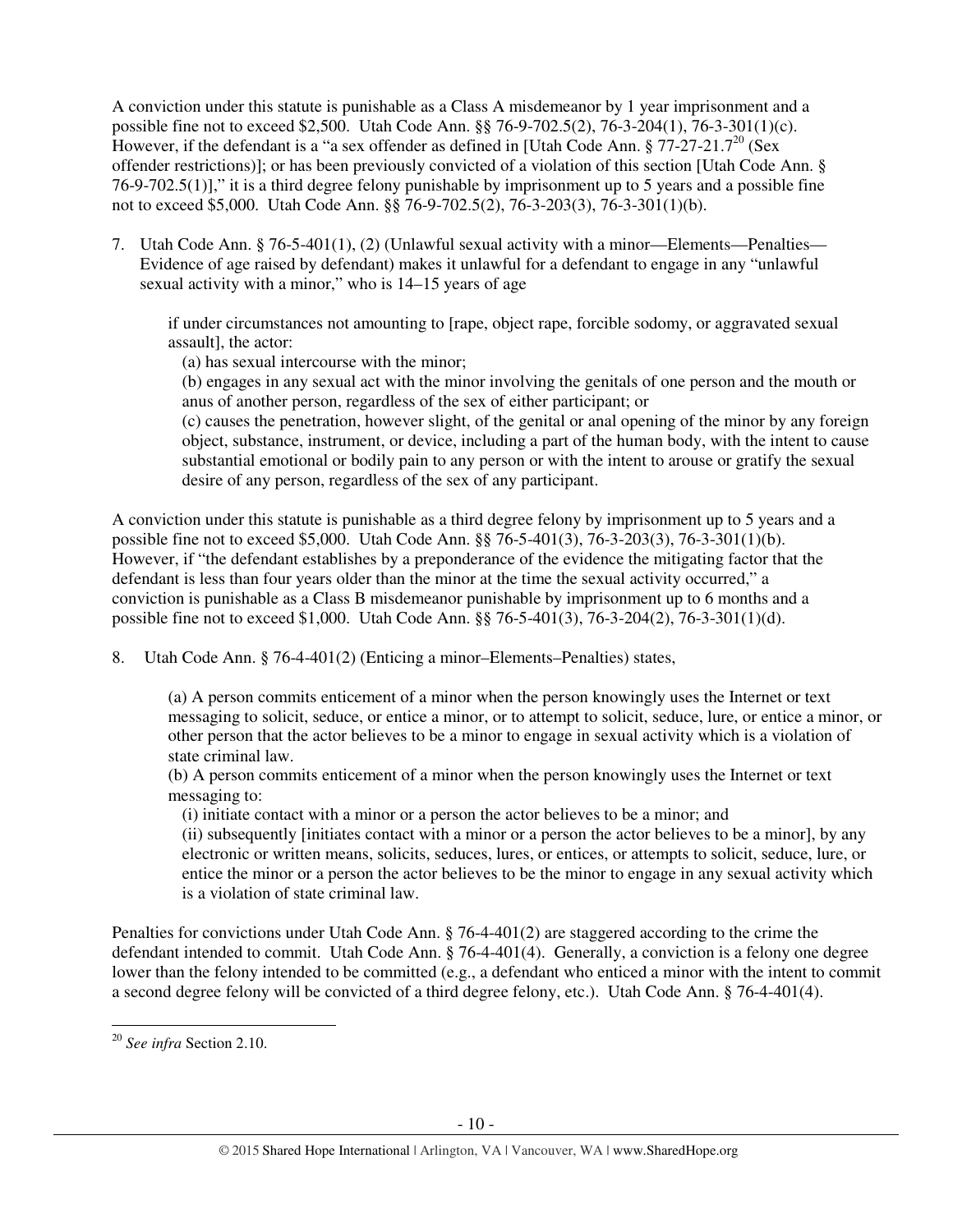A conviction under this statute is punishable as a Class A misdemeanor by 1 year imprisonment and a possible fine not to exceed $2,500. Utah Code Ann. §§ 76-9-702.5(2), 76-3-204(1), 76-3-301(1)(c). However, if the defendant is a "a sex offender as defined in [Utah Code Ann. § 77-27-21.7[20] (Sex offender restrictions)]; or has been previously convicted of a violation of this section [Utah Code Ann. § 76-9-702.5(1)]," it is a third degree felony punishable by imprisonment up to 5 years and a possible fine not to exceed $5,000. Utah Code Ann. §§ 76-9-702.5(2), 76-3-203(3), 76-3-301(1)(b).

7. Utah Code Ann. § 76-5-401(1), (2) (Unlawful sexual activity with a minor—Elements—Penalties—Evidence of age raised by defendant) makes it unlawful for a defendant to engage in any "unlawful sexual activity with a minor," who is 14–15 years of age

   > if under circumstances not amounting to [rape, object rape, forcible sodomy, or aggravated sexual assault], the actor:
   > (a) has sexual intercourse with the minor;
   > (b) engages in any sexual act with the minor involving the genitals of one person and the mouth or anus of another person, regardless of the sex of either participant; or
   > (c) causes the penetration, however slight, of the genital or anal opening of the minor by any foreign object, substance, instrument, or device, including a part of the human body, with the intent to cause substantial emotional or bodily pain to any person or with the intent to arouse or gratify the sexual desire of any person, regardless of the sex of any participant.

A conviction under this statute is punishable as a third degree felony by imprisonment up to 5 years and a possible fine not to exceed $5,000. Utah Code Ann. §§ 76-5-401(3), 76-3-203(3), 76-3-301(1)(b). However, if "the defendant establishes by a preponderance of the evidence the mitigating factor that the defendant is less than four years older than the minor at the time the sexual activity occurred," a conviction is punishable as a Class B misdemeanor punishable by imprisonment up to 6 months and a possible fine not to exceed $1,000. Utah Code Ann. §§ 76-5-401(3), 76-3-204(2), 76-3-301(1)(d).

8. Utah Code Ann. § 76-4-401(2) (Enticing a minor–Elements–Penalties) states,

   > (a) A person commits enticement of a minor when the person knowingly uses the Internet or text messaging to solicit, seduce, or entice a minor, or to attempt to solicit, seduce, lure, or entice a minor, or other person that the actor believes to be a minor to engage in sexual activity which is a violation of state criminal law.
   > (b) A person commits enticement of a minor when the person knowingly uses the Internet or text messaging to:
   > (i) initiate contact with a minor or a person the actor believes to be a minor; and
   > (ii) subsequently [initiates contact with a minor or a person the actor believes to be a minor], by any electronic or written means, solicits, seduces, lures, or entices, or attempts to solicit, seduce, lure, or entice the minor or a person the actor believes to be the minor to engage in any sexual activity which is a violation of state criminal law.

Penalties for convictions under Utah Code Ann. § 76-4-401(2) are staggered according to the crime the defendant intended to commit. Utah Code Ann. § 76-4-401(4). Generally, a conviction is a felony one degree lower than the felony intended to be committed (e.g., a defendant who enticed a minor with the intent to commit a second degree felony will be convicted of a third degree felony, etc.). Utah Code Ann. § 76-4-401(4).

---

[20] *See infra* Section 2.10.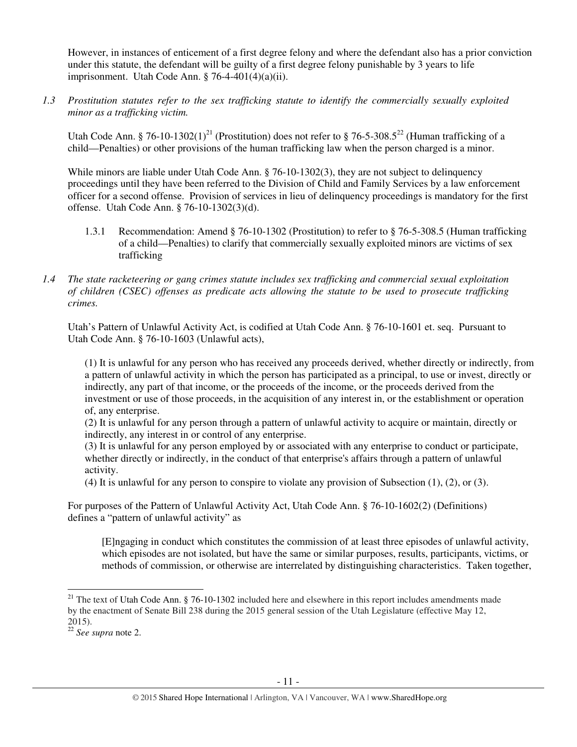However, in instances of enticement of a first degree felony and where the defendant also has a prior conviction under this statute, the defendant will be guilty of a first degree felony punishable by 3 years to life imprisonment. Utah Code Ann. § 76-4-401(4)(a)(ii).

*1.3 Prostitution statutes refer to the sex trafficking statute to identify the commercially sexually exploited minor as a trafficking victim.*

Utah Code Ann. § 76-10-1302(1)[21] (Prostitution) does not refer to § 76-5-308.5[22] (Human trafficking of a child—Penalties) or other provisions of the human trafficking law when the person charged is a minor.

While minors are liable under Utah Code Ann. § 76-10-1302(3), they are not subject to delinquency proceedings until they have been referred to the Division of Child and Family Services by a law enforcement officer for a second offense. Provision of services in lieu of delinquency proceedings is mandatory for the first offense. Utah Code Ann. § 76-10-1302(3)(d).

1.3.1 Recommendation: Amend § 76-10-1302 (Prostitution) to refer to § 76-5-308.5 (Human trafficking of a child—Penalties) to clarify that commercially sexually exploited minors are victims of sex trafficking

*1.4 The state racketeering or gang crimes statute includes sex trafficking and commercial sexual exploitation of children (CSEC) offenses as predicate acts allowing the statute to be used to prosecute trafficking crimes.*

Utah's Pattern of Unlawful Activity Act, is codified at Utah Code Ann. § 76-10-1601 et. seq. Pursuant to Utah Code Ann. § 76-10-1603 (Unlawful acts),

> (1) It is unlawful for any person who has received any proceeds derived, whether directly or indirectly, from a pattern of unlawful activity in which the person has participated as a principal, to use or invest, directly or indirectly, any part of that income, or the proceeds of the income, or the proceeds derived from the investment or use of those proceeds, in the acquisition of any interest in, or the establishment or operation of, any enterprise.
> (2) It is unlawful for any person through a pattern of unlawful activity to acquire or maintain, directly or indirectly, any interest in or control of any enterprise.
> (3) It is unlawful for any person employed by or associated with any enterprise to conduct or participate, whether directly or indirectly, in the conduct of that enterprise's affairs through a pattern of unlawful activity.
> (4) It is unlawful for any person to conspire to violate any provision of Subsection (1), (2), or (3).

For purposes of the Pattern of Unlawful Activity Act, Utah Code Ann. § 76-10-1602(2) (Definitions) defines a "pattern of unlawful activity" as

> [E]ngaging in conduct which constitutes the commission of at least three episodes of unlawful activity, which episodes are not isolated, but have the same or similar purposes, results, participants, victims, or methods of commission, or otherwise are interrelated by distinguishing characteristics. Taken together,

---

[21] The text of Utah Code Ann. § 76-10-1302 included here and elsewhere in this report includes amendments made by the enactment of Senate Bill 238 during the 2015 general session of the Utah Legislature (effective May 12, 2015).

[22] *See supra* note 2.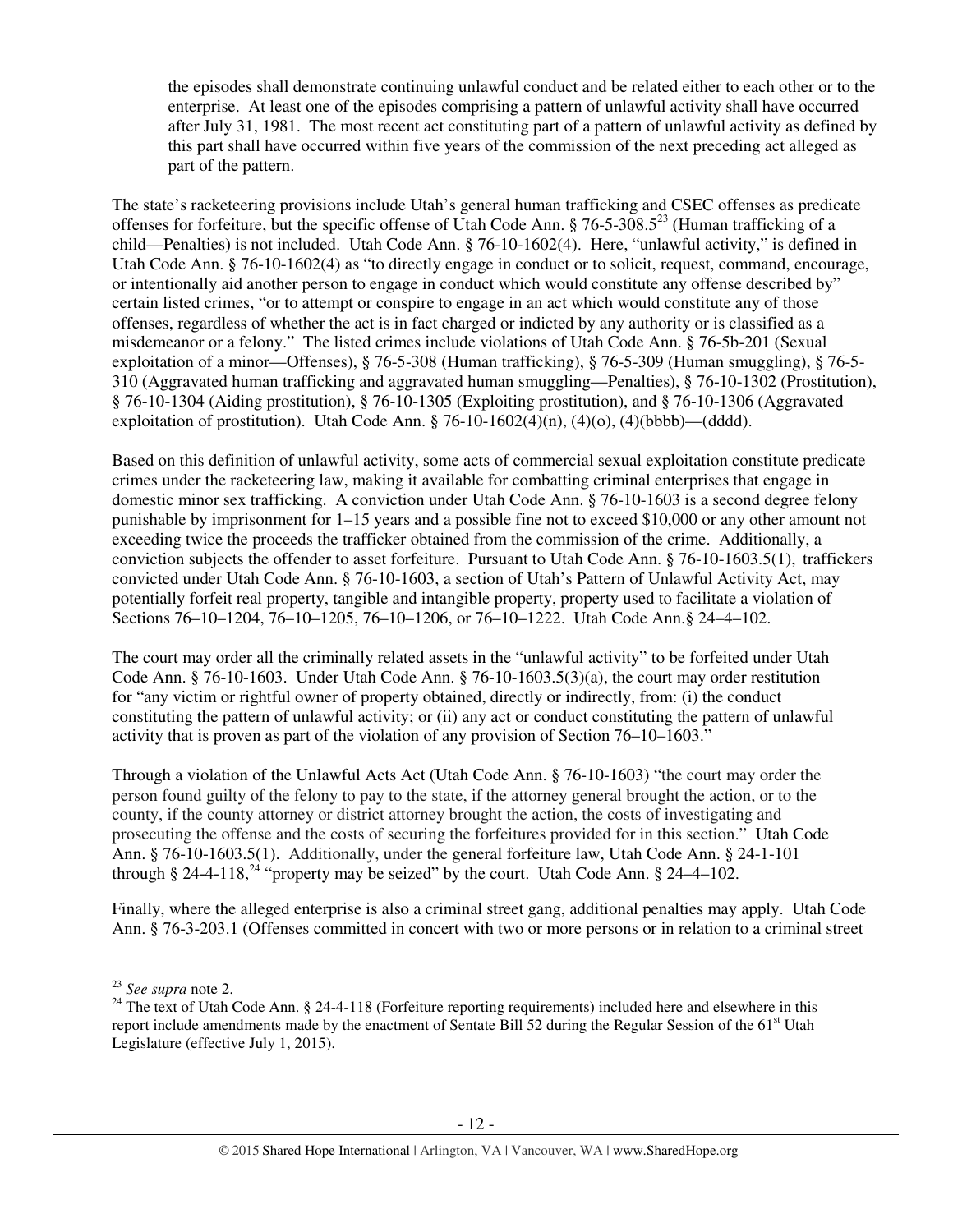> the episodes shall demonstrate continuing unlawful conduct and be related either to each other or to the enterprise. At least one of the episodes comprising a pattern of unlawful activity shall have occurred after July 31, 1981. The most recent act constituting part of a pattern of unlawful activity as defined by this part shall have occurred within five years of the commission of the next preceding act alleged as part of the pattern.

The state's racketeering provisions include Utah's general human trafficking and CSEC offenses as predicate offenses for forfeiture, but the specific offense of Utah Code Ann. § 76-5-308.5[23] (Human trafficking of a child—Penalties) is not included. Utah Code Ann. § 76-10-1602(4). Here, "unlawful activity," is defined in Utah Code Ann. § 76-10-1602(4) as "to directly engage in conduct or to solicit, request, command, encourage, or intentionally aid another person to engage in conduct which would constitute any offense described by" certain listed crimes, "or to attempt or conspire to engage in an act which would constitute any of those offenses, regardless of whether the act is in fact charged or indicted by any authority or is classified as a misdemeanor or a felony." The listed crimes include violations of Utah Code Ann. § 76-5b-201 (Sexual exploitation of a minor—Offenses), § 76-5-308 (Human trafficking), § 76-5-309 (Human smuggling), § 76-5-310 (Aggravated human trafficking and aggravated human smuggling—Penalties), § 76-10-1302 (Prostitution), § 76-10-1304 (Aiding prostitution), § 76-10-1305 (Exploiting prostitution), and § 76-10-1306 (Aggravated exploitation of prostitution). Utah Code Ann. § 76-10-1602(4)(n), (4)(o), (4)(bbbb)—(dddd).

Based on this definition of unlawful activity, some acts of commercial sexual exploitation constitute predicate crimes under the racketeering law, making it available for combatting criminal enterprises that engage in domestic minor sex trafficking. A conviction under Utah Code Ann. § 76-10-1603 is a second degree felony punishable by imprisonment for 1–15 years and a possible fine not to exceed $10,000 or any other amount not exceeding twice the proceeds the trafficker obtained from the commission of the crime. Additionally, a conviction subjects the offender to asset forfeiture. Pursuant to Utah Code Ann. § 76-10-1603.5(1), traffickers convicted under Utah Code Ann. § 76-10-1603, a section of Utah's Pattern of Unlawful Activity Act, may potentially forfeit real property, tangible and intangible property, property used to facilitate a violation of Sections 76–10–1204, 76–10–1205, 76–10–1206, or 76–10–1222. Utah Code Ann.§ 24–4–102.

The court may order all the criminally related assets in the "unlawful activity" to be forfeited under Utah Code Ann. § 76-10-1603. Under Utah Code Ann. § 76-10-1603.5(3)(a), the court may order restitution for "any victim or rightful owner of property obtained, directly or indirectly, from: (i) the conduct constituting the pattern of unlawful activity; or (ii) any act or conduct constituting the pattern of unlawful activity that is proven as part of the violation of any provision of Section 76–10–1603."

Through a violation of the Unlawful Acts Act (Utah Code Ann. § 76-10-1603) "the court may order the person found guilty of the felony to pay to the state, if the attorney general brought the action, or to the county, if the county attorney or district attorney brought the action, the costs of investigating and prosecuting the offense and the costs of securing the forfeitures provided for in this section." Utah Code Ann. § 76-10-1603.5(1). Additionally, under the general forfeiture law, Utah Code Ann. § 24-1-101 through § 24-4-118,[24] "property may be seized" by the court. Utah Code Ann. § 24–4–102.

Finally, where the alleged enterprise is also a criminal street gang, additional penalties may apply. Utah Code Ann. § 76-3-203.1 (Offenses committed in concert with two or more persons or in relation to a criminal street

---

[23] *See supra* note 2.

[24] The text of Utah Code Ann. § 24-4-118 (Forfeiture reporting requirements) included here and elsewhere in this report include amendments made by the enactment of Sentate Bill 52 during the Regular Session of the 61st Utah Legislature (effective July 1, 2015).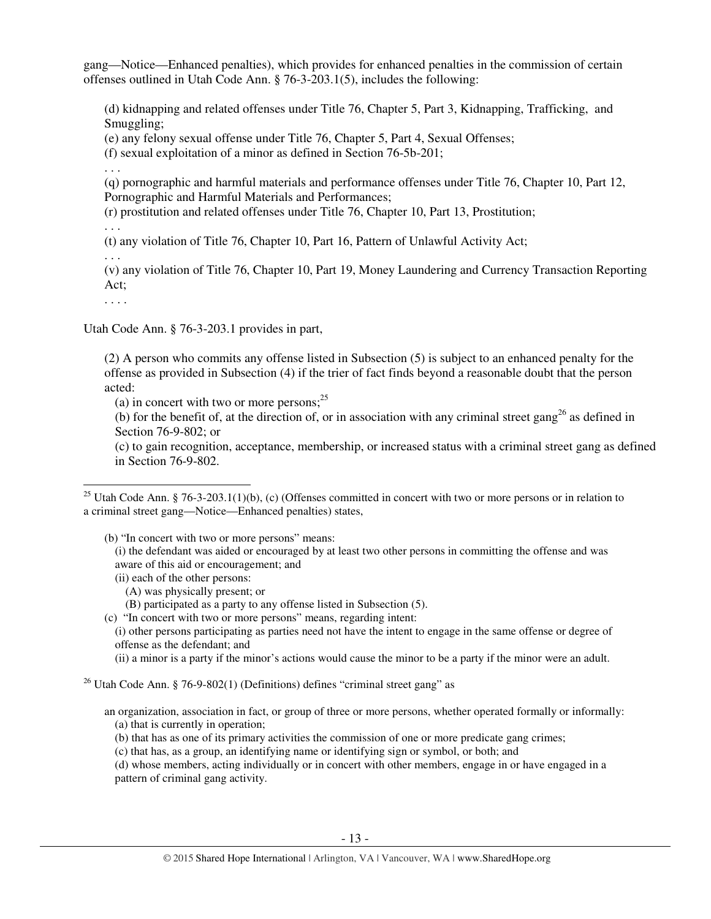gang—Notice—Enhanced penalties), which provides for enhanced penalties in the commission of certain offenses outlined in Utah Code Ann. § 76-3-203.1(5), includes the following:

> (d) kidnapping and related offenses under Title 76, Chapter 5, Part 3, Kidnapping, Trafficking, and Smuggling;
> (e) any felony sexual offense under Title 76, Chapter 5, Part 4, Sexual Offenses;
> (f) sexual exploitation of a minor as defined in Section 76-5b-201;
> . . .
> (q) pornographic and harmful materials and performance offenses under Title 76, Chapter 10, Part 12, Pornographic and Harmful Materials and Performances;
> (r) prostitution and related offenses under Title 76, Chapter 10, Part 13, Prostitution;
> . . .
> (t) any violation of Title 76, Chapter 10, Part 16, Pattern of Unlawful Activity Act;
> . . .
> (v) any violation of Title 76, Chapter 10, Part 19, Money Laundering and Currency Transaction Reporting Act;
> . . . .

Utah Code Ann. § 76-3-203.1 provides in part,

> (2) A person who commits any offense listed in Subsection (5) is subject to an enhanced penalty for the offense as provided in Subsection (4) if the trier of fact finds beyond a reasonable doubt that the person acted:
> (a) in concert with two or more persons;[25]
> (b) for the benefit of, at the direction of, or in association with any criminal street gang[26] as defined in Section 76-9-802; or
> (c) to gain recognition, acceptance, membership, or increased status with a criminal street gang as defined in Section 76-9-802.

---

[25] Utah Code Ann. § 76-3-203.1(1)(b), (c) (Offenses committed in concert with two or more persons or in relation to a criminal street gang—Notice—Enhanced penalties) states,

> (b) "In concert with two or more persons" means:
> (i) the defendant was aided or encouraged by at least two other persons in committing the offense and was aware of this aid or encouragement; and
> (ii) each of the other persons:
> (A) was physically present; or
> (B) participated as a party to any offense listed in Subsection (5).
> (c) "In concert with two or more persons" means, regarding intent:
> (i) other persons participating as parties need not have the intent to engage in the same offense or degree of offense as the defendant; and
> (ii) a minor is a party if the minor's actions would cause the minor to be a party if the minor were an adult.

[26] Utah Code Ann. § 76-9-802(1) (Definitions) defines "criminal street gang" as

> an organization, association in fact, or group of three or more persons, whether operated formally or informally:
> (a) that is currently in operation;
> (b) that has as one of its primary activities the commission of one or more predicate gang crimes;
> (c) that has, as a group, an identifying name or identifying sign or symbol, or both; and
> (d) whose members, acting individually or in concert with other members, engage in or have engaged in a pattern of criminal gang activity.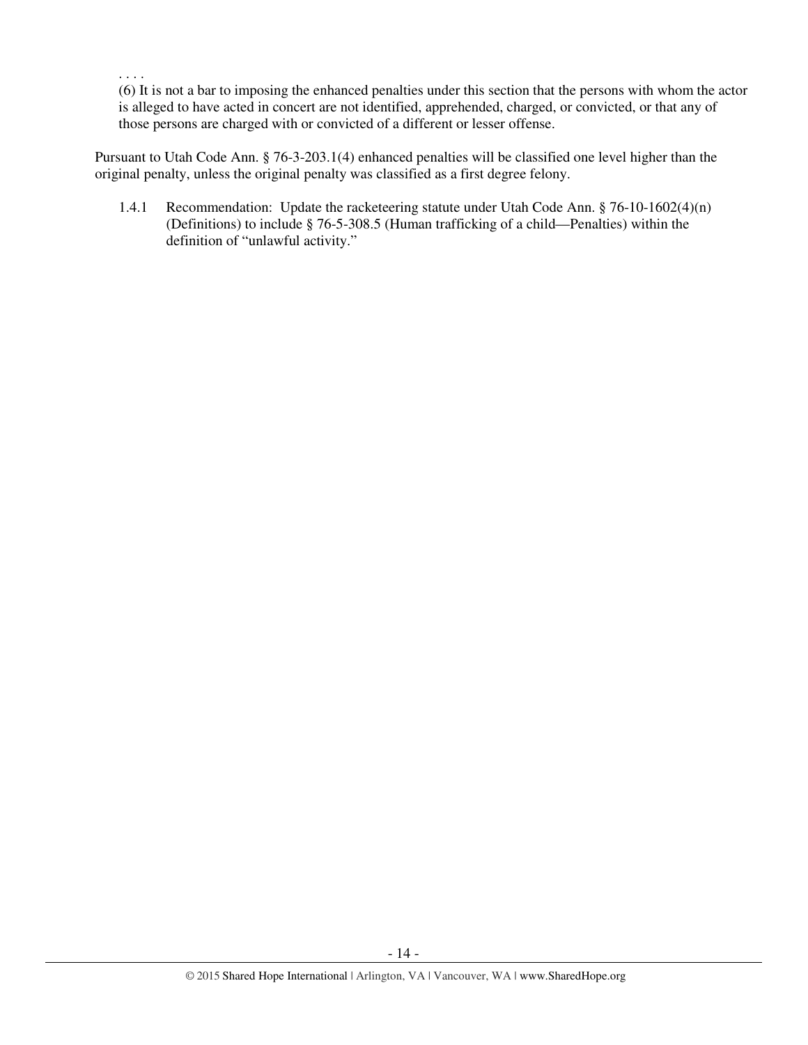. . . .

> (6) It is not a bar to imposing the enhanced penalties under this section that the persons with whom the actor is alleged to have acted in concert are not identified, apprehended, charged, or convicted, or that any of those persons are charged with or convicted of a different or lesser offense.

Pursuant to Utah Code Ann. § 76-3-203.1(4) enhanced penalties will be classified one level higher than the original penalty, unless the original penalty was classified as a first degree felony.

1.4.1 Recommendation: Update the racketeering statute under Utah Code Ann. § 76-10-1602(4)(n) (Definitions) to include § 76-5-308.5 (Human trafficking of a child—Penalties) within the definition of "unlawful activity."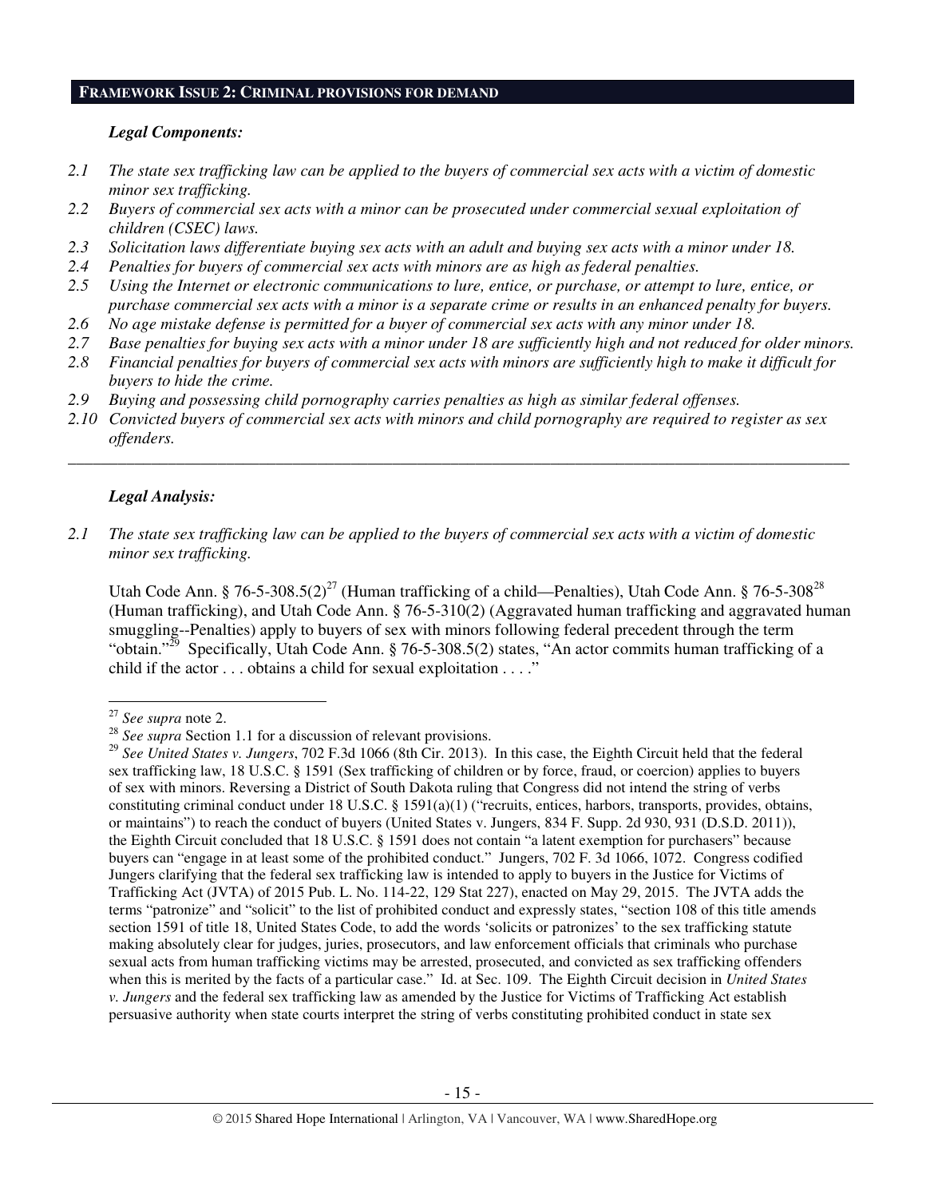**FRAMEWORK ISSUE 2: CRIMINAL PROVISIONS FOR DEMAND**

*Legal Components:*

*2.1 The state sex trafficking law can be applied to the buyers of commercial sex acts with a victim of domestic minor sex trafficking.*

*2.2 Buyers of commercial sex acts with a minor can be prosecuted under commercial sexual exploitation of children (CSEC) laws.*

*2.3 Solicitation laws differentiate buying sex acts with an adult and buying sex acts with a minor under 18.*

*2.4 Penalties for buyers of commercial sex acts with minors are as high as federal penalties.*

*2.5 Using the Internet or electronic communications to lure, entice, or purchase, or attempt to lure, entice, or purchase commercial sex acts with a minor is a separate crime or results in an enhanced penalty for buyers.*

*2.6 No age mistake defense is permitted for a buyer of commercial sex acts with any minor under 18.*

*2.7 Base penalties for buying sex acts with a minor under 18 are sufficiently high and not reduced for older minors.*

*2.8 Financial penalties for buyers of commercial sex acts with minors are sufficiently high to make it difficult for buyers to hide the crime.*

*2.9 Buying and possessing child pornography carries penalties as high as similar federal offenses.*

*2.10 Convicted buyers of commercial sex acts with minors and child pornography are required to register as sex offenders.*

---

*Legal Analysis:*

*2.1 The state sex trafficking law can be applied to the buyers of commercial sex acts with a victim of domestic minor sex trafficking.*

Utah Code Ann. § 76-5-308.5(2)[27] (Human trafficking of a child—Penalties), Utah Code Ann. § 76-5-308[28] (Human trafficking), and Utah Code Ann. § 76-5-310(2) (Aggravated human trafficking and aggravated human smuggling--Penalties) apply to buyers of sex with minors following federal precedent through the term "obtain."[29] Specifically, Utah Code Ann. § 76-5-308.5(2) states, "An actor commits human trafficking of a child if the actor . . . obtains a child for sexual exploitation . . . ."

---

[27] *See supra* note 2.

[28] *See supra* Section 1.1 for a discussion of relevant provisions.

[29] *See United States v. Jungers*, 702 F.3d 1066 (8th Cir. 2013). In this case, the Eighth Circuit held that the federal sex trafficking law, 18 U.S.C. § 1591 (Sex trafficking of children or by force, fraud, or coercion) applies to buyers of sex with minors. Reversing a District of South Dakota ruling that Congress did not intend the string of verbs constituting criminal conduct under 18 U.S.C. § 1591(a)(1) ("recruits, entices, harbors, transports, provides, obtains, or maintains") to reach the conduct of buyers (United States v. Jungers, 834 F. Supp. 2d 930, 931 (D.S.D. 2011)), the Eighth Circuit concluded that 18 U.S.C. § 1591 does not contain "a latent exemption for purchasers" because buyers can "engage in at least some of the prohibited conduct." Jungers, 702 F. 3d 1066, 1072. Congress codified Jungers clarifying that the federal sex trafficking law is intended to apply to buyers in the Justice for Victims of Trafficking Act (JVTA) of 2015 Pub. L. No. 114-22, 129 Stat 227), enacted on May 29, 2015. The JVTA adds the terms "patronize" and "solicit" to the list of prohibited conduct and expressly states, "section 108 of this title amends section 1591 of title 18, United States Code, to add the words 'solicits or patronizes' to the sex trafficking statute making absolutely clear for judges, juries, prosecutors, and law enforcement officials that criminals who purchase sexual acts from human trafficking victims may be arrested, prosecuted, and convicted as sex trafficking offenders when this is merited by the facts of a particular case." Id. at Sec. 109. The Eighth Circuit decision in *United States v. Jungers* and the federal sex trafficking law as amended by the Justice for Victims of Trafficking Act establish persuasive authority when state courts interpret the string of verbs constituting prohibited conduct in state sex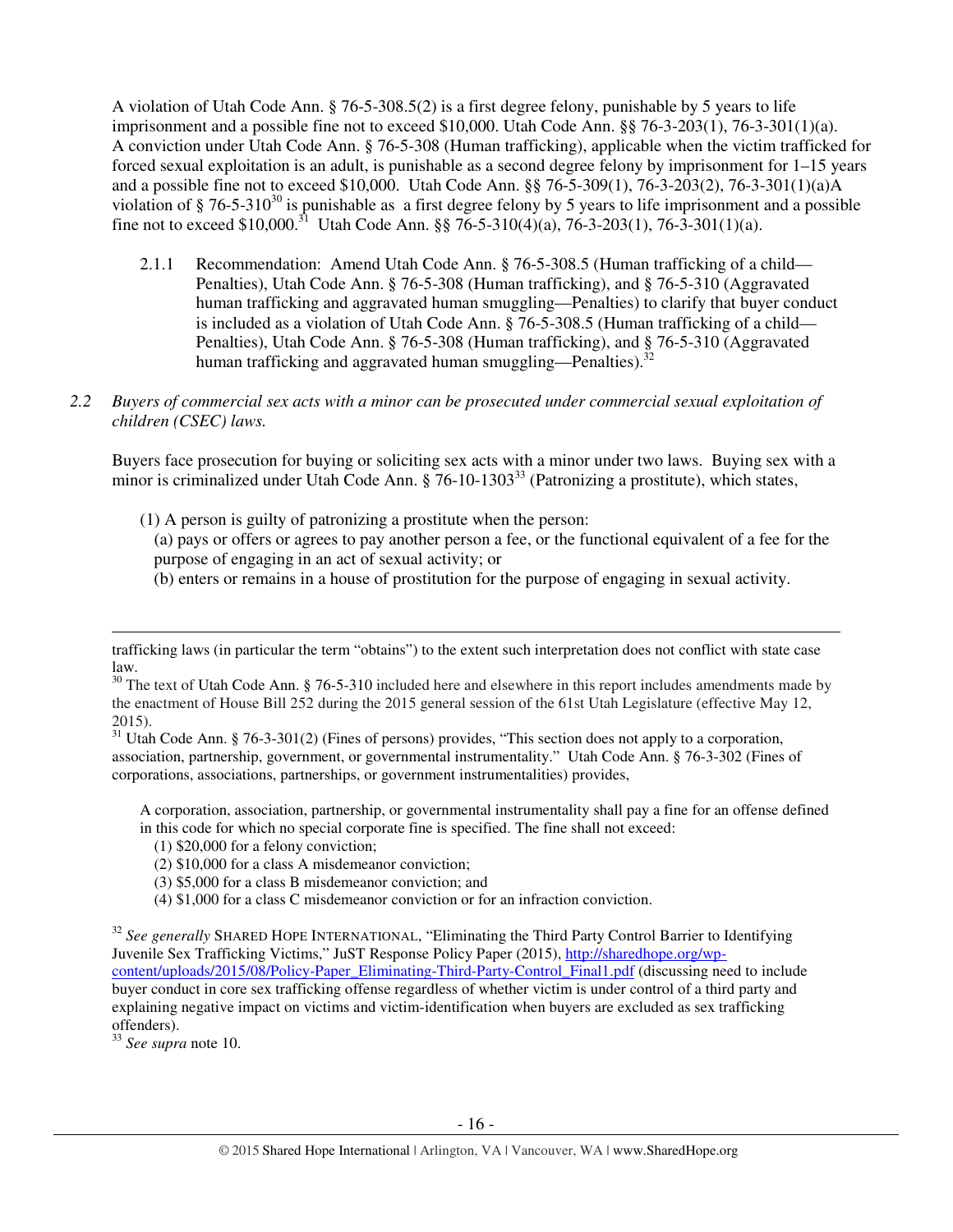A violation of Utah Code Ann. § 76-5-308.5(2) is a first degree felony, punishable by 5 years to life imprisonment and a possible fine not to exceed $10,000. Utah Code Ann. §§ 76-3-203(1), 76-3-301(1)(a). A conviction under Utah Code Ann. § 76-5-308 (Human trafficking), applicable when the victim trafficked for forced sexual exploitation is an adult, is punishable as a second degree felony by imprisonment for 1–15 years and a possible fine not to exceed $10,000. Utah Code Ann. §§ 76-5-309(1), 76-3-203(2), 76-3-301(1)(a)A violation of § 76-5-310[30] is punishable as a first degree felony by 5 years to life imprisonment and a possible fine not to exceed $10,000.[31] Utah Code Ann. §§ 76-5-310(4)(a), 76-3-203(1), 76-3-301(1)(a).

2.1.1 Recommendation: Amend Utah Code Ann. § 76-5-308.5 (Human trafficking of a child—Penalties), Utah Code Ann. § 76-5-308 (Human trafficking), and § 76-5-310 (Aggravated human trafficking and aggravated human smuggling—Penalties) to clarify that buyer conduct is included as a violation of Utah Code Ann. § 76-5-308.5 (Human trafficking of a child—Penalties), Utah Code Ann. § 76-5-308 (Human trafficking), and § 76-5-310 (Aggravated human trafficking and aggravated human smuggling—Penalties).[32]

*2.2 Buyers of commercial sex acts with a minor can be prosecuted under commercial sexual exploitation of children (CSEC) laws.*

Buyers face prosecution for buying or soliciting sex acts with a minor under two laws. Buying sex with a minor is criminalized under Utah Code Ann. § 76-10-1303[33] (Patronizing a prostitute), which states,

> (1) A person is guilty of patronizing a prostitute when the person:
> (a) pays or offers or agrees to pay another person a fee, or the functional equivalent of a fee for the purpose of engaging in an act of sexual activity; or
> (b) enters or remains in a house of prostitution for the purpose of engaging in sexual activity.

---

trafficking laws (in particular the term "obtains") to the extent such interpretation does not conflict with state case law.

[30] The text of Utah Code Ann. § 76-5-310 included here and elsewhere in this report includes amendments made by the enactment of House Bill 252 during the 2015 general session of the 61st Utah Legislature (effective May 12, 2015).

[31] Utah Code Ann. § 76-3-301(2) (Fines of persons) provides, "This section does not apply to a corporation, association, partnership, government, or governmental instrumentality." Utah Code Ann. § 76-3-302 (Fines of corporations, associations, partnerships, or government instrumentalities) provides,

> A corporation, association, partnership, or governmental instrumentality shall pay a fine for an offense defined in this code for which no special corporate fine is specified. The fine shall not exceed:
> (1) $20,000 for a felony conviction;
> (2) $10,000 for a class A misdemeanor conviction;
> (3) $5,000 for a class B misdemeanor conviction; and
> (4) $1,000 for a class C misdemeanor conviction or for an infraction conviction.

[32] *See generally* SHARED HOPE INTERNATIONAL, "Eliminating the Third Party Control Barrier to Identifying Juvenile Sex Trafficking Victims," JuST Response Policy Paper (2015), http://sharedhope.org/wp-content/uploads/2015/08/Policy-Paper_Eliminating-Third-Party-Control_Final1.pdf (discussing need to include buyer conduct in core sex trafficking offense regardless of whether victim is under control of a third party and explaining negative impact on victims and victim-identification when buyers are excluded as sex trafficking offenders).

[33] *See supra* note 10.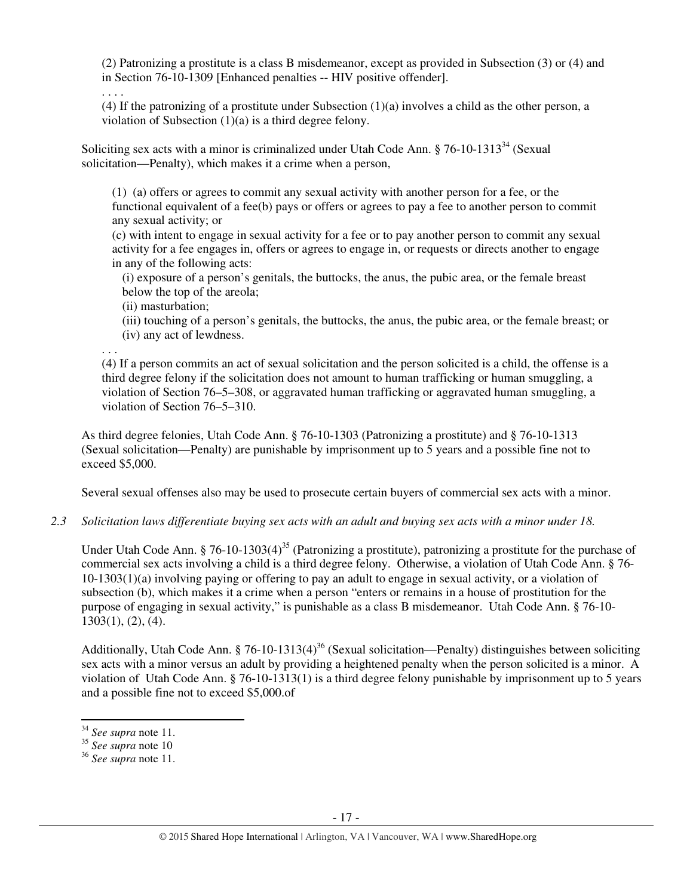(2) Patronizing a prostitute is a class B misdemeanor, except as provided in Subsection (3) or (4) and in Section 76-10-1309 [Enhanced penalties -- HIV positive offender].

. . . .

(4) If the patronizing of a prostitute under Subsection (1)(a) involves a child as the other person, a violation of Subsection (1)(a) is a third degree felony.

Soliciting sex acts with a minor is criminalized under Utah Code Ann. § 76-10-1313[34] (Sexual solicitation—Penalty), which makes it a crime when a person,

(1) (a) offers or agrees to commit any sexual activity with another person for a fee, or the functional equivalent of a fee(b) pays or offers or agrees to pay a fee to another person to commit any sexual activity; or

(c) with intent to engage in sexual activity for a fee or to pay another person to commit any sexual activity for a fee engages in, offers or agrees to engage in, or requests or directs another to engage in any of the following acts:

(i) exposure of a person's genitals, the buttocks, the anus, the pubic area, or the female breast below the top of the areola;

(ii) masturbation;

(iii) touching of a person's genitals, the buttocks, the anus, the pubic area, or the female breast; or

(iv) any act of lewdness.

. . .

(4) If a person commits an act of sexual solicitation and the person solicited is a child, the offense is a third degree felony if the solicitation does not amount to human trafficking or human smuggling, a violation of Section 76–5–308, or aggravated human trafficking or aggravated human smuggling, a violation of Section 76–5–310.

As third degree felonies, Utah Code Ann. § 76-10-1303 (Patronizing a prostitute) and § 76-10-1313 (Sexual solicitation—Penalty) are punishable by imprisonment up to 5 years and a possible fine not to exceed $5,000.

Several sexual offenses also may be used to prosecute certain buyers of commercial sex acts with a minor.

*2.3 Solicitation laws differentiate buying sex acts with an adult and buying sex acts with a minor under 18.*

Under Utah Code Ann. § 76-10-1303(4)[35] (Patronizing a prostitute), patronizing a prostitute for the purchase of commercial sex acts involving a child is a third degree felony. Otherwise, a violation of Utah Code Ann. § 76-10-1303(1)(a) involving paying or offering to pay an adult to engage in sexual activity, or a violation of subsection (b), which makes it a crime when a person "enters or remains in a house of prostitution for the purpose of engaging in sexual activity," is punishable as a class B misdemeanor. Utah Code Ann. § 76-10-1303(1), (2), (4).

Additionally, Utah Code Ann. § 76-10-1313(4)[36] (Sexual solicitation—Penalty) distinguishes between soliciting sex acts with a minor versus an adult by providing a heightened penalty when the person solicited is a minor. A violation of Utah Code Ann. § 76-10-1313(1) is a third degree felony punishable by imprisonment up to 5 years and a possible fine not to exceed $5,000.of

---

[34] *See supra* note 11.

[35] *See supra* note 10

[36] *See supra* note 11.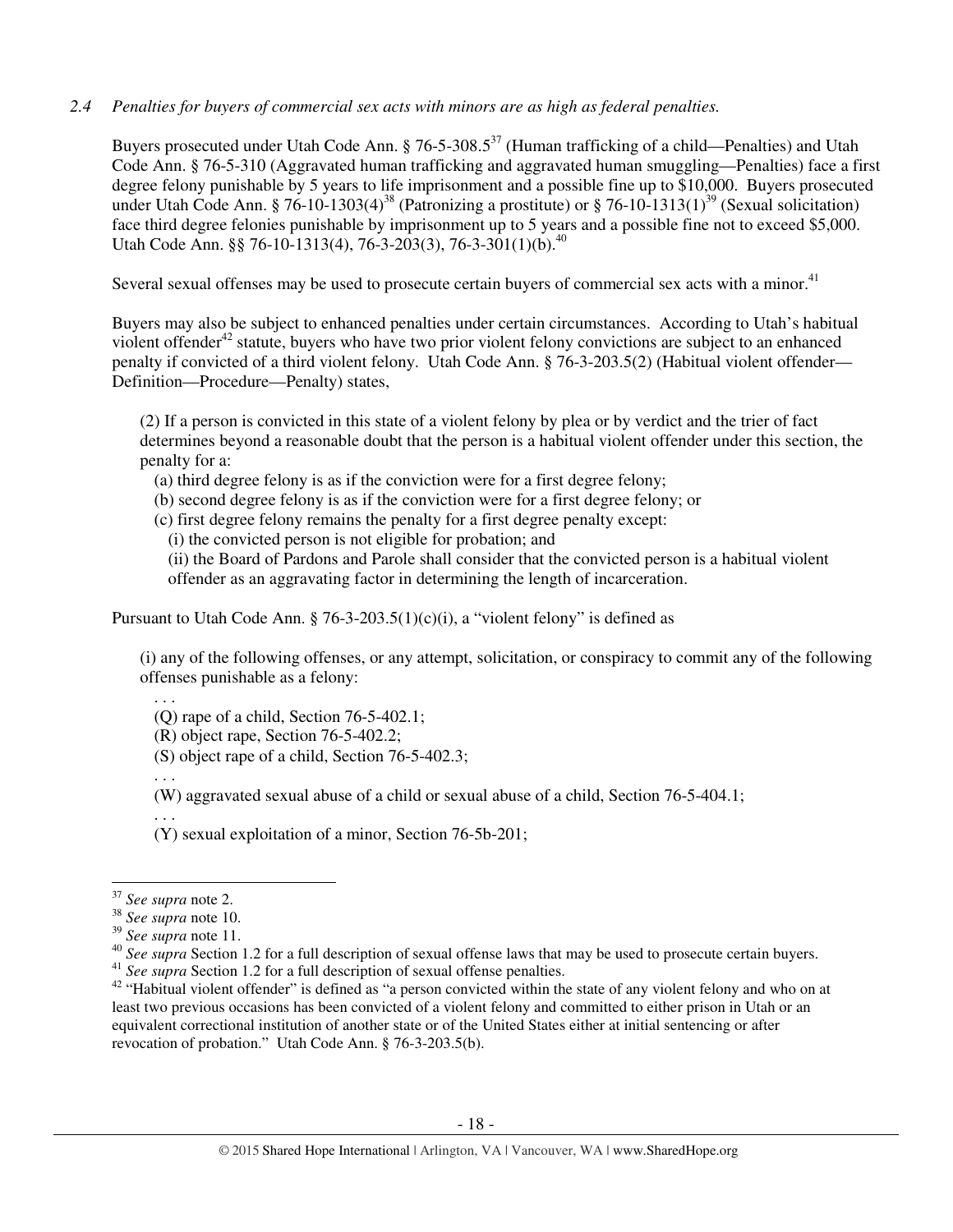*2.4 Penalties for buyers of commercial sex acts with minors are as high as federal penalties.*

Buyers prosecuted under Utah Code Ann. § 76-5-308.5[37] (Human trafficking of a child—Penalties) and Utah Code Ann. § 76-5-310 (Aggravated human trafficking and aggravated human smuggling—Penalties) face a first degree felony punishable by 5 years to life imprisonment and a possible fine up to $10,000. Buyers prosecuted under Utah Code Ann. § 76-10-1303(4)[38] (Patronizing a prostitute) or § 76-10-1313(1)[39] (Sexual solicitation) face third degree felonies punishable by imprisonment up to 5 years and a possible fine not to exceed $5,000. Utah Code Ann. §§ 76-10-1313(4), 76-3-203(3), 76-3-301(1)(b).[40]

Several sexual offenses may be used to prosecute certain buyers of commercial sex acts with a minor.[41]

Buyers may also be subject to enhanced penalties under certain circumstances. According to Utah's habitual violent offender[42] statute, buyers who have two prior violent felony convictions are subject to an enhanced penalty if convicted of a third violent felony. Utah Code Ann. § 76-3-203.5(2) (Habitual violent offender—Definition—Procedure—Penalty) states,

> (2) If a person is convicted in this state of a violent felony by plea or by verdict and the trier of fact determines beyond a reasonable doubt that the person is a habitual violent offender under this section, the penalty for a:
>
> (a) third degree felony is as if the conviction were for a first degree felony;
>
> (b) second degree felony is as if the conviction were for a first degree felony; or
>
> (c) first degree felony remains the penalty for a first degree penalty except:
>
> (i) the convicted person is not eligible for probation; and
>
> (ii) the Board of Pardons and Parole shall consider that the convicted person is a habitual violent offender as an aggravating factor in determining the length of incarceration.

Pursuant to Utah Code Ann. § 76-3-203.5(1)(c)(i), a "violent felony" is defined as

> (i) any of the following offenses, or any attempt, solicitation, or conspiracy to commit any of the following offenses punishable as a felony:
>
> . . .
>
> (Q) rape of a child, Section 76-5-402.1;
>
> (R) object rape, Section 76-5-402.2;
>
> (S) object rape of a child, Section 76-5-402.3;
>
> . . .
>
> (W) aggravated sexual abuse of a child or sexual abuse of a child, Section 76-5-404.1;
>
> . . .
>
> (Y) sexual exploitation of a minor, Section 76-5b-201;

---

[37] *See supra* note 2.

[38] *See supra* note 10.

[39] *See supra* note 11.

[40] *See supra* Section 1.2 for a full description of sexual offense laws that may be used to prosecute certain buyers.

[41] *See supra* Section 1.2 for a full description of sexual offense penalties.

[42] "Habitual violent offender" is defined as "a person convicted within the state of any violent felony and who on at least two previous occasions has been convicted of a violent felony and committed to either prison in Utah or an equivalent correctional institution of another state or of the United States either at initial sentencing or after revocation of probation." Utah Code Ann. § 76-3-203.5(b).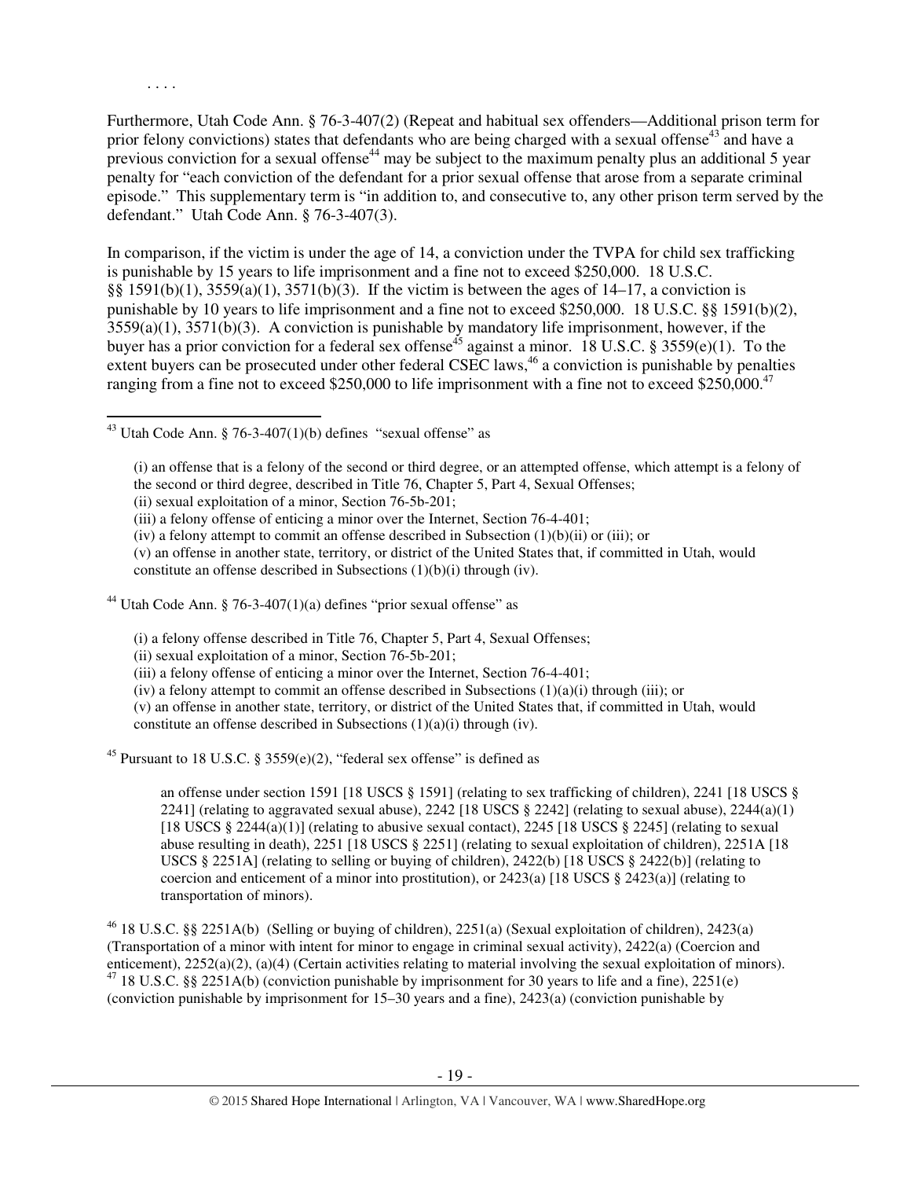. . . .

Furthermore, Utah Code Ann. § 76-3-407(2) (Repeat and habitual sex offenders—Additional prison term for prior felony convictions) states that defendants who are being charged with a sexual offense[43] and have a previous conviction for a sexual offense[44] may be subject to the maximum penalty plus an additional 5 year penalty for "each conviction of the defendant for a prior sexual offense that arose from a separate criminal episode." This supplementary term is "in addition to, and consecutive to, any other prison term served by the defendant." Utah Code Ann. § 76-3-407(3).

In comparison, if the victim is under the age of 14, a conviction under the TVPA for child sex trafficking is punishable by 15 years to life imprisonment and a fine not to exceed $250,000. 18 U.S.C. §§ 1591(b)(1), 3559(a)(1), 3571(b)(3). If the victim is between the ages of 14–17, a conviction is punishable by 10 years to life imprisonment and a fine not to exceed $250,000. 18 U.S.C. §§ 1591(b)(2), 3559(a)(1), 3571(b)(3). A conviction is punishable by mandatory life imprisonment, however, if the buyer has a prior conviction for a federal sex offense[45] against a minor. 18 U.S.C. § 3559(e)(1). To the extent buyers can be prosecuted under other federal CSEC laws,[46] a conviction is punishable by penalties ranging from a fine not to exceed $250,000 to life imprisonment with a fine not to exceed $250,000.[47]

---

[43] Utah Code Ann. § 76-3-407(1)(b) defines "sexual offense" as

> (i) an offense that is a felony of the second or third degree, or an attempted offense, which attempt is a felony of the second or third degree, described in Title 76, Chapter 5, Part 4, Sexual Offenses;
> (ii) sexual exploitation of a minor, Section 76-5b-201;
> (iii) a felony offense of enticing a minor over the Internet, Section 76-4-401;
> (iv) a felony attempt to commit an offense described in Subsection (1)(b)(ii) or (iii); or
> (v) an offense in another state, territory, or district of the United States that, if committed in Utah, would constitute an offense described in Subsections (1)(b)(i) through (iv).

[44] Utah Code Ann. § 76-3-407(1)(a) defines "prior sexual offense" as

> (i) a felony offense described in Title 76, Chapter 5, Part 4, Sexual Offenses;
> (ii) sexual exploitation of a minor, Section 76-5b-201;
> (iii) a felony offense of enticing a minor over the Internet, Section 76-4-401;
> (iv) a felony attempt to commit an offense described in Subsections (1)(a)(i) through (iii); or
> (v) an offense in another state, territory, or district of the United States that, if committed in Utah, would constitute an offense described in Subsections (1)(a)(i) through (iv).

[45] Pursuant to 18 U.S.C. § 3559(e)(2), "federal sex offense" is defined as

> an offense under section 1591 [18 USCS § 1591] (relating to sex trafficking of children), 2241 [18 USCS § 2241] (relating to aggravated sexual abuse), 2242 [18 USCS § 2242] (relating to sexual abuse), 2244(a)(1) [18 USCS § 2244(a)(1)] (relating to abusive sexual contact), 2245 [18 USCS § 2245] (relating to sexual abuse resulting in death), 2251 [18 USCS § 2251] (relating to sexual exploitation of children), 2251A [18 USCS § 2251A] (relating to selling or buying of children), 2422(b) [18 USCS § 2422(b)] (relating to coercion and enticement of a minor into prostitution), or 2423(a) [18 USCS § 2423(a)] (relating to transportation of minors).

[46] 18 U.S.C. §§ 2251A(b) (Selling or buying of children), 2251(a) (Sexual exploitation of children), 2423(a) (Transportation of a minor with intent for minor to engage in criminal sexual activity), 2422(a) (Coercion and enticement), 2252(a)(2), (a)(4) (Certain activities relating to material involving the sexual exploitation of minors).

[47] 18 U.S.C. §§ 2251A(b) (conviction punishable by imprisonment for 30 years to life and a fine), 2251(e) (conviction punishable by imprisonment for 15–30 years and a fine), 2423(a) (conviction punishable by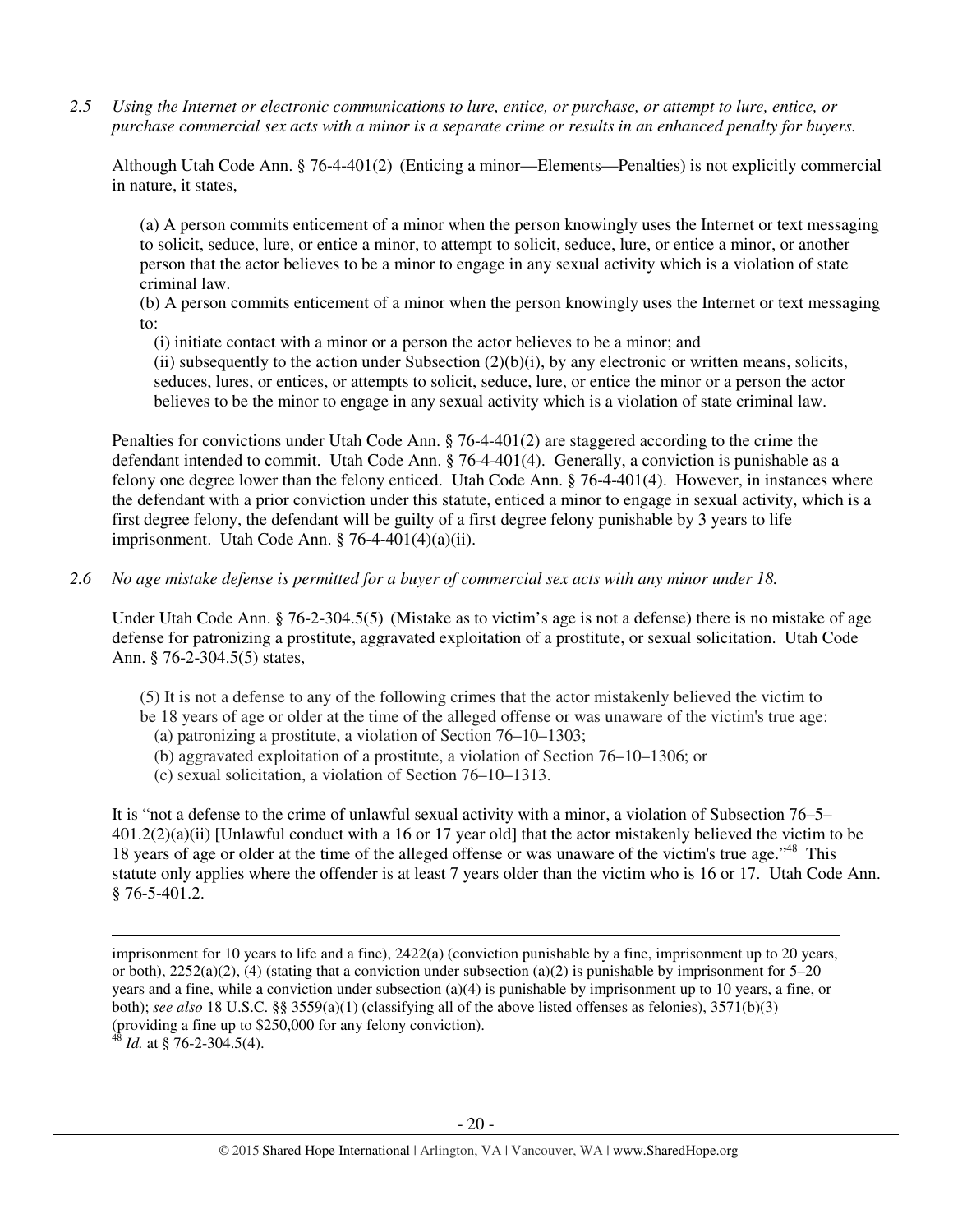*2.5 Using the Internet or electronic communications to lure, entice, or purchase, or attempt to lure, entice, or purchase commercial sex acts with a minor is a separate crime or results in an enhanced penalty for buyers.*

Although Utah Code Ann. § 76-4-401(2) (Enticing a minor—Elements—Penalties) is not explicitly commercial in nature, it states,

> (a) A person commits enticement of a minor when the person knowingly uses the Internet or text messaging to solicit, seduce, lure, or entice a minor, to attempt to solicit, seduce, lure, or entice a minor, or another person that the actor believes to be a minor to engage in any sexual activity which is a violation of state criminal law.
>
> (b) A person commits enticement of a minor when the person knowingly uses the Internet or text messaging to:
>
> (i) initiate contact with a minor or a person the actor believes to be a minor; and
>
> (ii) subsequently to the action under Subsection (2)(b)(i), by any electronic or written means, solicits, seduces, lures, or entices, or attempts to solicit, seduce, lure, or entice the minor or a person the actor believes to be the minor to engage in any sexual activity which is a violation of state criminal law.

Penalties for convictions under Utah Code Ann. § 76-4-401(2) are staggered according to the crime the defendant intended to commit. Utah Code Ann. § 76-4-401(4). Generally, a conviction is punishable as a felony one degree lower than the felony enticed. Utah Code Ann. § 76-4-401(4). However, in instances where the defendant with a prior conviction under this statute, enticed a minor to engage in sexual activity, which is a first degree felony, the defendant will be guilty of a first degree felony punishable by 3 years to life imprisonment. Utah Code Ann. § 76-4-401(4)(a)(ii).

*2.6 No age mistake defense is permitted for a buyer of commercial sex acts with any minor under 18.*

Under Utah Code Ann. § 76-2-304.5(5) (Mistake as to victim's age is not a defense) there is no mistake of age defense for patronizing a prostitute, aggravated exploitation of a prostitute, or sexual solicitation. Utah Code Ann. § 76-2-304.5(5) states,

> (5) It is not a defense to any of the following crimes that the actor mistakenly believed the victim to be 18 years of age or older at the time of the alleged offense or was unaware of the victim's true age:
>
> (a) patronizing a prostitute, a violation of Section 76–10–1303;
>
> (b) aggravated exploitation of a prostitute, a violation of Section 76–10–1306; or
>
> (c) sexual solicitation, a violation of Section 76–10–1313.

It is "not a defense to the crime of unlawful sexual activity with a minor, a violation of Subsection 76–5–401.2(2)(a)(ii) [Unlawful conduct with a 16 or 17 year old] that the actor mistakenly believed the victim to be 18 years of age or older at the time of the alleged offense or was unaware of the victim's true age."[48] This statute only applies where the offender is at least 7 years older than the victim who is 16 or 17. Utah Code Ann. § 76-5-401.2.

---

imprisonment for 10 years to life and a fine), 2422(a) (conviction punishable by a fine, imprisonment up to 20 years, or both), 2252(a)(2), (4) (stating that a conviction under subsection (a)(2) is punishable by imprisonment for 5–20 years and a fine, while a conviction under subsection (a)(4) is punishable by imprisonment up to 10 years, a fine, or both); *see also* 18 U.S.C. §§ 3559(a)(1) (classifying all of the above listed offenses as felonies), 3571(b)(3) (providing a fine up to $250,000 for any felony conviction).

[48] *Id.* at § 76-2-304.5(4).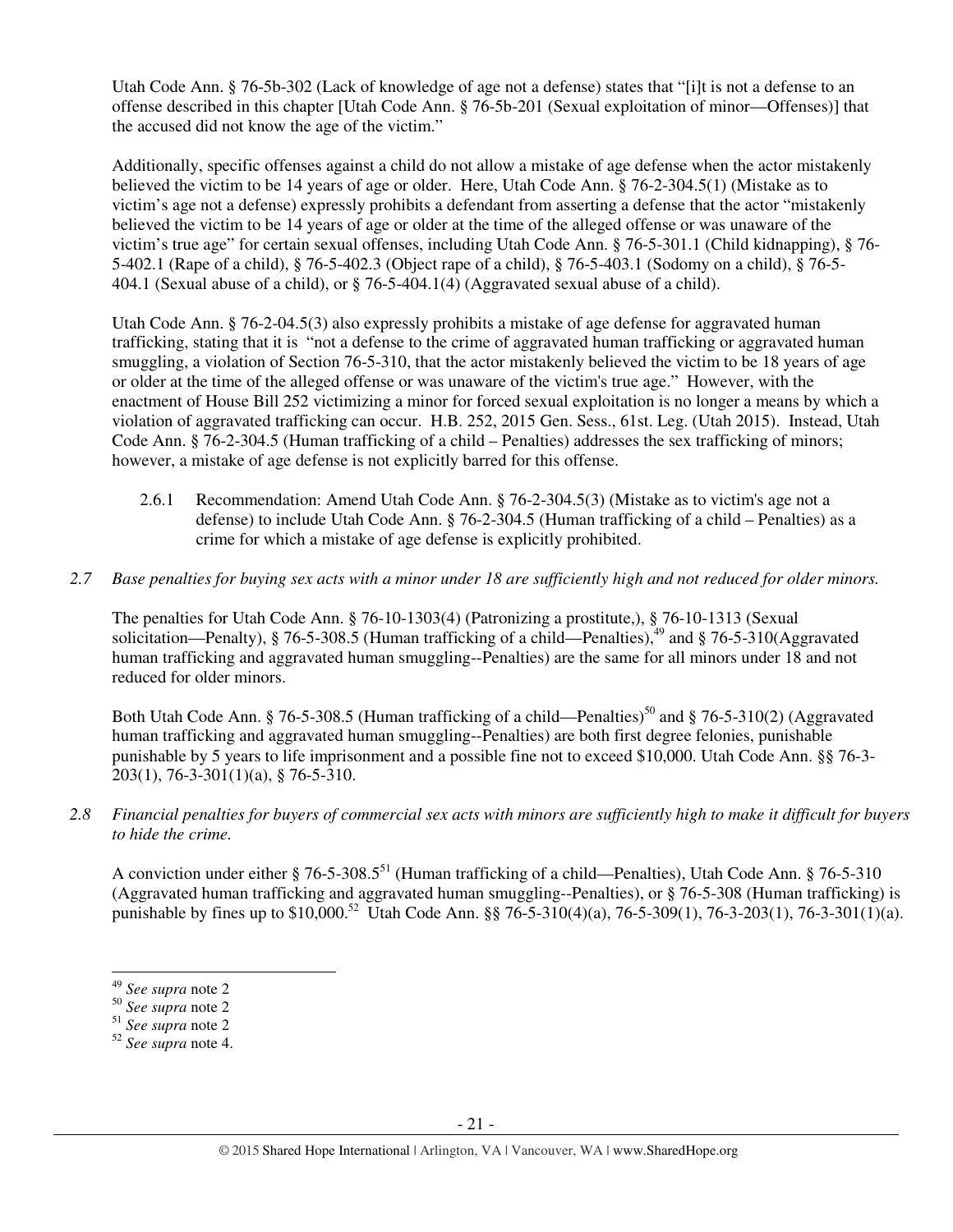Utah Code Ann. § 76-5b-302 (Lack of knowledge of age not a defense) states that "[i]t is not a defense to an offense described in this chapter [Utah Code Ann. § 76-5b-201 (Sexual exploitation of minor—Offenses)] that the accused did not know the age of the victim."

Additionally, specific offenses against a child do not allow a mistake of age defense when the actor mistakenly believed the victim to be 14 years of age or older. Here, Utah Code Ann. § 76-2-304.5(1) (Mistake as to victim's age not a defense) expressly prohibits a defendant from asserting a defense that the actor "mistakenly believed the victim to be 14 years of age or older at the time of the alleged offense or was unaware of the victim's true age" for certain sexual offenses, including Utah Code Ann. § 76-5-301.1 (Child kidnapping), § 76-5-402.1 (Rape of a child), § 76-5-402.3 (Object rape of a child), § 76-5-403.1 (Sodomy on a child), § 76-5-404.1 (Sexual abuse of a child), or § 76-5-404.1(4) (Aggravated sexual abuse of a child).

Utah Code Ann. § 76-2-04.5(3) also expressly prohibits a mistake of age defense for aggravated human trafficking, stating that it is "not a defense to the crime of aggravated human trafficking or aggravated human smuggling, a violation of Section 76-5-310, that the actor mistakenly believed the victim to be 18 years of age or older at the time of the alleged offense or was unaware of the victim's true age." However, with the enactment of House Bill 252 victimizing a minor for forced sexual exploitation is no longer a means by which a violation of aggravated trafficking can occur. H.B. 252, 2015 Gen. Sess., 61st. Leg. (Utah 2015). Instead, Utah Code Ann. § 76-2-304.5 (Human trafficking of a child – Penalties) addresses the sex trafficking of minors; however, a mistake of age defense is not explicitly barred for this offense.

2.6.1 Recommendation: Amend Utah Code Ann. § 76-2-304.5(3) (Mistake as to victim's age not a defense) to include Utah Code Ann. § 76-2-304.5 (Human trafficking of a child – Penalties) as a crime for which a mistake of age defense is explicitly prohibited.

*2.7 Base penalties for buying sex acts with a minor under 18 are sufficiently high and not reduced for older minors.*

The penalties for Utah Code Ann. § 76-10-1303(4) (Patronizing a prostitute,), § 76-10-1313 (Sexual solicitation—Penalty), § 76-5-308.5 (Human trafficking of a child—Penalties),[49] and § 76-5-310(Aggravated human trafficking and aggravated human smuggling--Penalties) are the same for all minors under 18 and not reduced for older minors.

Both Utah Code Ann. § 76-5-308.5 (Human trafficking of a child—Penalties)[50] and § 76-5-310(2) (Aggravated human trafficking and aggravated human smuggling--Penalties) are both first degree felonies, punishable punishable by 5 years to life imprisonment and a possible fine not to exceed $10,000. Utah Code Ann. §§ 76-3-203(1), 76-3-301(1)(a), § 76-5-310.

*2.8 Financial penalties for buyers of commercial sex acts with minors are sufficiently high to make it difficult for buyers to hide the crime.*

A conviction under either § 76-5-308.5[51] (Human trafficking of a child—Penalties), Utah Code Ann. § 76-5-310 (Aggravated human trafficking and aggravated human smuggling--Penalties), or § 76-5-308 (Human trafficking) is punishable by fines up to $10,000.[52] Utah Code Ann. §§ 76-5-310(4)(a), 76-5-309(1), 76-3-203(1), 76-3-301(1)(a).

[49] *See supra* note 2
[50] *See supra* note 2
[51] *See supra* note 2
[52] *See supra* note 4.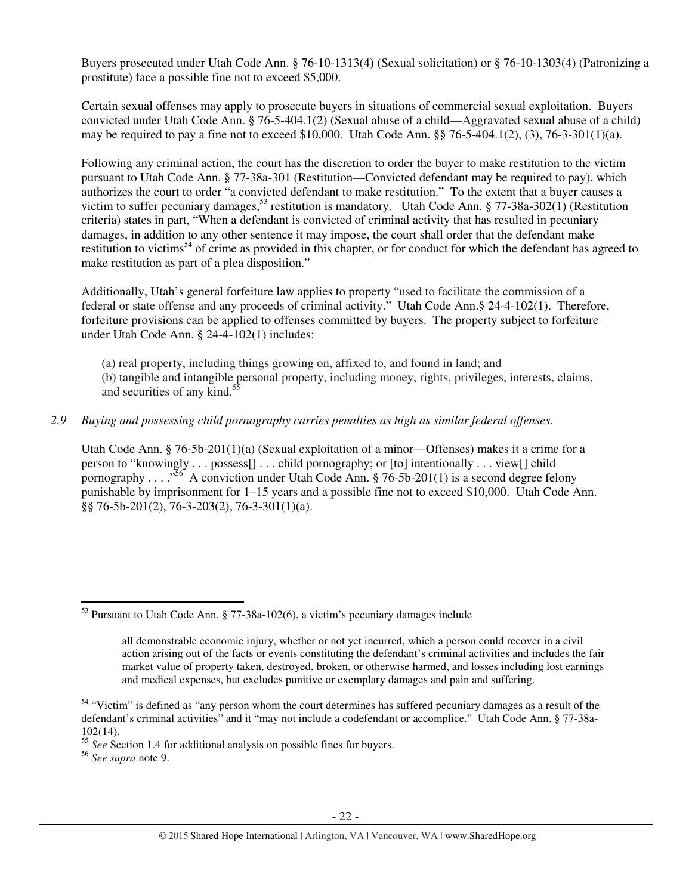Buyers prosecuted under Utah Code Ann. § 76-10-1313(4) (Sexual solicitation) or § 76-10-1303(4) (Patronizing a prostitute) face a possible fine not to exceed $5,000.

Certain sexual offenses may apply to prosecute buyers in situations of commercial sexual exploitation. Buyers convicted under Utah Code Ann. § 76-5-404.1(2) (Sexual abuse of a child—Aggravated sexual abuse of a child) may be required to pay a fine not to exceed $10,000. Utah Code Ann. §§ 76-5-404.1(2), (3), 76-3-301(1)(a).

Following any criminal action, the court has the discretion to order the buyer to make restitution to the victim pursuant to Utah Code Ann. § 77-38a-301 (Restitution—Convicted defendant may be required to pay), which authorizes the court to order "a convicted defendant to make restitution." To the extent that a buyer causes a victim to suffer pecuniary damages,[53] restitution is mandatory. Utah Code Ann. § 77-38a-302(1) (Restitution criteria) states in part, "When a defendant is convicted of criminal activity that has resulted in pecuniary damages, in addition to any other sentence it may impose, the court shall order that the defendant make restitution to victims[54] of crime as provided in this chapter, or for conduct for which the defendant has agreed to make restitution as part of a plea disposition."

Additionally, Utah's general forfeiture law applies to property "used to facilitate the commission of a federal or state offense and any proceeds of criminal activity." Utah Code Ann.§ 24-4-102(1). Therefore, forfeiture provisions can be applied to offenses committed by buyers. The property subject to forfeiture under Utah Code Ann. § 24-4-102(1) includes:

> (a) real property, including things growing on, affixed to, and found in land; and
> (b) tangible and intangible personal property, including money, rights, privileges, interests, claims, and securities of any kind.[55]

*2.9 Buying and possessing child pornography carries penalties as high as similar federal offenses.*

Utah Code Ann. § 76-5b-201(1)(a) (Sexual exploitation of a minor—Offenses) makes it a crime for a person to "knowingly . . . possess[] . . . child pornography; or [to] intentionally . . . view[] child pornography . . . ."[56] A conviction under Utah Code Ann. § 76-5b-201(1) is a second degree felony punishable by imprisonment for 1–15 years and a possible fine not to exceed $10,000. Utah Code Ann. §§ 76-5b-201(2), 76-3-203(2), 76-3-301(1)(a).

---

[53] Pursuant to Utah Code Ann. § 77-38a-102(6), a victim's pecuniary damages include

> all demonstrable economic injury, whether or not yet incurred, which a person could recover in a civil action arising out of the facts or events constituting the defendant's criminal activities and includes the fair market value of property taken, destroyed, broken, or otherwise harmed, and losses including lost earnings and medical expenses, but excludes punitive or exemplary damages and pain and suffering.

[54] "Victim" is defined as "any person whom the court determines has suffered pecuniary damages as a result of the defendant's criminal activities" and it "may not include a codefendant or accomplice." Utah Code Ann. § 77-38a-102(14).

[55] *See* Section 1.4 for additional analysis on possible fines for buyers.

[56] *See supra* note 9.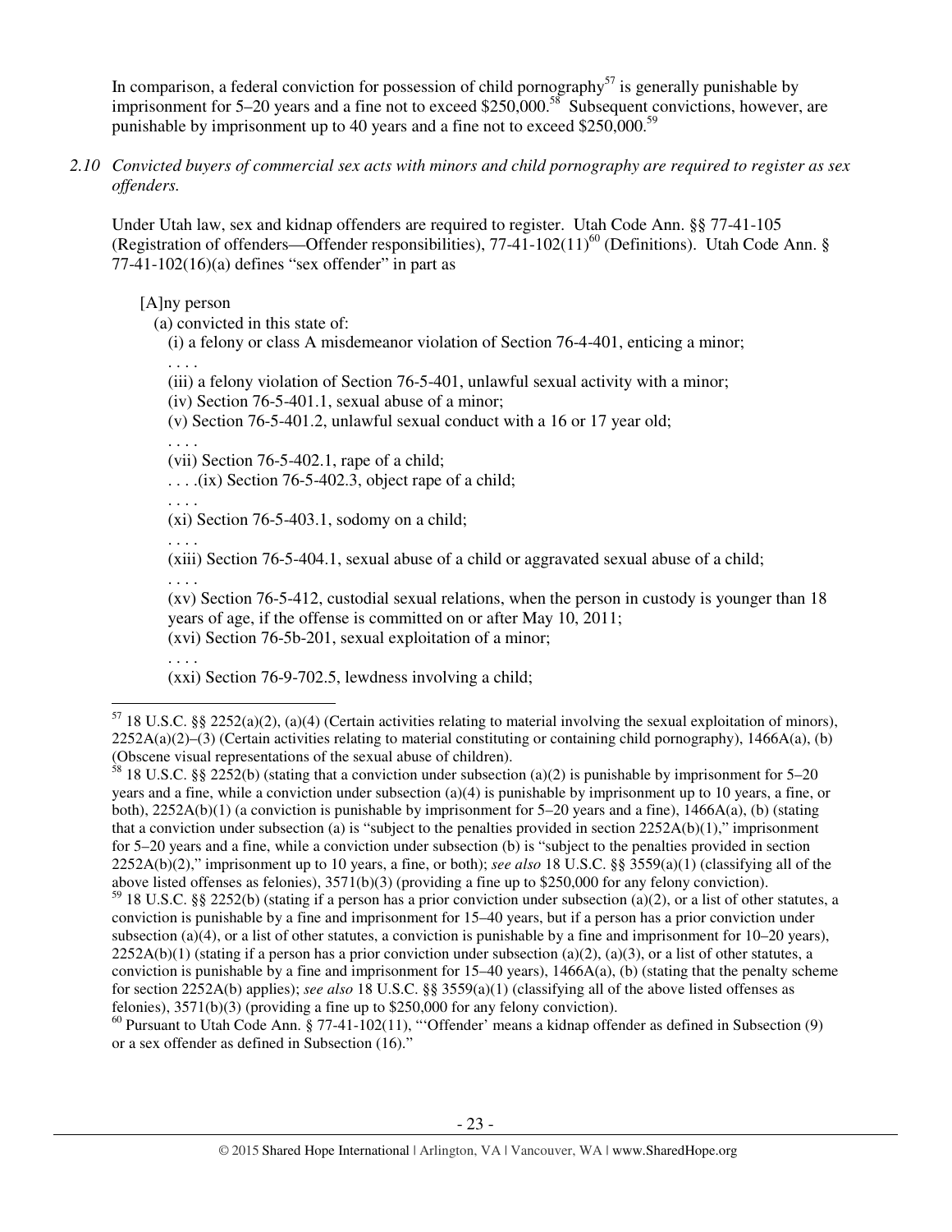In comparison, a federal conviction for possession of child pornography[57] is generally punishable by imprisonment for 5–20 years and a fine not to exceed $250,000.[58] Subsequent convictions, however, are punishable by imprisonment up to 40 years and a fine not to exceed $250,000.[59]

*2.10 Convicted buyers of commercial sex acts with minors and child pornography are required to register as sex offenders.*

Under Utah law, sex and kidnap offenders are required to register. Utah Code Ann. §§ 77-41-105 (Registration of offenders—Offender responsibilities), 77-41-102(11)[60] (Definitions). Utah Code Ann. § 77-41-102(16)(a) defines "sex offender" in part as

> [A]ny person
>
> (a) convicted in this state of:
>
> (i) a felony or class A misdemeanor violation of Section 76-4-401, enticing a minor;
>
> . . . .
>
> (iii) a felony violation of Section 76-5-401, unlawful sexual activity with a minor;
>
> (iv) Section 76-5-401.1, sexual abuse of a minor;
>
> (v) Section 76-5-401.2, unlawful sexual conduct with a 16 or 17 year old;
>
> . . . .
>
> (vii) Section 76-5-402.1, rape of a child;
>
> . . . .(ix) Section 76-5-402.3, object rape of a child;
>
> . . . .
>
> (xi) Section 76-5-403.1, sodomy on a child;
>
> . . . .
>
> (xiii) Section 76-5-404.1, sexual abuse of a child or aggravated sexual abuse of a child;
>
> . . . .
>
> (xv) Section 76-5-412, custodial sexual relations, when the person in custody is younger than 18 years of age, if the offense is committed on or after May 10, 2011;
>
> (xvi) Section 76-5b-201, sexual exploitation of a minor;
>
> . . . .
>
> (xxi) Section 76-9-702.5, lewdness involving a child;

---

[57] 18 U.S.C. §§ 2252(a)(2), (a)(4) (Certain activities relating to material involving the sexual exploitation of minors), 2252A(a)(2)–(3) (Certain activities relating to material constituting or containing child pornography), 1466A(a), (b) (Obscene visual representations of the sexual abuse of children).

[58] 18 U.S.C. §§ 2252(b) (stating that a conviction under subsection (a)(2) is punishable by imprisonment for 5–20 years and a fine, while a conviction under subsection (a)(4) is punishable by imprisonment up to 10 years, a fine, or both), 2252A(b)(1) (a conviction is punishable by imprisonment for 5–20 years and a fine), 1466A(a), (b) (stating that a conviction under subsection (a) is "subject to the penalties provided in section 2252A(b)(1)," imprisonment for 5–20 years and a fine, while a conviction under subsection (b) is "subject to the penalties provided in section 2252A(b)(2)," imprisonment up to 10 years, a fine, or both); *see also* 18 U.S.C. §§ 3559(a)(1) (classifying all of the above listed offenses as felonies), 3571(b)(3) (providing a fine up to $250,000 for any felony conviction).

[59] 18 U.S.C. §§ 2252(b) (stating if a person has a prior conviction under subsection (a)(2), or a list of other statutes, a conviction is punishable by a fine and imprisonment for 15–40 years, but if a person has a prior conviction under subsection (a)(4), or a list of other statutes, a conviction is punishable by a fine and imprisonment for 10–20 years), 2252A(b)(1) (stating if a person has a prior conviction under subsection (a)(2), (a)(3), or a list of other statutes, a conviction is punishable by a fine and imprisonment for 15–40 years), 1466A(a), (b) (stating that the penalty scheme for section 2252A(b) applies); *see also* 18 U.S.C. §§ 3559(a)(1) (classifying all of the above listed offenses as felonies), 3571(b)(3) (providing a fine up to $250,000 for any felony conviction).

[60] Pursuant to Utah Code Ann. § 77-41-102(11), "'Offender' means a kidnap offender as defined in Subsection (9) or a sex offender as defined in Subsection (16)."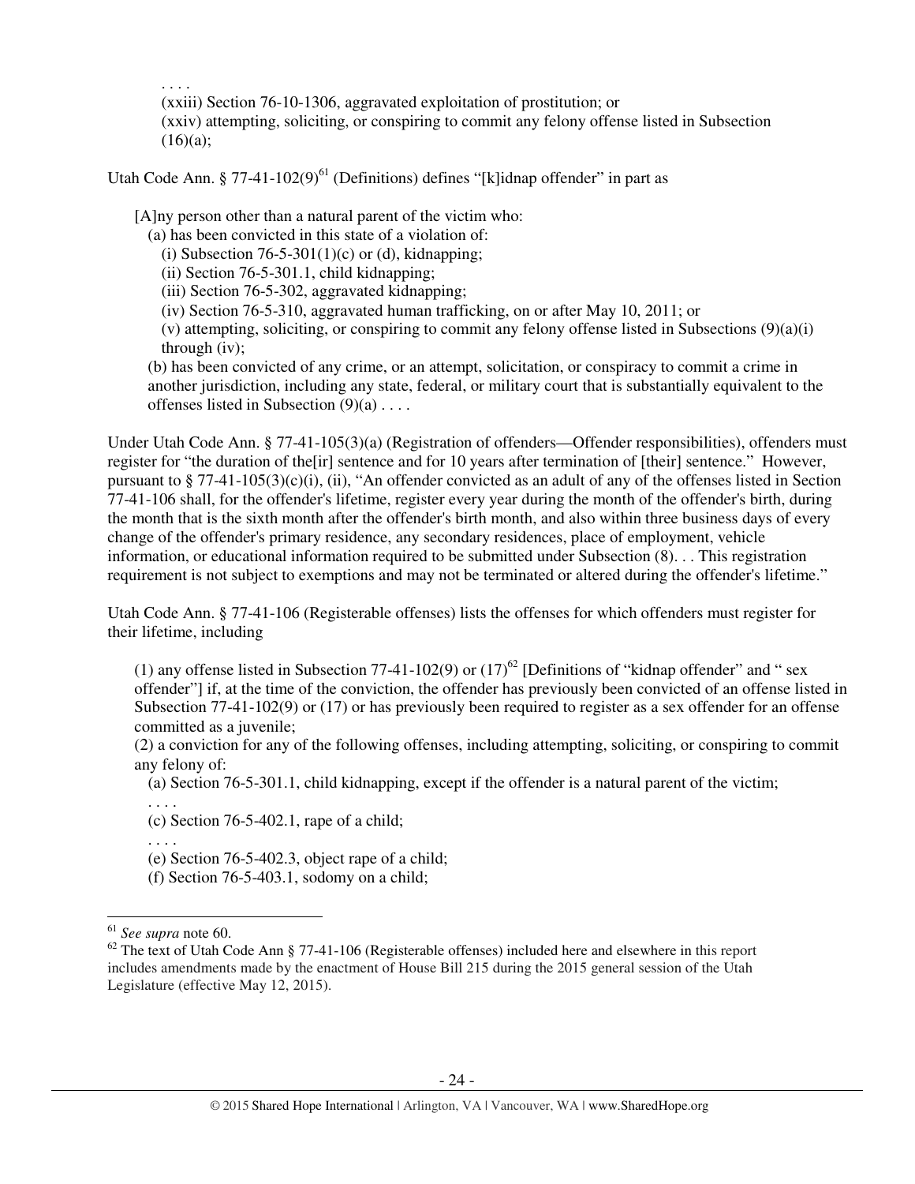. . . .

(xxiii) Section 76-10-1306, aggravated exploitation of prostitution; or

(xxiv) attempting, soliciting, or conspiring to commit any felony offense listed in Subsection (16)(a);

Utah Code Ann. § 77-41-102(9)[61] (Definitions) defines "[k]idnap offender" in part as

> [A]ny person other than a natural parent of the victim who:
>
> (a) has been convicted in this state of a violation of:
>
> (i) Subsection 76-5-301(1)(c) or (d), kidnapping;
>
> (ii) Section 76-5-301.1, child kidnapping;
>
> (iii) Section 76-5-302, aggravated kidnapping;
>
> (iv) Section 76-5-310, aggravated human trafficking, on or after May 10, 2011; or
>
> (v) attempting, soliciting, or conspiring to commit any felony offense listed in Subsections (9)(a)(i) through (iv);
>
> (b) has been convicted of any crime, or an attempt, solicitation, or conspiracy to commit a crime in another jurisdiction, including any state, federal, or military court that is substantially equivalent to the offenses listed in Subsection (9)(a) . . . .

Under Utah Code Ann. § 77-41-105(3)(a) (Registration of offenders—Offender responsibilities), offenders must register for "the duration of the[ir] sentence and for 10 years after termination of [their] sentence." However, pursuant to § 77-41-105(3)(c)(i), (ii), "An offender convicted as an adult of any of the offenses listed in Section 77-41-106 shall, for the offender's lifetime, register every year during the month of the offender's birth, during the month that is the sixth month after the offender's birth month, and also within three business days of every change of the offender's primary residence, any secondary residences, place of employment, vehicle information, or educational information required to be submitted under Subsection (8). . . This registration requirement is not subject to exemptions and may not be terminated or altered during the offender's lifetime."

Utah Code Ann. § 77-41-106 (Registerable offenses) lists the offenses for which offenders must register for their lifetime, including

> (1) any offense listed in Subsection 77-41-102(9) or (17)[62] [Definitions of "kidnap offender" and " sex offender"] if, at the time of the conviction, the offender has previously been convicted of an offense listed in Subsection 77-41-102(9) or (17) or has previously been required to register as a sex offender for an offense committed as a juvenile;
>
> (2) a conviction for any of the following offenses, including attempting, soliciting, or conspiring to commit any felony of:
>
> (a) Section 76-5-301.1, child kidnapping, except if the offender is a natural parent of the victim;
>
> . . . .
>
> (c) Section 76-5-402.1, rape of a child;
>
> . . . .
>
> (e) Section 76-5-402.3, object rape of a child;
>
> (f) Section 76-5-403.1, sodomy on a child;

---

[61] *See supra* note 60.

[62] The text of Utah Code Ann § 77-41-106 (Registerable offenses) included here and elsewhere in this report includes amendments made by the enactment of House Bill 215 during the 2015 general session of the Utah Legislature (effective May 12, 2015).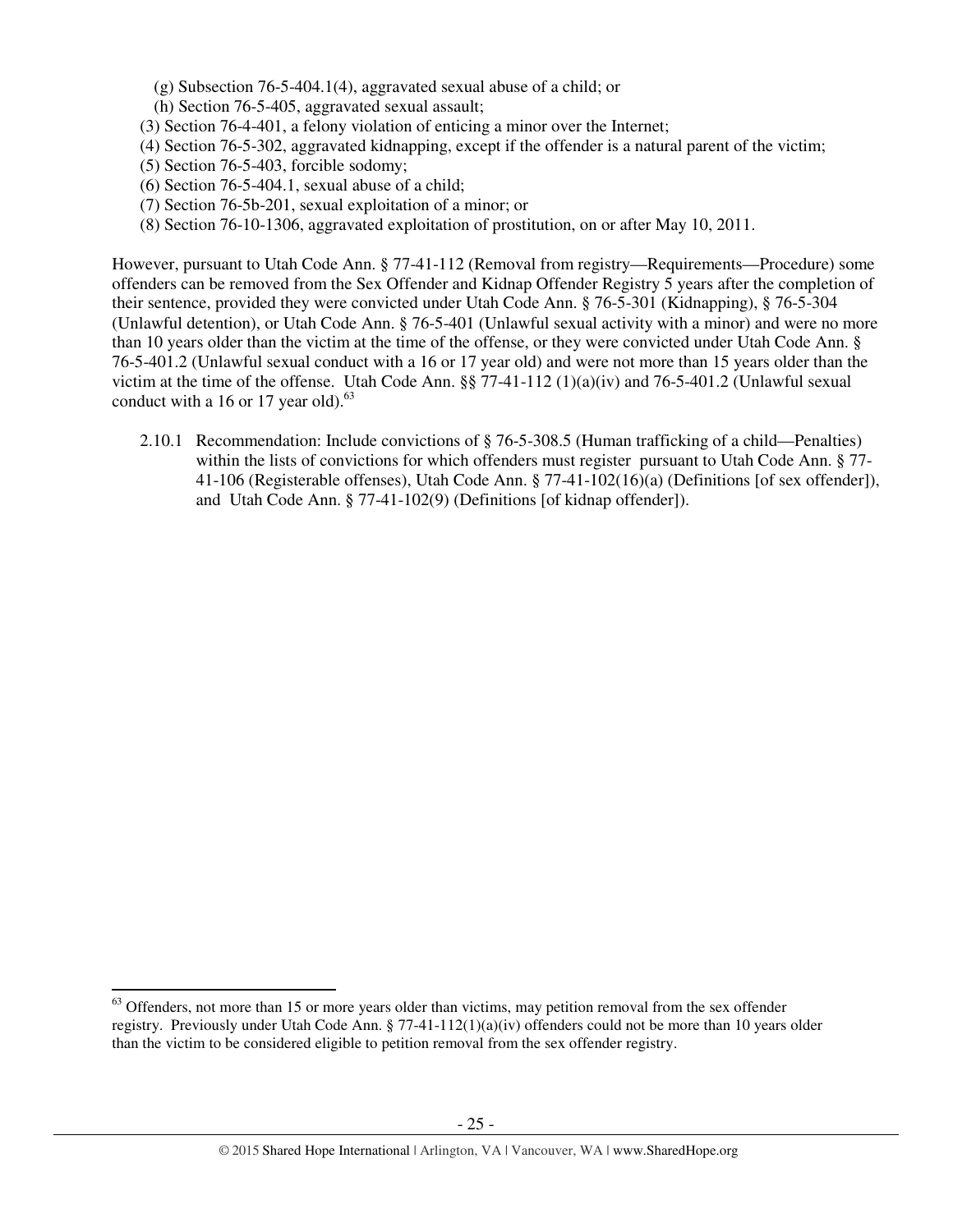(g) Subsection 76-5-404.1(4), aggravated sexual abuse of a child; or
(h) Section 76-5-405, aggravated sexual assault;

(3) Section 76-4-401, a felony violation of enticing a minor over the Internet;
(4) Section 76-5-302, aggravated kidnapping, except if the offender is a natural parent of the victim;
(5) Section 76-5-403, forcible sodomy;
(6) Section 76-5-404.1, sexual abuse of a child;
(7) Section 76-5b-201, sexual exploitation of a minor; or
(8) Section 76-10-1306, aggravated exploitation of prostitution, on or after May 10, 2011.

However, pursuant to Utah Code Ann. § 77-41-112 (Removal from registry—Requirements—Procedure) some offenders can be removed from the Sex Offender and Kidnap Offender Registry 5 years after the completion of their sentence, provided they were convicted under Utah Code Ann. § 76-5-301 (Kidnapping), § 76-5-304 (Unlawful detention), or Utah Code Ann. § 76-5-401 (Unlawful sexual activity with a minor) and were no more than 10 years older than the victim at the time of the offense, or they were convicted under Utah Code Ann. § 76-5-401.2 (Unlawful sexual conduct with a 16 or 17 year old) and were not more than 15 years older than the victim at the time of the offense. Utah Code Ann. §§ 77-41-112 (1)(a)(iv) and 76-5-401.2 (Unlawful sexual conduct with a 16 or 17 year old).[63]

2.10.1 Recommendation: Include convictions of § 76-5-308.5 (Human trafficking of a child—Penalties) within the lists of convictions for which offenders must register pursuant to Utah Code Ann. § 77-41-106 (Registerable offenses), Utah Code Ann. § 77-41-102(16)(a) (Definitions [of sex offender]), and Utah Code Ann. § 77-41-102(9) (Definitions [of kidnap offender]).

---

[63] Offenders, not more than 15 or more years older than victims, may petition removal from the sex offender registry. Previously under Utah Code Ann. § 77-41-112(1)(a)(iv) offenders could not be more than 10 years older than the victim to be considered eligible to petition removal from the sex offender registry.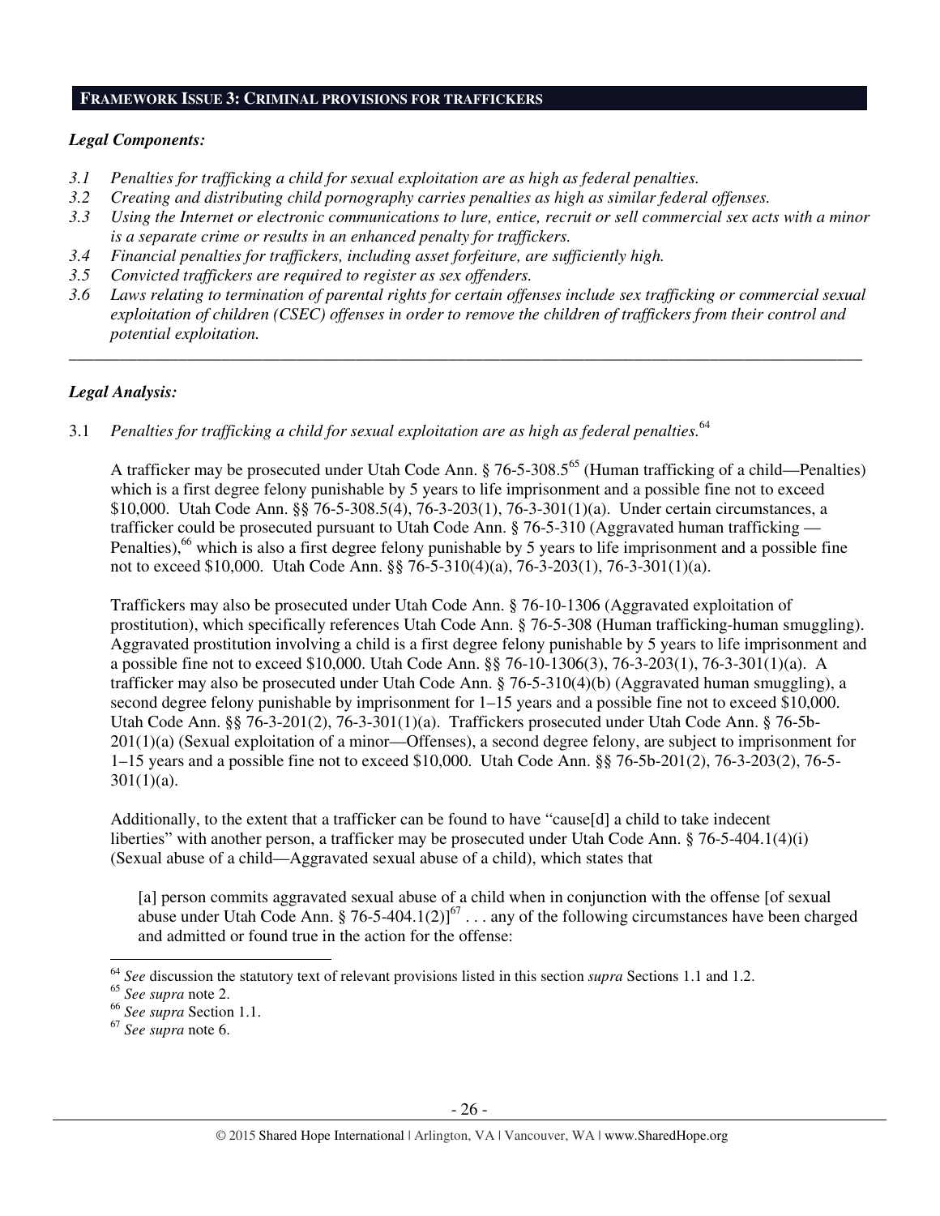## FRAMEWORK ISSUE 3: CRIMINAL PROVISIONS FOR TRAFFICKERS

### *Legal Components:*

*3.1 Penalties for trafficking a child for sexual exploitation are as high as federal penalties.*
*3.2 Creating and distributing child pornography carries penalties as high as similar federal offenses.*
*3.3 Using the Internet or electronic communications to lure, entice, recruit or sell commercial sex acts with a minor is a separate crime or results in an enhanced penalty for traffickers.*
*3.4 Financial penalties for traffickers, including asset forfeiture, are sufficiently high.*
*3.5 Convicted traffickers are required to register as sex offenders.*
*3.6 Laws relating to termination of parental rights for certain offenses include sex trafficking or commercial sexual exploitation of children (CSEC) offenses in order to remove the children of traffickers from their control and potential exploitation.*

---

### *Legal Analysis:*

3.1 *Penalties for trafficking a child for sexual exploitation are as high as federal penalties.*[64]

A trafficker may be prosecuted under Utah Code Ann. § 76-5-308.5[65] (Human trafficking of a child—Penalties) which is a first degree felony punishable by 5 years to life imprisonment and a possible fine not to exceed $10,000. Utah Code Ann. §§ 76-5-308.5(4), 76-3-203(1), 76-3-301(1)(a). Under certain circumstances, a trafficker could be prosecuted pursuant to Utah Code Ann. § 76-5-310 (Aggravated human trafficking — Penalties),[66] which is also a first degree felony punishable by 5 years to life imprisonment and a possible fine not to exceed $10,000. Utah Code Ann. §§ 76-5-310(4)(a), 76-3-203(1), 76-3-301(1)(a).

Traffickers may also be prosecuted under Utah Code Ann. § 76-10-1306 (Aggravated exploitation of prostitution), which specifically references Utah Code Ann. § 76-5-308 (Human trafficking-human smuggling). Aggravated prostitution involving a child is a first degree felony punishable by 5 years to life imprisonment and a possible fine not to exceed $10,000. Utah Code Ann. §§ 76-10-1306(3), 76-3-203(1), 76-3-301(1)(a). A trafficker may also be prosecuted under Utah Code Ann. § 76-5-310(4)(b) (Aggravated human smuggling), a second degree felony punishable by imprisonment for 1–15 years and a possible fine not to exceed $10,000. Utah Code Ann. §§ 76-3-201(2), 76-3-301(1)(a). Traffickers prosecuted under Utah Code Ann. § 76-5b-201(1)(a) (Sexual exploitation of a minor—Offenses), a second degree felony, are subject to imprisonment for 1–15 years and a possible fine not to exceed $10,000. Utah Code Ann. §§ 76-5b-201(2), 76-3-203(2), 76-5-301(1)(a).

Additionally, to the extent that a trafficker can be found to have "cause[d] a child to take indecent liberties" with another person, a trafficker may be prosecuted under Utah Code Ann. § 76-5-404.1(4)(i) (Sexual abuse of a child—Aggravated sexual abuse of a child), which states that

> [a] person commits aggravated sexual abuse of a child when in conjunction with the offense [of sexual abuse under Utah Code Ann. § 76-5-404.1(2)][67] . . . any of the following circumstances have been charged and admitted or found true in the action for the offense:

---

[64] *See* discussion the statutory text of relevant provisions listed in this section *supra* Sections 1.1 and 1.2.
[65] *See supra* note 2.
[66] *See supra* Section 1.1.
[67] *See supra* note 6.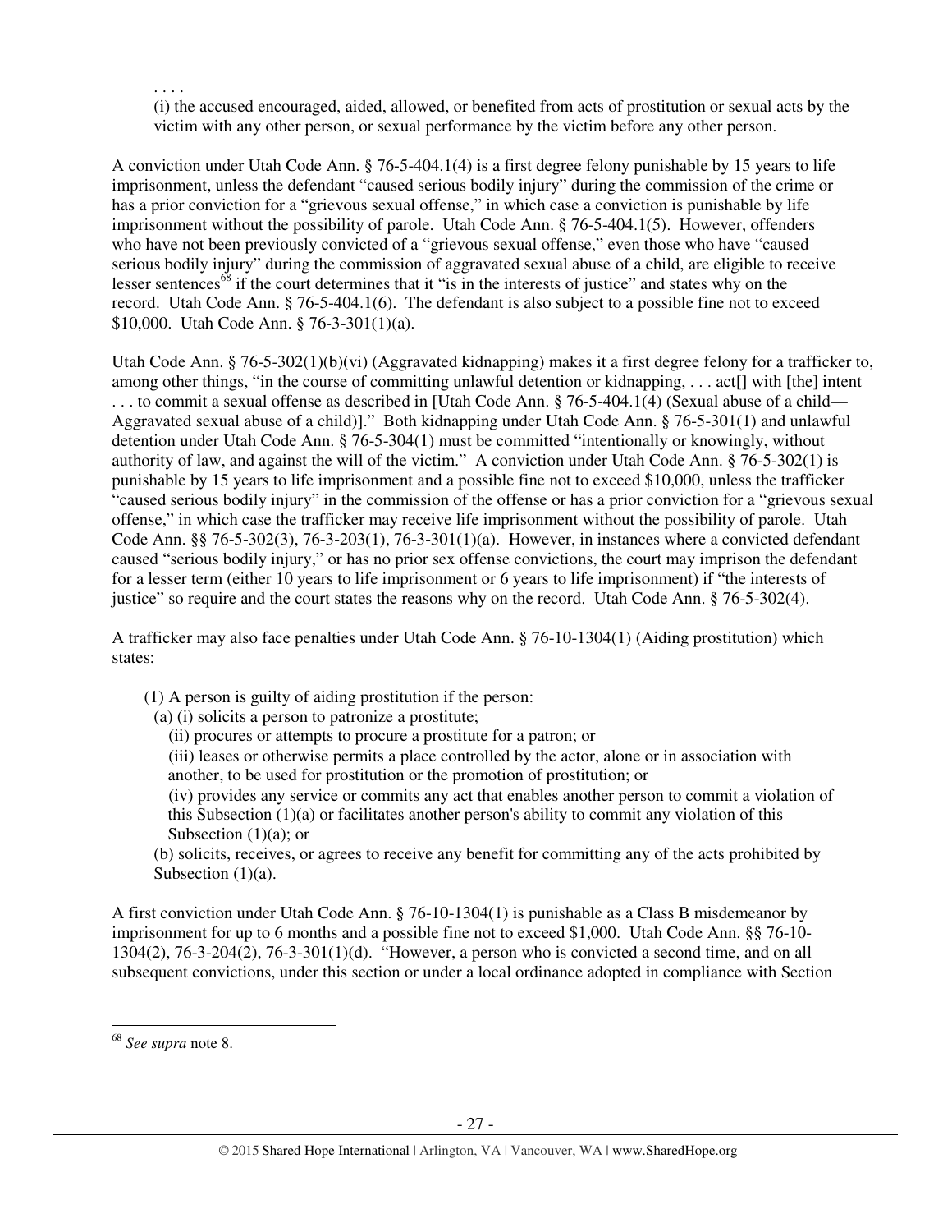. . . .

(i) the accused encouraged, aided, allowed, or benefited from acts of prostitution or sexual acts by the victim with any other person, or sexual performance by the victim before any other person.

A conviction under Utah Code Ann. § 76-5-404.1(4) is a first degree felony punishable by 15 years to life imprisonment, unless the defendant "caused serious bodily injury" during the commission of the crime or has a prior conviction for a "grievous sexual offense," in which case a conviction is punishable by life imprisonment without the possibility of parole. Utah Code Ann. § 76-5-404.1(5). However, offenders who have not been previously convicted of a "grievous sexual offense," even those who have "caused serious bodily injury" during the commission of aggravated sexual abuse of a child, are eligible to receive lesser sentences[68] if the court determines that it "is in the interests of justice" and states why on the record. Utah Code Ann. § 76-5-404.1(6). The defendant is also subject to a possible fine not to exceed $10,000. Utah Code Ann. § 76-3-301(1)(a).

Utah Code Ann. § 76-5-302(1)(b)(vi) (Aggravated kidnapping) makes it a first degree felony for a trafficker to, among other things, "in the course of committing unlawful detention or kidnapping, . . . act[] with [the] intent . . . to commit a sexual offense as described in [Utah Code Ann. § 76-5-404.1(4) (Sexual abuse of a child—Aggravated sexual abuse of a child)]." Both kidnapping under Utah Code Ann. § 76-5-301(1) and unlawful detention under Utah Code Ann. § 76-5-304(1) must be committed "intentionally or knowingly, without authority of law, and against the will of the victim." A conviction under Utah Code Ann. § 76-5-302(1) is punishable by 15 years to life imprisonment and a possible fine not to exceed $10,000, unless the trafficker "caused serious bodily injury" in the commission of the offense or has a prior conviction for a "grievous sexual offense," in which case the trafficker may receive life imprisonment without the possibility of parole. Utah Code Ann. §§ 76-5-302(3), 76-3-203(1), 76-3-301(1)(a). However, in instances where a convicted defendant caused "serious bodily injury," or has no prior sex offense convictions, the court may imprison the defendant for a lesser term (either 10 years to life imprisonment or 6 years to life imprisonment) if "the interests of justice" so require and the court states the reasons why on the record. Utah Code Ann. § 76-5-302(4).

A trafficker may also face penalties under Utah Code Ann. § 76-10-1304(1) (Aiding prostitution) which states:

> (1) A person is guilty of aiding prostitution if the person:
> (a) (i) solicits a person to patronize a prostitute;
> (ii) procures or attempts to procure a prostitute for a patron; or
> (iii) leases or otherwise permits a place controlled by the actor, alone or in association with another, to be used for prostitution or the promotion of prostitution; or
> (iv) provides any service or commits any act that enables another person to commit a violation of this Subsection (1)(a) or facilitates another person's ability to commit any violation of this Subsection (1)(a); or
> (b) solicits, receives, or agrees to receive any benefit for committing any of the acts prohibited by Subsection (1)(a).

A first conviction under Utah Code Ann. § 76-10-1304(1) is punishable as a Class B misdemeanor by imprisonment for up to 6 months and a possible fine not to exceed $1,000. Utah Code Ann. §§ 76-10-1304(2), 76-3-204(2), 76-3-301(1)(d). "However, a person who is convicted a second time, and on all subsequent convictions, under this section or under a local ordinance adopted in compliance with Section

---

[68] *See supra* note 8.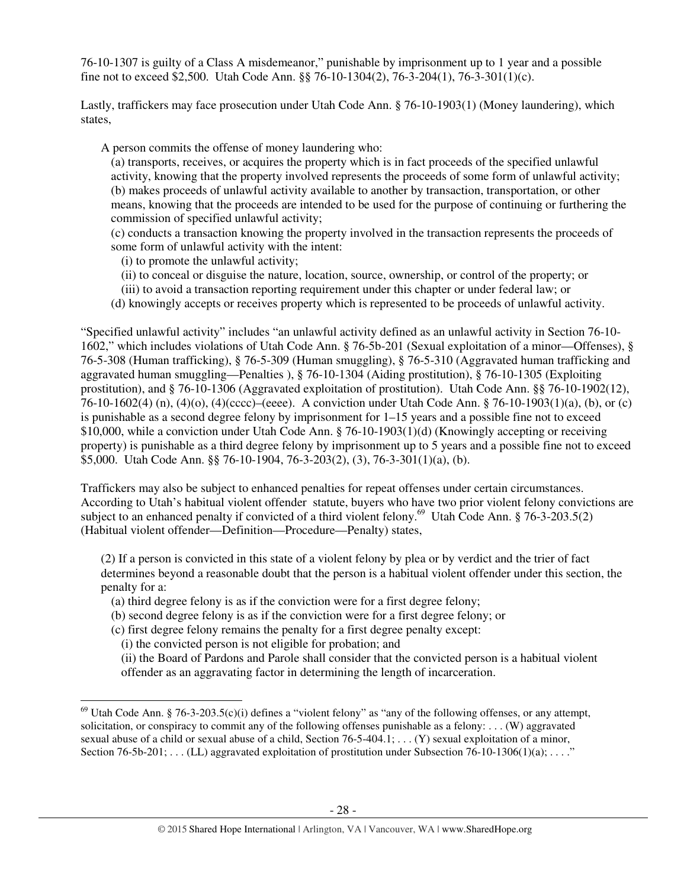76-10-1307 is guilty of a Class A misdemeanor," punishable by imprisonment up to 1 year and a possible fine not to exceed $2,500. Utah Code Ann. §§ 76-10-1304(2), 76-3-204(1), 76-3-301(1)(c).

Lastly, traffickers may face prosecution under Utah Code Ann. § 76-10-1903(1) (Money laundering), which states,

> A person commits the offense of money laundering who:
>
> (a) transports, receives, or acquires the property which is in fact proceeds of the specified unlawful activity, knowing that the property involved represents the proceeds of some form of unlawful activity;
>
> (b) makes proceeds of unlawful activity available to another by transaction, transportation, or other means, knowing that the proceeds are intended to be used for the purpose of continuing or furthering the commission of specified unlawful activity;
>
> (c) conducts a transaction knowing the property involved in the transaction represents the proceeds of some form of unlawful activity with the intent:
>
> (i) to promote the unlawful activity;
>
> (ii) to conceal or disguise the nature, location, source, ownership, or control of the property; or
>
> (iii) to avoid a transaction reporting requirement under this chapter or under federal law; or
>
> (d) knowingly accepts or receives property which is represented to be proceeds of unlawful activity.

"Specified unlawful activity" includes "an unlawful activity defined as an unlawful activity in Section 76-10-1602," which includes violations of Utah Code Ann. § 76-5b-201 (Sexual exploitation of a minor—Offenses), § 76-5-308 (Human trafficking), § 76-5-309 (Human smuggling), § 76-5-310 (Aggravated human trafficking and aggravated human smuggling—Penalties ), § 76-10-1304 (Aiding prostitution), § 76-10-1305 (Exploiting prostitution), and § 76-10-1306 (Aggravated exploitation of prostitution). Utah Code Ann. §§ 76-10-1902(12), 76-10-1602(4) (n), (4)(o), (4)(cccc)–(eeee). A conviction under Utah Code Ann. § 76-10-1903(1)(a), (b), or (c) is punishable as a second degree felony by imprisonment for 1–15 years and a possible fine not to exceed $10,000, while a conviction under Utah Code Ann. § 76-10-1903(1)(d) (Knowingly accepting or receiving property) is punishable as a third degree felony by imprisonment up to 5 years and a possible fine not to exceed $5,000. Utah Code Ann. §§ 76-10-1904, 76-3-203(2), (3), 76-3-301(1)(a), (b).

Traffickers may also be subject to enhanced penalties for repeat offenses under certain circumstances. According to Utah's habitual violent offender statute, buyers who have two prior violent felony convictions are subject to an enhanced penalty if convicted of a third violent felony.[69] Utah Code Ann. § 76-3-203.5(2) (Habitual violent offender—Definition—Procedure—Penalty) states,

> (2) If a person is convicted in this state of a violent felony by plea or by verdict and the trier of fact determines beyond a reasonable doubt that the person is a habitual violent offender under this section, the penalty for a:
>
> (a) third degree felony is as if the conviction were for a first degree felony;
>
> (b) second degree felony is as if the conviction were for a first degree felony; or
>
> (c) first degree felony remains the penalty for a first degree penalty except:
>
> (i) the convicted person is not eligible for probation; and
>
> (ii) the Board of Pardons and Parole shall consider that the convicted person is a habitual violent offender as an aggravating factor in determining the length of incarceration.

---

[69] Utah Code Ann. § 76-3-203.5(c)(i) defines a "violent felony" as "any of the following offenses, or any attempt, solicitation, or conspiracy to commit any of the following offenses punishable as a felony: . . . (W) aggravated sexual abuse of a child or sexual abuse of a child, Section 76-5-404.1; . . . (Y) sexual exploitation of a minor, Section 76-5b-201; . . . (LL) aggravated exploitation of prostitution under Subsection 76-10-1306(1)(a); . . . ."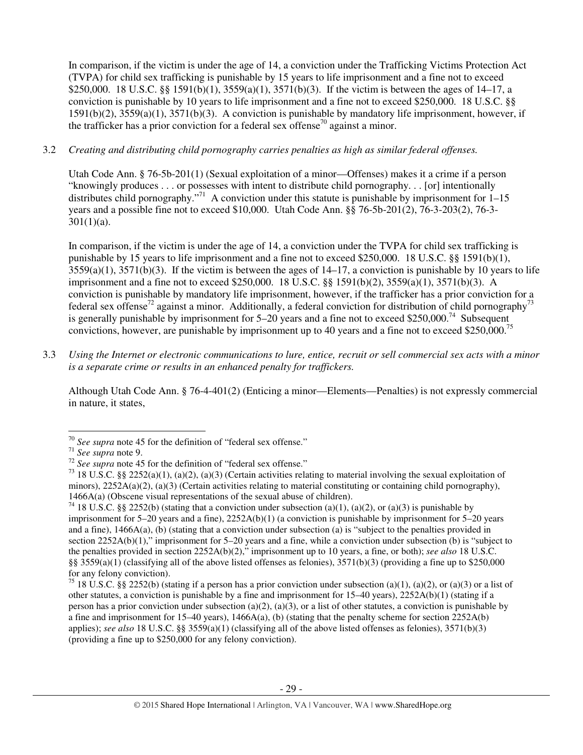In comparison, if the victim is under the age of 14, a conviction under the Trafficking Victims Protection Act (TVPA) for child sex trafficking is punishable by 15 years to life imprisonment and a fine not to exceed $250,000. 18 U.S.C. §§ 1591(b)(1), 3559(a)(1), 3571(b)(3). If the victim is between the ages of 14–17, a conviction is punishable by 10 years to life imprisonment and a fine not to exceed $250,000. 18 U.S.C. §§ 1591(b)(2), 3559(a)(1), 3571(b)(3). A conviction is punishable by mandatory life imprisonment, however, if the trafficker has a prior conviction for a federal sex offense[70] against a minor.

3.2 *Creating and distributing child pornography carries penalties as high as similar federal offenses.*

Utah Code Ann. § 76-5b-201(1) (Sexual exploitation of a minor—Offenses) makes it a crime if a person "knowingly produces . . . or possesses with intent to distribute child pornography. . . [or] intentionally distributes child pornography."[71] A conviction under this statute is punishable by imprisonment for 1–15 years and a possible fine not to exceed $10,000. Utah Code Ann. §§ 76-5b-201(2), 76-3-203(2), 76-3-301(1)(a).

In comparison, if the victim is under the age of 14, a conviction under the TVPA for child sex trafficking is punishable by 15 years to life imprisonment and a fine not to exceed $250,000. 18 U.S.C. §§ 1591(b)(1), 3559(a)(1), 3571(b)(3). If the victim is between the ages of 14–17, a conviction is punishable by 10 years to life imprisonment and a fine not to exceed $250,000. 18 U.S.C. §§ 1591(b)(2), 3559(a)(1), 3571(b)(3). A conviction is punishable by mandatory life imprisonment, however, if the trafficker has a prior conviction for a federal sex offense[72] against a minor. Additionally, a federal conviction for distribution of child pornography[73] is generally punishable by imprisonment for 5–20 years and a fine not to exceed $250,000.[74] Subsequent convictions, however, are punishable by imprisonment up to 40 years and a fine not to exceed $250,000.[75]

3.3 *Using the Internet or electronic communications to lure, entice, recruit or sell commercial sex acts with a minor is a separate crime or results in an enhanced penalty for traffickers.*

Although Utah Code Ann. § 76-4-401(2) (Enticing a minor—Elements—Penalties) is not expressly commercial in nature, it states,

---

[70] *See supra* note 45 for the definition of "federal sex offense."

[71] *See supra* note 9.

[72] *See supra* note 45 for the definition of "federal sex offense."

[73] 18 U.S.C. §§ 2252(a)(1), (a)(2), (a)(3) (Certain activities relating to material involving the sexual exploitation of minors), 2252A(a)(2), (a)(3) (Certain activities relating to material constituting or containing child pornography), 1466A(a) (Obscene visual representations of the sexual abuse of children).

[74] 18 U.S.C. §§ 2252(b) (stating that a conviction under subsection (a)(1), (a)(2), or (a)(3) is punishable by imprisonment for 5–20 years and a fine), 2252A(b)(1) (a conviction is punishable by imprisonment for 5–20 years and a fine), 1466A(a), (b) (stating that a conviction under subsection (a) is "subject to the penalties provided in section 2252A(b)(1)," imprisonment for 5–20 years and a fine, while a conviction under subsection (b) is "subject to the penalties provided in section 2252A(b)(2)," imprisonment up to 10 years, a fine, or both); *see also* 18 U.S.C. §§ 3559(a)(1) (classifying all of the above listed offenses as felonies), 3571(b)(3) (providing a fine up to $250,000 for any felony conviction).

[75] 18 U.S.C. §§ 2252(b) (stating if a person has a prior conviction under subsection (a)(1), (a)(2), or (a)(3) or a list of other statutes, a conviction is punishable by a fine and imprisonment for 15–40 years), 2252A(b)(1) (stating if a person has a prior conviction under subsection (a)(2), (a)(3), or a list of other statutes, a conviction is punishable by a fine and imprisonment for 15–40 years), 1466A(a), (b) (stating that the penalty scheme for section 2252A(b) applies); *see also* 18 U.S.C. §§ 3559(a)(1) (classifying all of the above listed offenses as felonies), 3571(b)(3) (providing a fine up to $250,000 for any felony conviction).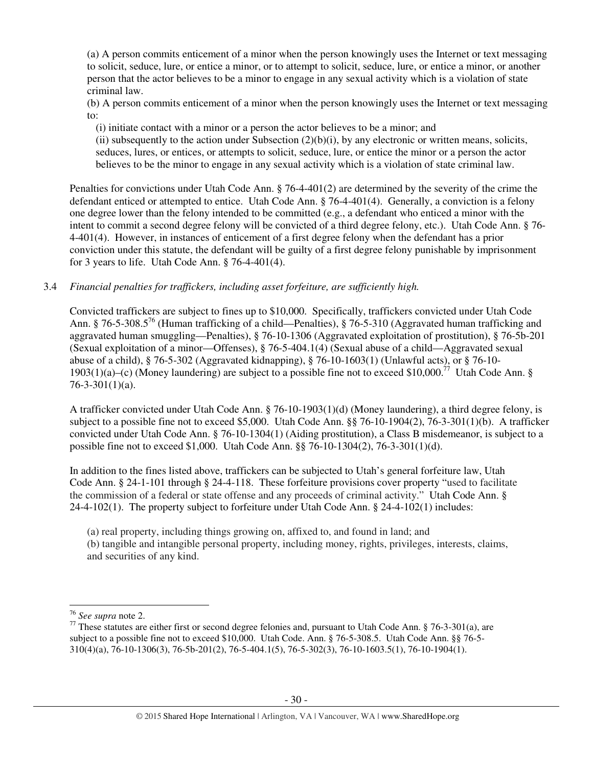(a) A person commits enticement of a minor when the person knowingly uses the Internet or text messaging to solicit, seduce, lure, or entice a minor, or to attempt to solicit, seduce, lure, or entice a minor, or another person that the actor believes to be a minor to engage in any sexual activity which is a violation of state criminal law.

(b) A person commits enticement of a minor when the person knowingly uses the Internet or text messaging to:

(i) initiate contact with a minor or a person the actor believes to be a minor; and

(ii) subsequently to the action under Subsection (2)(b)(i), by any electronic or written means, solicits, seduces, lures, or entices, or attempts to solicit, seduce, lure, or entice the minor or a person the actor believes to be the minor to engage in any sexual activity which is a violation of state criminal law.

Penalties for convictions under Utah Code Ann. § 76-4-401(2) are determined by the severity of the crime the defendant enticed or attempted to entice. Utah Code Ann. § 76-4-401(4). Generally, a conviction is a felony one degree lower than the felony intended to be committed (e.g., a defendant who enticed a minor with the intent to commit a second degree felony will be convicted of a third degree felony, etc.). Utah Code Ann. § 76-4-401(4). However, in instances of enticement of a first degree felony when the defendant has a prior conviction under this statute, the defendant will be guilty of a first degree felony punishable by imprisonment for 3 years to life. Utah Code Ann. § 76-4-401(4).

3.4 *Financial penalties for traffickers, including asset forfeiture, are sufficiently high.*

Convicted traffickers are subject to fines up to $10,000. Specifically, traffickers convicted under Utah Code Ann. § 76-5-308.5[76] (Human trafficking of a child—Penalties), § 76-5-310 (Aggravated human trafficking and aggravated human smuggling—Penalties), § 76-10-1306 (Aggravated exploitation of prostitution), § 76-5b-201 (Sexual exploitation of a minor—Offenses), § 76-5-404.1(4) (Sexual abuse of a child—Aggravated sexual abuse of a child), § 76-5-302 (Aggravated kidnapping), § 76-10-1603(1) (Unlawful acts), or § 76-10-1903(1)(a)–(c) (Money laundering) are subject to a possible fine not to exceed $10,000.[77] Utah Code Ann. § 76-3-301(1)(a).

A trafficker convicted under Utah Code Ann. § 76-10-1903(1)(d) (Money laundering), a third degree felony, is subject to a possible fine not to exceed $5,000. Utah Code Ann. §§ 76-10-1904(2), 76-3-301(1)(b). A trafficker convicted under Utah Code Ann. § 76-10-1304(1) (Aiding prostitution), a Class B misdemeanor, is subject to a possible fine not to exceed $1,000. Utah Code Ann. §§ 76-10-1304(2), 76-3-301(1)(d).

In addition to the fines listed above, traffickers can be subjected to Utah's general forfeiture law, Utah Code Ann. § 24-1-101 through § 24-4-118. These forfeiture provisions cover property "used to facilitate the commission of a federal or state offense and any proceeds of criminal activity." Utah Code Ann. § 24-4-102(1). The property subject to forfeiture under Utah Code Ann. § 24-4-102(1) includes:

(a) real property, including things growing on, affixed to, and found in land; and

(b) tangible and intangible personal property, including money, rights, privileges, interests, claims, and securities of any kind.

---

[76] *See supra* note 2.

[77] These statutes are either first or second degree felonies and, pursuant to Utah Code Ann. § 76-3-301(a), are subject to a possible fine not to exceed $10,000. Utah Code. Ann. § 76-5-308.5. Utah Code Ann. §§ 76-5-310(4)(a), 76-10-1306(3), 76-5b-201(2), 76-5-404.1(5), 76-5-302(3), 76-10-1603.5(1), 76-10-1904(1).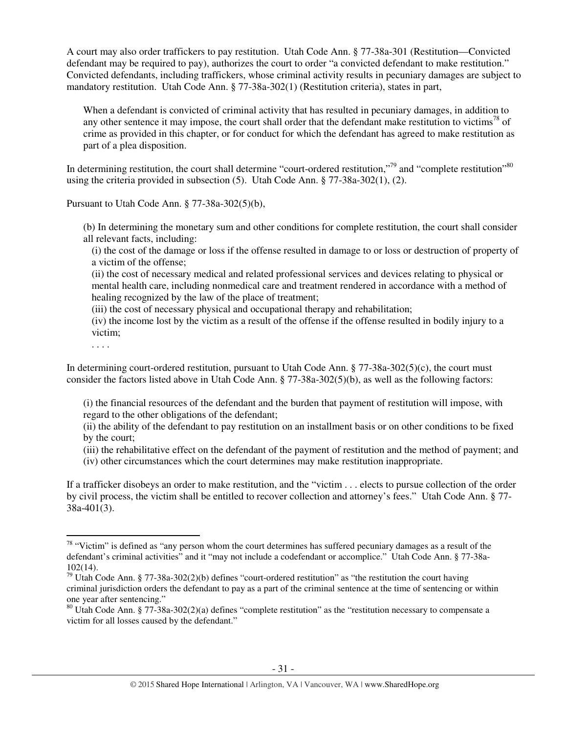A court may also order traffickers to pay restitution. Utah Code Ann. § 77-38a-301 (Restitution—Convicted defendant may be required to pay), authorizes the court to order "a convicted defendant to make restitution." Convicted defendants, including traffickers, whose criminal activity results in pecuniary damages are subject to mandatory restitution. Utah Code Ann. § 77-38a-302(1) (Restitution criteria), states in part,

> When a defendant is convicted of criminal activity that has resulted in pecuniary damages, in addition to any other sentence it may impose, the court shall order that the defendant make restitution to victims[78] of crime as provided in this chapter, or for conduct for which the defendant has agreed to make restitution as part of a plea disposition.

In determining restitution, the court shall determine "court-ordered restitution,"[79] and "complete restitution"[80] using the criteria provided in subsection (5). Utah Code Ann. § 77-38a-302(1), (2).

Pursuant to Utah Code Ann. § 77-38a-302(5)(b),

> (b) In determining the monetary sum and other conditions for complete restitution, the court shall consider all relevant facts, including:
>
> (i) the cost of the damage or loss if the offense resulted in damage to or loss or destruction of property of a victim of the offense;
>
> (ii) the cost of necessary medical and related professional services and devices relating to physical or mental health care, including nonmedical care and treatment rendered in accordance with a method of healing recognized by the law of the place of treatment;
>
> (iii) the cost of necessary physical and occupational therapy and rehabilitation;
>
> (iv) the income lost by the victim as a result of the offense if the offense resulted in bodily injury to a victim;
>
> . . . .

In determining court-ordered restitution, pursuant to Utah Code Ann. § 77-38a-302(5)(c), the court must consider the factors listed above in Utah Code Ann. § 77-38a-302(5)(b), as well as the following factors:

> (i) the financial resources of the defendant and the burden that payment of restitution will impose, with regard to the other obligations of the defendant;
>
> (ii) the ability of the defendant to pay restitution on an installment basis or on other conditions to be fixed by the court;
>
> (iii) the rehabilitative effect on the defendant of the payment of restitution and the method of payment; and
>
> (iv) other circumstances which the court determines may make restitution inappropriate.

If a trafficker disobeys an order to make restitution, and the "victim . . . elects to pursue collection of the order by civil process, the victim shall be entitled to recover collection and attorney's fees." Utah Code Ann. § 77-38a-401(3).

---

[78] "Victim" is defined as "any person whom the court determines has suffered pecuniary damages as a result of the defendant's criminal activities" and it "may not include a codefendant or accomplice." Utah Code Ann. § 77-38a-102(14).

[79] Utah Code Ann. § 77-38a-302(2)(b) defines "court-ordered restitution" as "the restitution the court having criminal jurisdiction orders the defendant to pay as a part of the criminal sentence at the time of sentencing or within one year after sentencing."

[80] Utah Code Ann. § 77-38a-302(2)(a) defines "complete restitution" as the "restitution necessary to compensate a victim for all losses caused by the defendant."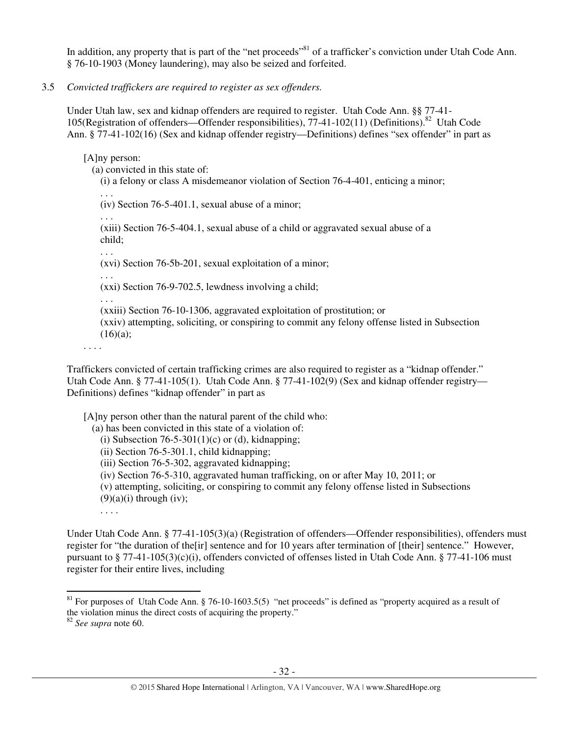In addition, any property that is part of the "net proceeds"[81] of a trafficker's conviction under Utah Code Ann. § 76-10-1903 (Money laundering), may also be seized and forfeited.

3.5 *Convicted traffickers are required to register as sex offenders.*

Under Utah law, sex and kidnap offenders are required to register. Utah Code Ann. §§ 77-41-105(Registration of offenders—Offender responsibilities), 77-41-102(11) (Definitions).[82] Utah Code Ann. § 77-41-102(16) (Sex and kidnap offender registry—Definitions) defines "sex offender" in part as

> [A]ny person:
> (a) convicted in this state of:
> (i) a felony or class A misdemeanor violation of Section 76-4-401, enticing a minor;
> . . .
> (iv) Section 76-5-401.1, sexual abuse of a minor;
> . . .
> (xiii) Section 76-5-404.1, sexual abuse of a child or aggravated sexual abuse of a child;
> . . .
> (xvi) Section 76-5b-201, sexual exploitation of a minor;
> . . .
> (xxi) Section 76-9-702.5, lewdness involving a child;
> . . .
> (xxiii) Section 76-10-1306, aggravated exploitation of prostitution; or
> (xxiv) attempting, soliciting, or conspiring to commit any felony offense listed in Subsection (16)(a);
> . . . .

Traffickers convicted of certain trafficking crimes are also required to register as a "kidnap offender." Utah Code Ann. § 77-41-105(1). Utah Code Ann. § 77-41-102(9) (Sex and kidnap offender registry—Definitions) defines "kidnap offender" in part as

> [A]ny person other than the natural parent of the child who:
> (a) has been convicted in this state of a violation of:
> (i) Subsection 76-5-301(1)(c) or (d), kidnapping;
> (ii) Section 76-5-301.1, child kidnapping;
> (iii) Section 76-5-302, aggravated kidnapping;
> (iv) Section 76-5-310, aggravated human trafficking, on or after May 10, 2011; or
> (v) attempting, soliciting, or conspiring to commit any felony offense listed in Subsections (9)(a)(i) through (iv);
> . . . .

Under Utah Code Ann. § 77-41-105(3)(a) (Registration of offenders—Offender responsibilities), offenders must register for "the duration of the[ir] sentence and for 10 years after termination of [their] sentence." However, pursuant to § 77-41-105(3)(c)(i), offenders convicted of offenses listed in Utah Code Ann. § 77-41-106 must register for their entire lives, including

---

[81] For purposes of Utah Code Ann. § 76-10-1603.5(5) "net proceeds" is defined as "property acquired as a result of the violation minus the direct costs of acquiring the property."

[82] *See supra* note 60.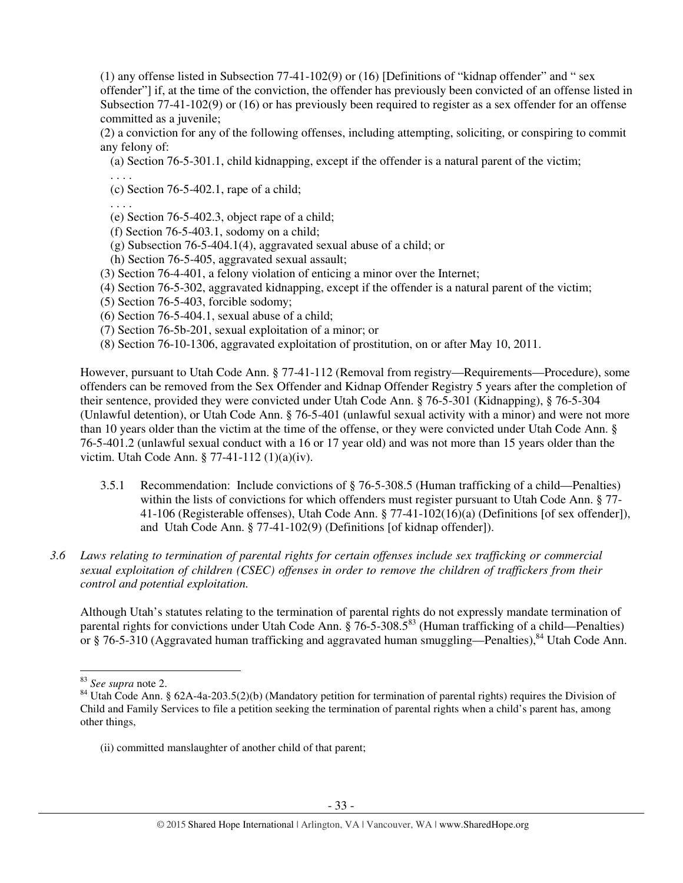(1) any offense listed in Subsection 77-41-102(9) or (16) [Definitions of "kidnap offender" and " sex offender"] if, at the time of the conviction, the offender has previously been convicted of an offense listed in Subsection 77-41-102(9) or (16) or has previously been required to register as a sex offender for an offense committed as a juvenile;

(2) a conviction for any of the following offenses, including attempting, soliciting, or conspiring to commit any felony of:

  (a) Section 76-5-301.1, child kidnapping, except if the offender is a natural parent of the victim;

  . . . .

  (c) Section 76-5-402.1, rape of a child;

  . . . .

  (e) Section 76-5-402.3, object rape of a child;

  (f) Section 76-5-403.1, sodomy on a child;

  (g) Subsection 76-5-404.1(4), aggravated sexual abuse of a child; or

  (h) Section 76-5-405, aggravated sexual assault;

(3) Section 76-4-401, a felony violation of enticing a minor over the Internet;

(4) Section 76-5-302, aggravated kidnapping, except if the offender is a natural parent of the victim;

(5) Section 76-5-403, forcible sodomy;

(6) Section 76-5-404.1, sexual abuse of a child;

(7) Section 76-5b-201, sexual exploitation of a minor; or

(8) Section 76-10-1306, aggravated exploitation of prostitution, on or after May 10, 2011.

However, pursuant to Utah Code Ann. § 77-41-112 (Removal from registry—Requirements—Procedure), some offenders can be removed from the Sex Offender and Kidnap Offender Registry 5 years after the completion of their sentence, provided they were convicted under Utah Code Ann. § 76-5-301 (Kidnapping), § 76-5-304 (Unlawful detention), or Utah Code Ann. § 76-5-401 (unlawful sexual activity with a minor) and were not more than 10 years older than the victim at the time of the offense, or they were convicted under Utah Code Ann. § 76-5-401.2 (unlawful sexual conduct with a 16 or 17 year old) and was not more than 15 years older than the victim. Utah Code Ann. § 77-41-112 (1)(a)(iv).

3.5.1 Recommendation: Include convictions of § 76-5-308.5 (Human trafficking of a child—Penalties) within the lists of convictions for which offenders must register pursuant to Utah Code Ann. § 77-41-106 (Registerable offenses), Utah Code Ann. § 77-41-102(16)(a) (Definitions [of sex offender]), and Utah Code Ann. § 77-41-102(9) (Definitions [of kidnap offender]).

*3.6 Laws relating to termination of parental rights for certain offenses include sex trafficking or commercial sexual exploitation of children (CSEC) offenses in order to remove the children of traffickers from their control and potential exploitation.*

Although Utah's statutes relating to the termination of parental rights do not expressly mandate termination of parental rights for convictions under Utah Code Ann. § 76-5-308.5[83] (Human trafficking of a child—Penalties) or § 76-5-310 (Aggravated human trafficking and aggravated human smuggling—Penalties),[84] Utah Code Ann.

---

[83] *See supra* note 2.

[84] Utah Code Ann. § 62A-4a-203.5(2)(b) (Mandatory petition for termination of parental rights) requires the Division of Child and Family Services to file a petition seeking the termination of parental rights when a child's parent has, among other things,

(ii) committed manslaughter of another child of that parent;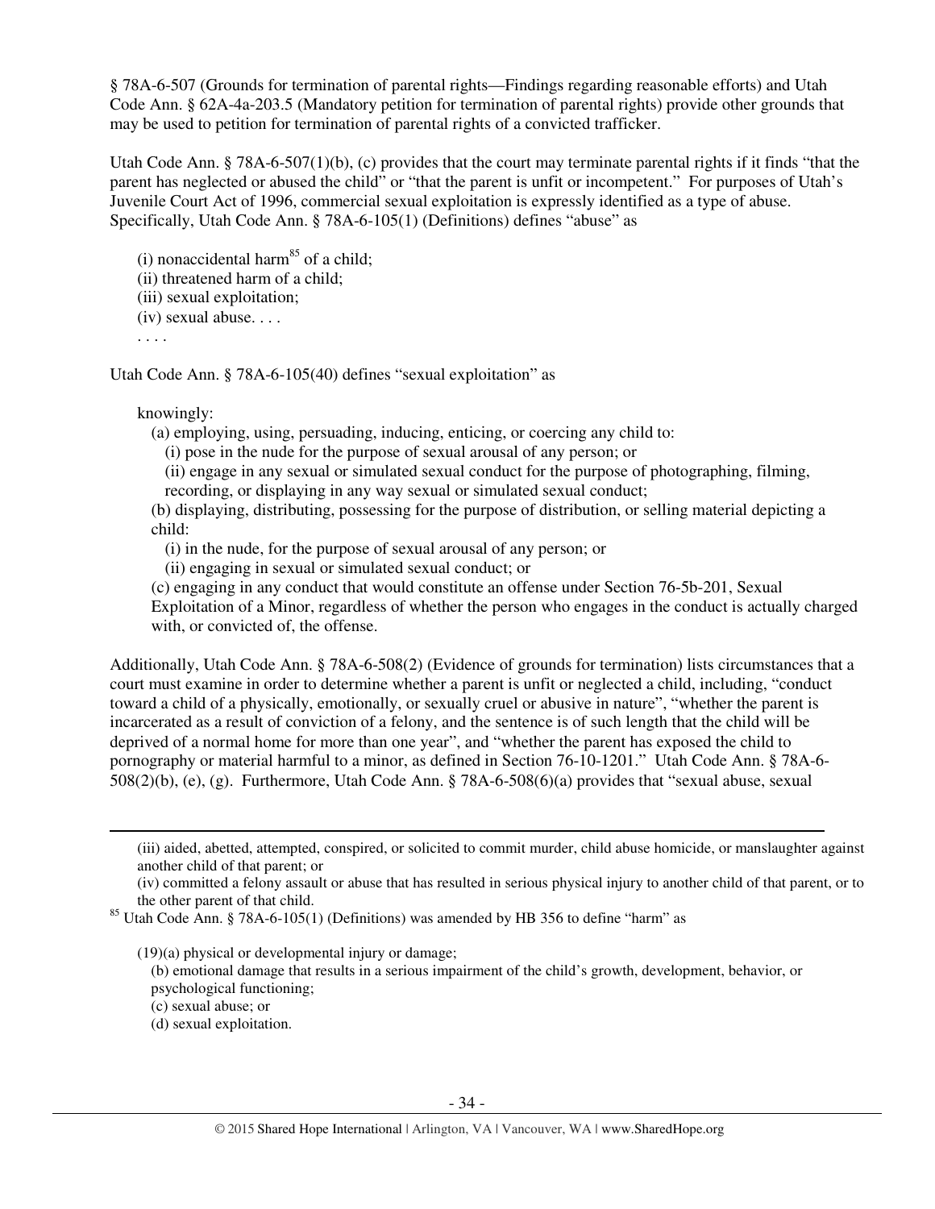§ 78A-6-507 (Grounds for termination of parental rights—Findings regarding reasonable efforts) and Utah Code Ann. § 62A-4a-203.5 (Mandatory petition for termination of parental rights) provide other grounds that may be used to petition for termination of parental rights of a convicted trafficker.

Utah Code Ann. § 78A-6-507(1)(b), (c) provides that the court may terminate parental rights if it finds "that the parent has neglected or abused the child" or "that the parent is unfit or incompetent." For purposes of Utah's Juvenile Court Act of 1996, commercial sexual exploitation is expressly identified as a type of abuse. Specifically, Utah Code Ann. § 78A-6-105(1) (Definitions) defines "abuse" as

> (i) nonaccidental harm[85] of a child;
> (ii) threatened harm of a child;
> (iii) sexual exploitation;
> (iv) sexual abuse. . . .
> . . . .

Utah Code Ann. § 78A-6-105(40) defines "sexual exploitation" as

> knowingly:
> (a) employing, using, persuading, inducing, enticing, or coercing any child to:
> (i) pose in the nude for the purpose of sexual arousal of any person; or
> (ii) engage in any sexual or simulated sexual conduct for the purpose of photographing, filming, recording, or displaying in any way sexual or simulated sexual conduct;
> (b) displaying, distributing, possessing for the purpose of distribution, or selling material depicting a child:
> (i) in the nude, for the purpose of sexual arousal of any person; or
> (ii) engaging in sexual or simulated sexual conduct; or
> (c) engaging in any conduct that would constitute an offense under Section 76-5b-201, Sexual Exploitation of a Minor, regardless of whether the person who engages in the conduct is actually charged with, or convicted of, the offense.

Additionally, Utah Code Ann. § 78A-6-508(2) (Evidence of grounds for termination) lists circumstances that a court must examine in order to determine whether a parent is unfit or neglected a child, including, "conduct toward a child of a physically, emotionally, or sexually cruel or abusive in nature", "whether the parent is incarcerated as a result of conviction of a felony, and the sentence is of such length that the child will be deprived of a normal home for more than one year", and "whether the parent has exposed the child to pornography or material harmful to a minor, as defined in Section 76-10-1201." Utah Code Ann. § 78A-6-508(2)(b), (e), (g). Furthermore, Utah Code Ann. § 78A-6-508(6)(a) provides that "sexual abuse, sexual

---

> (iii) aided, abetted, attempted, conspired, or solicited to commit murder, child abuse homicide, or manslaughter against another child of that parent; or
> (iv) committed a felony assault or abuse that has resulted in serious physical injury to another child of that parent, or to the other parent of that child.

[85] Utah Code Ann. § 78A-6-105(1) (Definitions) was amended by HB 356 to define "harm" as

> (19)(a) physical or developmental injury or damage;
> (b) emotional damage that results in a serious impairment of the child's growth, development, behavior, or psychological functioning;
> (c) sexual abuse; or
> (d) sexual exploitation.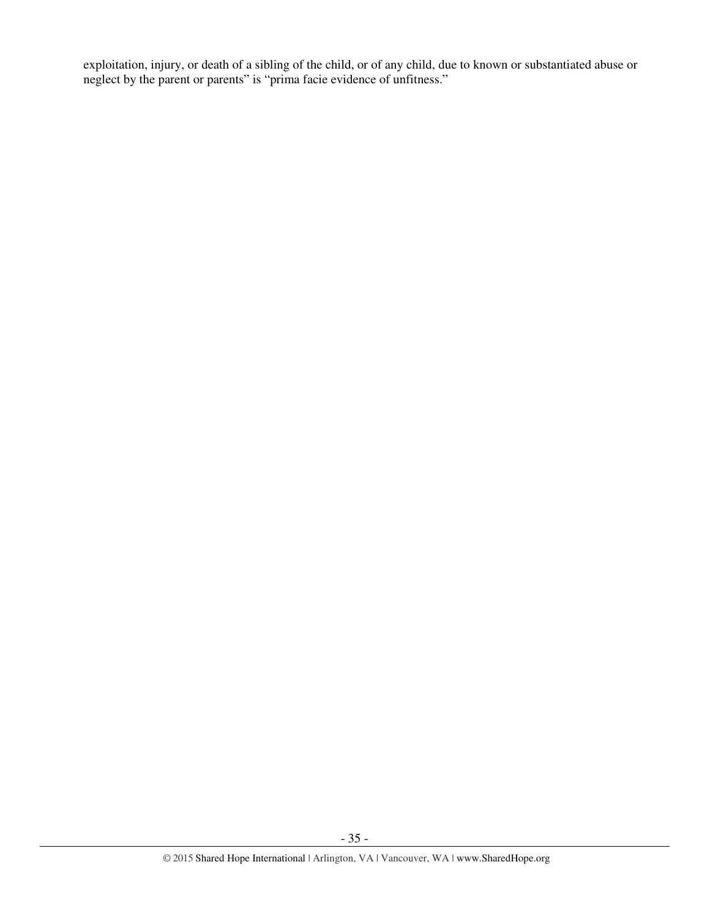exploitation, injury, or death of a sibling of the child, or of any child, due to known or substantiated abuse or neglect by the parent or parents" is "prima facie evidence of unfitness."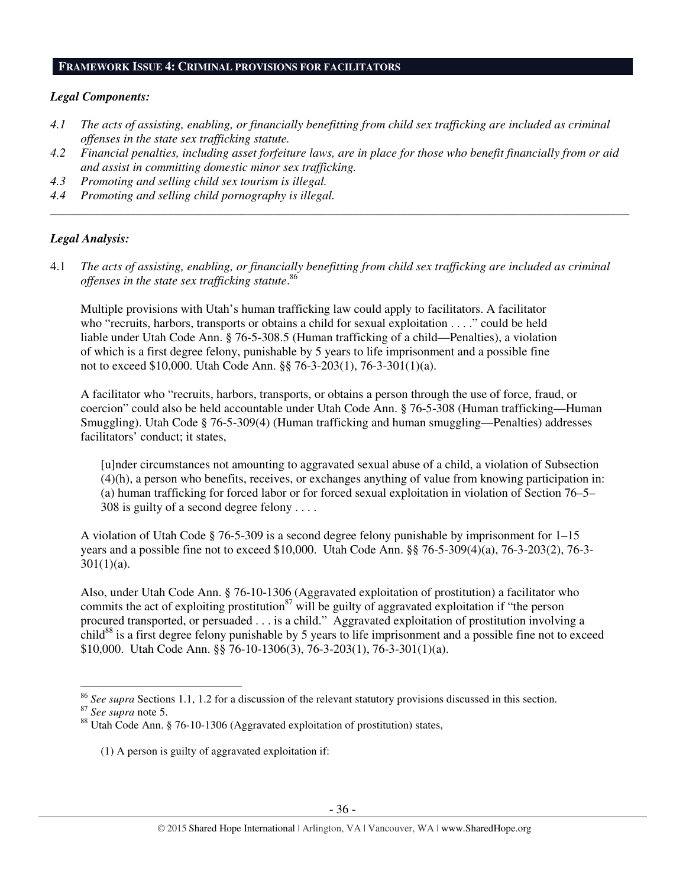## FRAMEWORK ISSUE 4: CRIMINAL PROVISIONS FOR FACILITATORS

### *Legal Components:*

*4.1 The acts of assisting, enabling, or financially benefitting from child sex trafficking are included as criminal offenses in the state sex trafficking statute.*

*4.2 Financial penalties, including asset forfeiture laws, are in place for those who benefit financially from or aid and assist in committing domestic minor sex trafficking.*

*4.3 Promoting and selling child sex tourism is illegal.*

*4.4 Promoting and selling child pornography is illegal.*

---

### *Legal Analysis:*

4.1 *The acts of assisting, enabling, or financially benefitting from child sex trafficking are included as criminal offenses in the state sex trafficking statute.*[86]

Multiple provisions with Utah's human trafficking law could apply to facilitators. A facilitator who "recruits, harbors, transports or obtains a child for sexual exploitation . . . ." could be held liable under Utah Code Ann. § 76-5-308.5 (Human trafficking of a child—Penalties), a violation of which is a first degree felony, punishable by 5 years to life imprisonment and a possible fine not to exceed $10,000. Utah Code Ann. §§ 76-3-203(1), 76-3-301(1)(a).

A facilitator who "recruits, harbors, transports, or obtains a person through the use of force, fraud, or coercion" could also be held accountable under Utah Code Ann. § 76-5-308 (Human trafficking—Human Smuggling). Utah Code § 76-5-309(4) (Human trafficking and human smuggling—Penalties) addresses facilitators' conduct; it states,

> [u]nder circumstances not amounting to aggravated sexual abuse of a child, a violation of Subsection (4)(h), a person who benefits, receives, or exchanges anything of value from knowing participation in: (a) human trafficking for forced labor or for forced sexual exploitation in violation of Section 76–5–308 is guilty of a second degree felony . . . .

A violation of Utah Code § 76-5-309 is a second degree felony punishable by imprisonment for 1–15 years and a possible fine not to exceed $10,000. Utah Code Ann. §§ 76-5-309(4)(a), 76-3-203(2), 76-3-301(1)(a).

Also, under Utah Code Ann. § 76-10-1306 (Aggravated exploitation of prostitution) a facilitator who commits the act of exploiting prostitution[87] will be guilty of aggravated exploitation if "the person procured transported, or persuaded . . . is a child." Aggravated exploitation of prostitution involving a child[88] is a first degree felony punishable by 5 years to life imprisonment and a possible fine not to exceed $10,000. Utah Code Ann. §§ 76-10-1306(3), 76-3-203(1), 76-3-301(1)(a).

---

[86] *See supra* Sections 1.1, 1.2 for a discussion of the relevant statutory provisions discussed in this section.

[87] *See supra* note 5.

[88] Utah Code Ann. § 76-10-1306 (Aggravated exploitation of prostitution) states,

> (1) A person is guilty of aggravated exploitation if: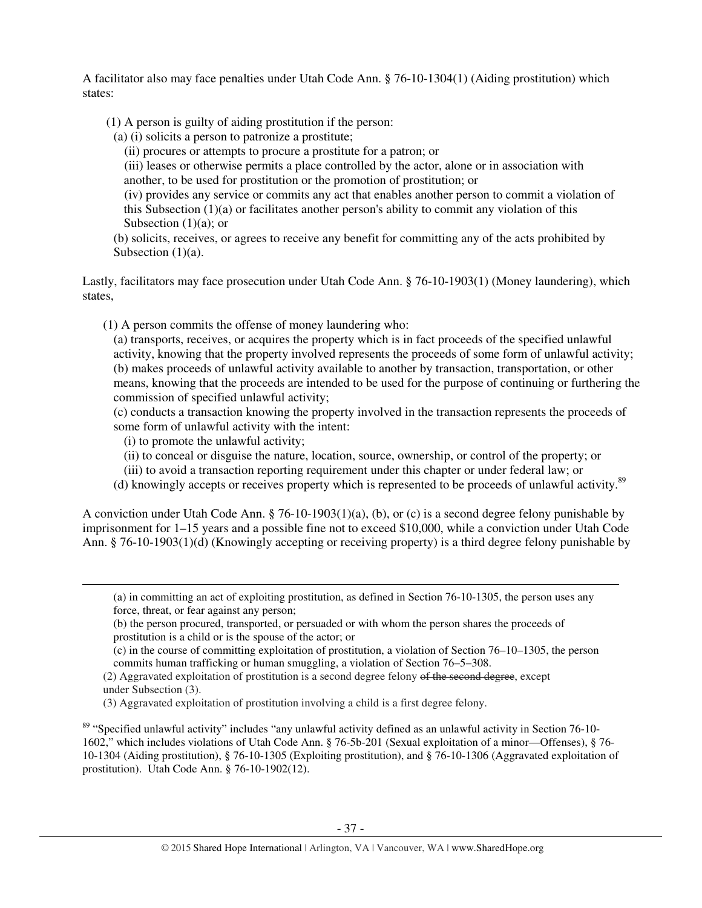A facilitator also may face penalties under Utah Code Ann. § 76-10-1304(1) (Aiding prostitution) which states:

> (1) A person is guilty of aiding prostitution if the person:
>
> (a) (i) solicits a person to patronize a prostitute;
>
> (ii) procures or attempts to procure a prostitute for a patron; or
>
> (iii) leases or otherwise permits a place controlled by the actor, alone or in association with another, to be used for prostitution or the promotion of prostitution; or
>
> (iv) provides any service or commits any act that enables another person to commit a violation of this Subsection (1)(a) or facilitates another person's ability to commit any violation of this Subsection (1)(a); or
>
> (b) solicits, receives, or agrees to receive any benefit for committing any of the acts prohibited by Subsection (1)(a).

Lastly, facilitators may face prosecution under Utah Code Ann. § 76-10-1903(1) (Money laundering), which states,

> (1) A person commits the offense of money laundering who:
>
> (a) transports, receives, or acquires the property which is in fact proceeds of the specified unlawful activity, knowing that the property involved represents the proceeds of some form of unlawful activity;
>
> (b) makes proceeds of unlawful activity available to another by transaction, transportation, or other means, knowing that the proceeds are intended to be used for the purpose of continuing or furthering the commission of specified unlawful activity;
>
> (c) conducts a transaction knowing the property involved in the transaction represents the proceeds of some form of unlawful activity with the intent:
>
> (i) to promote the unlawful activity;
>
> (ii) to conceal or disguise the nature, location, source, ownership, or control of the property; or
>
> (iii) to avoid a transaction reporting requirement under this chapter or under federal law; or
>
> (d) knowingly accepts or receives property which is represented to be proceeds of unlawful activity.[89]

A conviction under Utah Code Ann. § 76-10-1903(1)(a), (b), or (c) is a second degree felony punishable by imprisonment for 1–15 years and a possible fine not to exceed $10,000, while a conviction under Utah Code Ann. § 76-10-1903(1)(d) (Knowingly accepting or receiving property) is a third degree felony punishable by

---

> (a) in committing an act of exploiting prostitution, as defined in Section 76-10-1305, the person uses any force, threat, or fear against any person;
>
> (b) the person procured, transported, or persuaded or with whom the person shares the proceeds of prostitution is a child or is the spouse of the actor; or
>
> (c) in the course of committing exploitation of prostitution, a violation of Section 76–10–1305, the person commits human trafficking or human smuggling, a violation of Section 76–5–308.
>
> (2) Aggravated exploitation of prostitution is a second degree felony ~~of the second degree~~, except under Subsection (3).
>
> (3) Aggravated exploitation of prostitution involving a child is a first degree felony.

[89] "Specified unlawful activity" includes "any unlawful activity defined as an unlawful activity in Section 76-10-1602," which includes violations of Utah Code Ann. § 76-5b-201 (Sexual exploitation of a minor—Offenses), § 76-10-1304 (Aiding prostitution), § 76-10-1305 (Exploiting prostitution), and § 76-10-1306 (Aggravated exploitation of prostitution). Utah Code Ann. § 76-10-1902(12).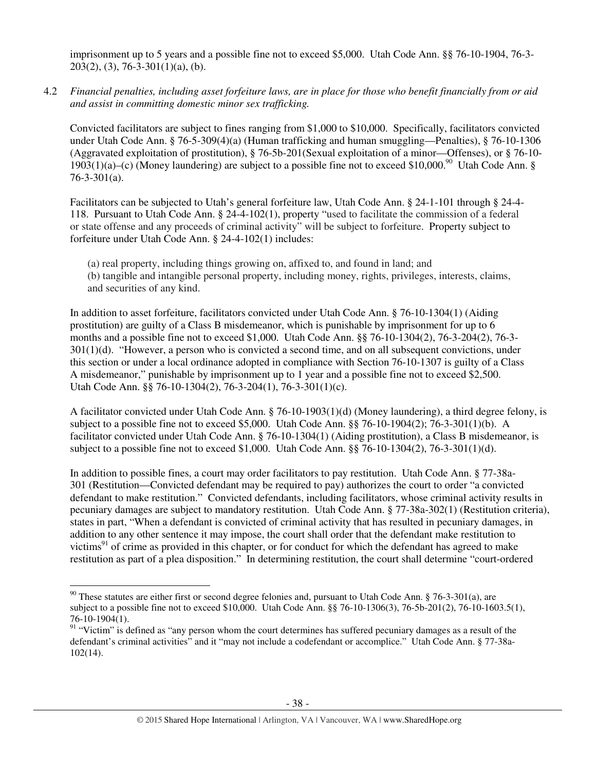imprisonment up to 5 years and a possible fine not to exceed $5,000. Utah Code Ann. §§ 76-10-1904, 76-3-203(2), (3), 76-3-301(1)(a), (b).

4.2 *Financial penalties, including asset forfeiture laws, are in place for those who benefit financially from or aid and assist in committing domestic minor sex trafficking.*

Convicted facilitators are subject to fines ranging from $1,000 to $10,000. Specifically, facilitators convicted under Utah Code Ann. § 76-5-309(4)(a) (Human trafficking and human smuggling—Penalties), § 76-10-1306 (Aggravated exploitation of prostitution), § 76-5b-201(Sexual exploitation of a minor—Offenses), or § 76-10-1903(1)(a)–(c) (Money laundering) are subject to a possible fine not to exceed $10,000.[90] Utah Code Ann. § 76-3-301(a).

Facilitators can be subjected to Utah's general forfeiture law, Utah Code Ann. § 24-1-101 through § 24-4-118. Pursuant to Utah Code Ann. § 24-4-102(1), property "used to facilitate the commission of a federal or state offense and any proceeds of criminal activity" will be subject to forfeiture. Property subject to forfeiture under Utah Code Ann. § 24-4-102(1) includes:

> (a) real property, including things growing on, affixed to, and found in land; and
> (b) tangible and intangible personal property, including money, rights, privileges, interests, claims, and securities of any kind.

In addition to asset forfeiture, facilitators convicted under Utah Code Ann. § 76-10-1304(1) (Aiding prostitution) are guilty of a Class B misdemeanor, which is punishable by imprisonment for up to 6 months and a possible fine not to exceed $1,000. Utah Code Ann. §§ 76-10-1304(2), 76-3-204(2), 76-3-301(1)(d). "However, a person who is convicted a second time, and on all subsequent convictions, under this section or under a local ordinance adopted in compliance with Section 76-10-1307 is guilty of a Class A misdemeanor," punishable by imprisonment up to 1 year and a possible fine not to exceed $2,500. Utah Code Ann. §§ 76-10-1304(2), 76-3-204(1), 76-3-301(1)(c).

A facilitator convicted under Utah Code Ann. § 76-10-1903(1)(d) (Money laundering), a third degree felony, is subject to a possible fine not to exceed $5,000. Utah Code Ann. §§ 76-10-1904(2); 76-3-301(1)(b). A facilitator convicted under Utah Code Ann. § 76-10-1304(1) (Aiding prostitution), a Class B misdemeanor, is subject to a possible fine not to exceed $1,000. Utah Code Ann. §§ 76-10-1304(2), 76-3-301(1)(d).

In addition to possible fines, a court may order facilitators to pay restitution. Utah Code Ann. § 77-38a-301 (Restitution—Convicted defendant may be required to pay) authorizes the court to order "a convicted defendant to make restitution." Convicted defendants, including facilitators, whose criminal activity results in pecuniary damages are subject to mandatory restitution. Utah Code Ann. § 77-38a-302(1) (Restitution criteria), states in part, "When a defendant is convicted of criminal activity that has resulted in pecuniary damages, in addition to any other sentence it may impose, the court shall order that the defendant make restitution to victims[91] of crime as provided in this chapter, or for conduct for which the defendant has agreed to make restitution as part of a plea disposition." In determining restitution, the court shall determine "court-ordered

---

[90] These statutes are either first or second degree felonies and, pursuant to Utah Code Ann. § 76-3-301(a), are subject to a possible fine not to exceed $10,000. Utah Code Ann. §§ 76-10-1306(3), 76-5b-201(2), 76-10-1603.5(1), 76-10-1904(1).

[91] "Victim" is defined as "any person whom the court determines has suffered pecuniary damages as a result of the defendant's criminal activities" and it "may not include a codefendant or accomplice." Utah Code Ann. § 77-38a-102(14).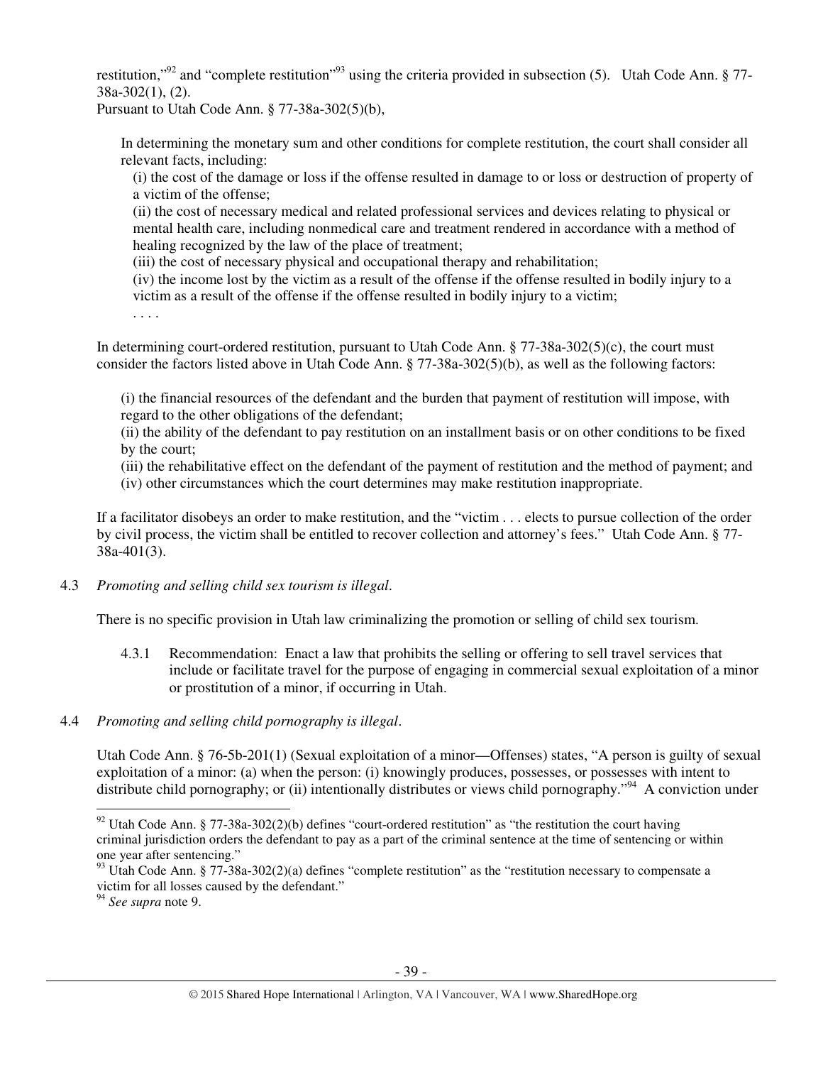restitution,"[92] and "complete restitution"[93] using the criteria provided in subsection (5). Utah Code Ann. § 77-38a-302(1), (2).

Pursuant to Utah Code Ann. § 77-38a-302(5)(b),

> In determining the monetary sum and other conditions for complete restitution, the court shall consider all relevant facts, including:
>
> (i) the cost of the damage or loss if the offense resulted in damage to or loss or destruction of property of a victim of the offense;
>
> (ii) the cost of necessary medical and related professional services and devices relating to physical or mental health care, including nonmedical care and treatment rendered in accordance with a method of healing recognized by the law of the place of treatment;
>
> (iii) the cost of necessary physical and occupational therapy and rehabilitation;
>
> (iv) the income lost by the victim as a result of the offense if the offense resulted in bodily injury to a victim as a result of the offense if the offense resulted in bodily injury to a victim;
>
> . . . .

In determining court-ordered restitution, pursuant to Utah Code Ann. § 77-38a-302(5)(c), the court must consider the factors listed above in Utah Code Ann. § 77-38a-302(5)(b), as well as the following factors:

> (i) the financial resources of the defendant and the burden that payment of restitution will impose, with regard to the other obligations of the defendant;
>
> (ii) the ability of the defendant to pay restitution on an installment basis or on other conditions to be fixed by the court;
>
> (iii) the rehabilitative effect on the defendant of the payment of restitution and the method of payment; and
>
> (iv) other circumstances which the court determines may make restitution inappropriate.

If a facilitator disobeys an order to make restitution, and the "victim . . . elects to pursue collection of the order by civil process, the victim shall be entitled to recover collection and attorney's fees." Utah Code Ann. § 77-38a-401(3).

4.3 *Promoting and selling child sex tourism is illegal*.

There is no specific provision in Utah law criminalizing the promotion or selling of child sex tourism.

4.3.1 Recommendation: Enact a law that prohibits the selling or offering to sell travel services that include or facilitate travel for the purpose of engaging in commercial sexual exploitation of a minor or prostitution of a minor, if occurring in Utah.

4.4 *Promoting and selling child pornography is illegal*.

Utah Code Ann. § 76-5b-201(1) (Sexual exploitation of a minor—Offenses) states, "A person is guilty of sexual exploitation of a minor: (a) when the person: (i) knowingly produces, possesses, or possesses with intent to distribute child pornography; or (ii) intentionally distributes or views child pornography."[94] A conviction under

---

[92] Utah Code Ann. § 77-38a-302(2)(b) defines "court-ordered restitution" as "the restitution the court having criminal jurisdiction orders the defendant to pay as a part of the criminal sentence at the time of sentencing or within one year after sentencing."

[93] Utah Code Ann. § 77-38a-302(2)(a) defines "complete restitution" as the "restitution necessary to compensate a victim for all losses caused by the defendant."

[94] *See supra* note 9.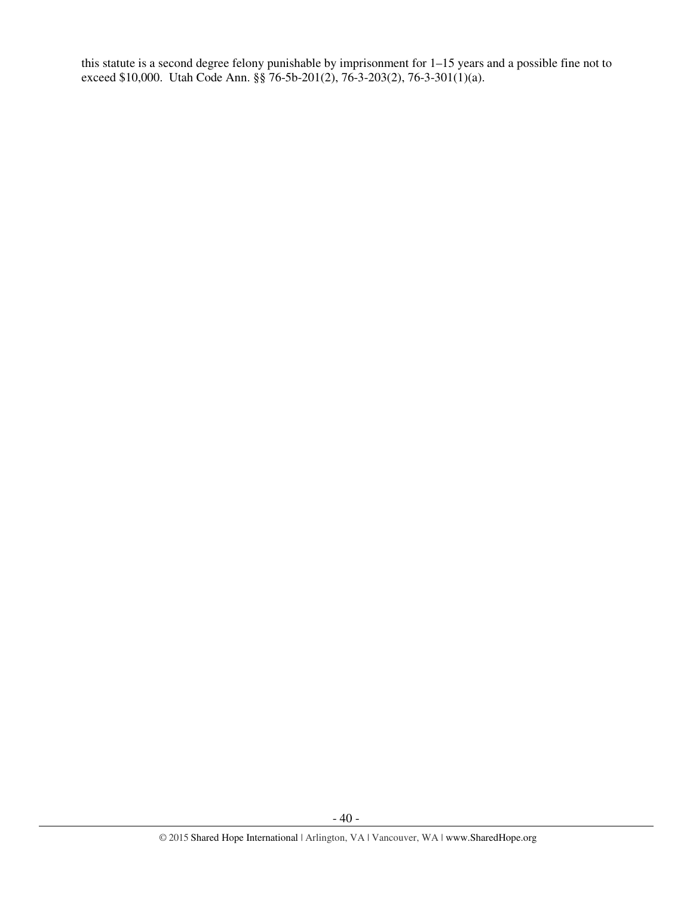this statute is a second degree felony punishable by imprisonment for 1–15 years and a possible fine not to exceed $10,000. Utah Code Ann. §§ 76-5b-201(2), 76-3-203(2), 76-3-301(1)(a).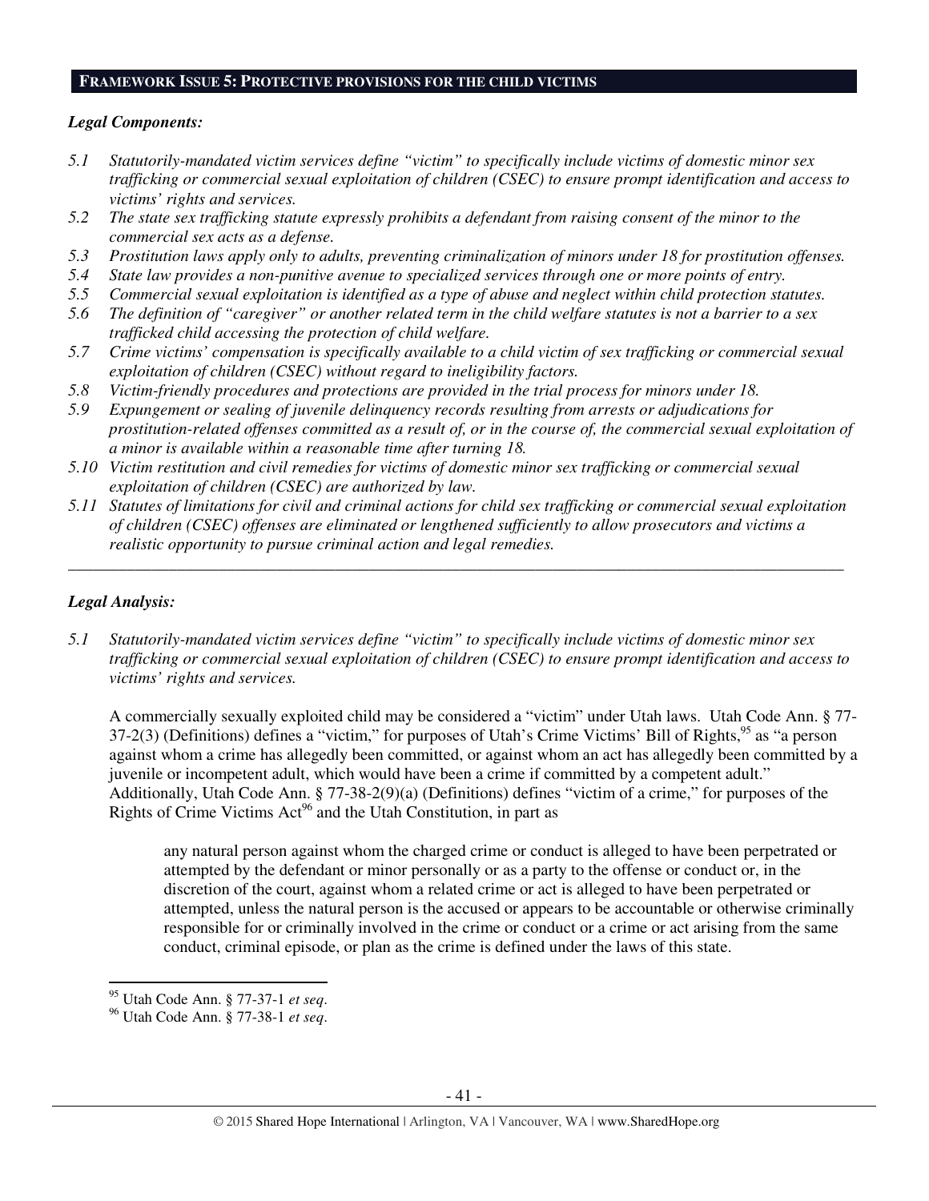## FRAMEWORK ISSUE 5: PROTECTIVE PROVISIONS FOR THE CHILD VICTIMS

### *Legal Components:*

*5.1 Statutorily-mandated victim services define "victim" to specifically include victims of domestic minor sex trafficking or commercial sexual exploitation of children (CSEC) to ensure prompt identification and access to victims' rights and services.*

*5.2 The state sex trafficking statute expressly prohibits a defendant from raising consent of the minor to the commercial sex acts as a defense.*

*5.3 Prostitution laws apply only to adults, preventing criminalization of minors under 18 for prostitution offenses.*

*5.4 State law provides a non-punitive avenue to specialized services through one or more points of entry.*

*5.5 Commercial sexual exploitation is identified as a type of abuse and neglect within child protection statutes.*

*5.6 The definition of "caregiver" or another related term in the child welfare statutes is not a barrier to a sex trafficked child accessing the protection of child welfare.*

*5.7 Crime victims' compensation is specifically available to a child victim of sex trafficking or commercial sexual exploitation of children (CSEC) without regard to ineligibility factors.*

*5.8 Victim-friendly procedures and protections are provided in the trial process for minors under 18.*

*5.9 Expungement or sealing of juvenile delinquency records resulting from arrests or adjudications for prostitution-related offenses committed as a result of, or in the course of, the commercial sexual exploitation of a minor is available within a reasonable time after turning 18.*

*5.10 Victim restitution and civil remedies for victims of domestic minor sex trafficking or commercial sexual exploitation of children (CSEC) are authorized by law.*

*5.11 Statutes of limitations for civil and criminal actions for child sex trafficking or commercial sexual exploitation of children (CSEC) offenses are eliminated or lengthened sufficiently to allow prosecutors and victims a realistic opportunity to pursue criminal action and legal remedies.*

---

### *Legal Analysis:*

*5.1 Statutorily-mandated victim services define "victim" to specifically include victims of domestic minor sex trafficking or commercial sexual exploitation of children (CSEC) to ensure prompt identification and access to victims' rights and services.*

A commercially sexually exploited child may be considered a "victim" under Utah laws. Utah Code Ann. § 77-37-2(3) (Definitions) defines a "victim," for purposes of Utah's Crime Victims' Bill of Rights,[95] as "a person against whom a crime has allegedly been committed, or against whom an act has allegedly been committed by a juvenile or incompetent adult, which would have been a crime if committed by a competent adult." Additionally, Utah Code Ann. § 77-38-2(9)(a) (Definitions) defines "victim of a crime," for purposes of the Rights of Crime Victims Act[96] and the Utah Constitution, in part as

> any natural person against whom the charged crime or conduct is alleged to have been perpetrated or attempted by the defendant or minor personally or as a party to the offense or conduct or, in the discretion of the court, against whom a related crime or act is alleged to have been perpetrated or attempted, unless the natural person is the accused or appears to be accountable or otherwise criminally responsible for or criminally involved in the crime or conduct or a crime or act arising from the same conduct, criminal episode, or plan as the crime is defined under the laws of this state.

---

[95] Utah Code Ann. § 77-37-1 *et seq*.

[96] Utah Code Ann. § 77-38-1 *et seq*.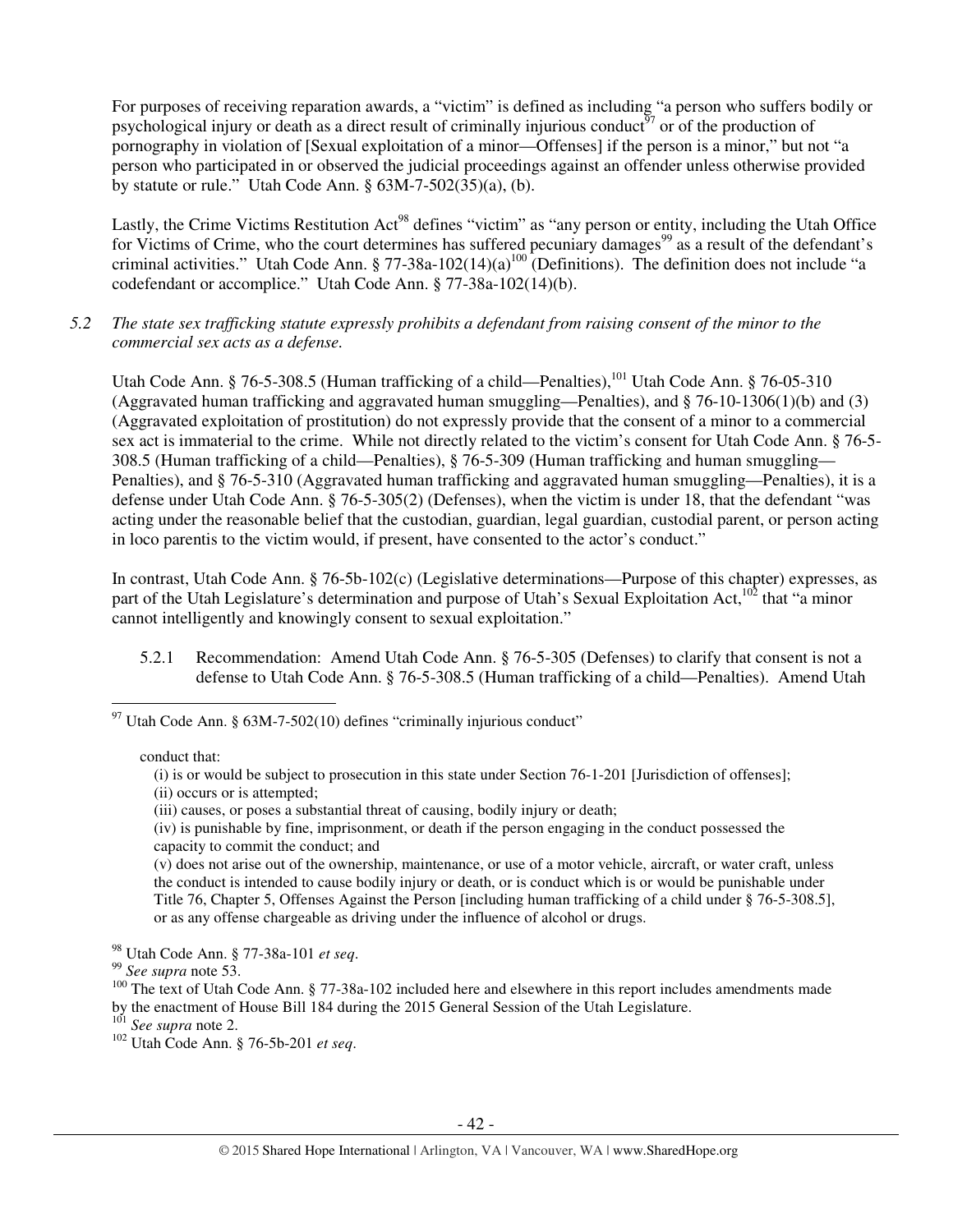For purposes of receiving reparation awards, a "victim" is defined as including "a person who suffers bodily or psychological injury or death as a direct result of criminally injurious conduct[97] or of the production of pornography in violation of [Sexual exploitation of a minor—Offenses] if the person is a minor," but not "a person who participated in or observed the judicial proceedings against an offender unless otherwise provided by statute or rule." Utah Code Ann. § 63M-7-502(35)(a), (b).

Lastly, the Crime Victims Restitution Act[98] defines "victim" as "any person or entity, including the Utah Office for Victims of Crime, who the court determines has suffered pecuniary damages[99] as a result of the defendant's criminal activities." Utah Code Ann. § 77-38a-102(14)(a)[100] (Definitions). The definition does not include "a codefendant or accomplice." Utah Code Ann. § 77-38a-102(14)(b).

*5.2 The state sex trafficking statute expressly prohibits a defendant from raising consent of the minor to the commercial sex acts as a defense.*

Utah Code Ann. § 76-5-308.5 (Human trafficking of a child—Penalties),[101] Utah Code Ann. § 76-05-310 (Aggravated human trafficking and aggravated human smuggling—Penalties), and § 76-10-1306(1)(b) and (3) (Aggravated exploitation of prostitution) do not expressly provide that the consent of a minor to a commercial sex act is immaterial to the crime. While not directly related to the victim's consent for Utah Code Ann. § 76-5-308.5 (Human trafficking of a child—Penalties), § 76-5-309 (Human trafficking and human smuggling—Penalties), and § 76-5-310 (Aggravated human trafficking and aggravated human smuggling—Penalties), it is a defense under Utah Code Ann. § 76-5-305(2) (Defenses), when the victim is under 18, that the defendant "was acting under the reasonable belief that the custodian, guardian, legal guardian, custodial parent, or person acting in loco parentis to the victim would, if present, have consented to the actor's conduct."

In contrast, Utah Code Ann. § 76-5b-102(c) (Legislative determinations—Purpose of this chapter) expresses, as part of the Utah Legislature's determination and purpose of Utah's Sexual Exploitation Act,[102] that "a minor cannot intelligently and knowingly consent to sexual exploitation."

5.2.1 Recommendation: Amend Utah Code Ann. § 76-5-305 (Defenses) to clarify that consent is not a defense to Utah Code Ann. § 76-5-308.5 (Human trafficking of a child—Penalties). Amend Utah

---

[97] Utah Code Ann. § 63M-7-502(10) defines "criminally injurious conduct"

> conduct that:
> (i) is or would be subject to prosecution in this state under Section 76-1-201 [Jurisdiction of offenses];
> (ii) occurs or is attempted;
> (iii) causes, or poses a substantial threat of causing, bodily injury or death;
> (iv) is punishable by fine, imprisonment, or death if the person engaging in the conduct possessed the capacity to commit the conduct; and
> (v) does not arise out of the ownership, maintenance, or use of a motor vehicle, aircraft, or water craft, unless the conduct is intended to cause bodily injury or death, or is conduct which is or would be punishable under Title 76, Chapter 5, Offenses Against the Person [including human trafficking of a child under § 76-5-308.5], or as any offense chargeable as driving under the influence of alcohol or drugs.

[98] Utah Code Ann. § 77-38a-101 *et seq*.

[99] *See supra* note 53.

[100] The text of Utah Code Ann. § 77-38a-102 included here and elsewhere in this report includes amendments made by the enactment of House Bill 184 during the 2015 General Session of the Utah Legislature.

[101] *See supra* note 2.

[102] Utah Code Ann. § 76-5b-201 *et seq*.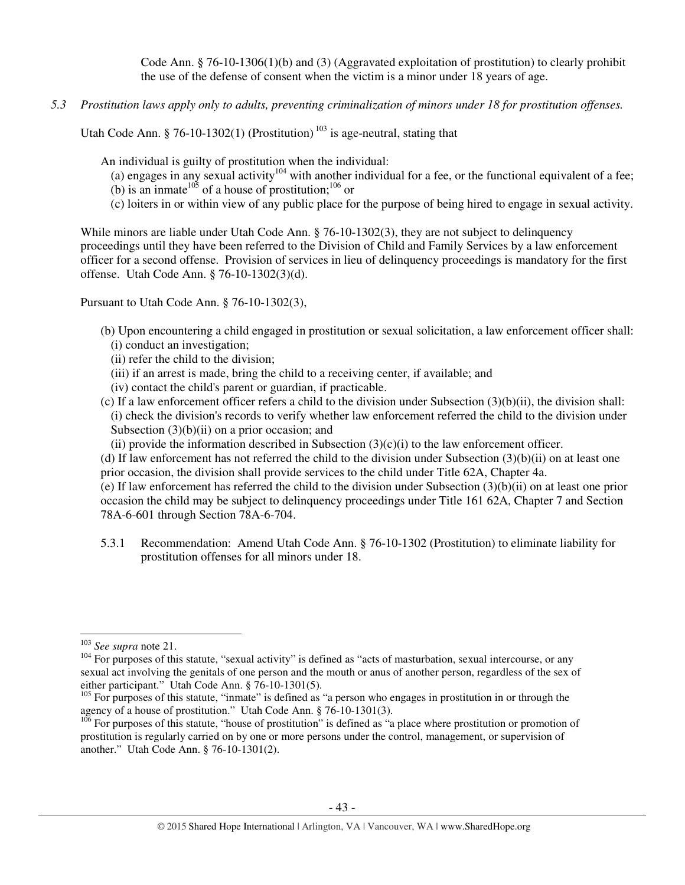Code Ann. § 76-10-1306(1)(b) and (3) (Aggravated exploitation of prostitution) to clearly prohibit the use of the defense of consent when the victim is a minor under 18 years of age.

*5.3 Prostitution laws apply only to adults, preventing criminalization of minors under 18 for prostitution offenses.*

Utah Code Ann. § 76-10-1302(1) (Prostitution) [103] is age-neutral, stating that

> An individual is guilty of prostitution when the individual:
> (a) engages in any sexual activity[104] with another individual for a fee, or the functional equivalent of a fee;
> (b) is an inmate[105] of a house of prostitution;[106] or
> (c) loiters in or within view of any public place for the purpose of being hired to engage in sexual activity.

While minors are liable under Utah Code Ann. § 76-10-1302(3), they are not subject to delinquency proceedings until they have been referred to the Division of Child and Family Services by a law enforcement officer for a second offense. Provision of services in lieu of delinquency proceedings is mandatory for the first offense. Utah Code Ann. § 76-10-1302(3)(d).

Pursuant to Utah Code Ann. § 76-10-1302(3),

> (b) Upon encountering a child engaged in prostitution or sexual solicitation, a law enforcement officer shall:
> (i) conduct an investigation;
> (ii) refer the child to the division;
> (iii) if an arrest is made, bring the child to a receiving center, if available; and
> (iv) contact the child's parent or guardian, if practicable.
>
> (c) If a law enforcement officer refers a child to the division under Subsection (3)(b)(ii), the division shall:
> (i) check the division's records to verify whether law enforcement referred the child to the division under Subsection (3)(b)(ii) on a prior occasion; and
> (ii) provide the information described in Subsection (3)(c)(i) to the law enforcement officer.
>
> (d) If law enforcement has not referred the child to the division under Subsection (3)(b)(ii) on at least one prior occasion, the division shall provide services to the child under Title 62A, Chapter 4a.
> (e) If law enforcement has referred the child to the division under Subsection (3)(b)(ii) on at least one prior occasion the child may be subject to delinquency proceedings under Title 161 62A, Chapter 7 and Section 78A-6-601 through Section 78A-6-704.

5.3.1 Recommendation: Amend Utah Code Ann. § 76-10-1302 (Prostitution) to eliminate liability for prostitution offenses for all minors under 18.

---

[103] *See supra* note 21.

[104] For purposes of this statute, "sexual activity" is defined as "acts of masturbation, sexual intercourse, or any sexual act involving the genitals of one person and the mouth or anus of another person, regardless of the sex of either participant." Utah Code Ann. § 76-10-1301(5).

[105] For purposes of this statute, "inmate" is defined as "a person who engages in prostitution in or through the agency of a house of prostitution." Utah Code Ann. § 76-10-1301(3).

[106] For purposes of this statute, "house of prostitution" is defined as "a place where prostitution or promotion of prostitution is regularly carried on by one or more persons under the control, management, or supervision of another." Utah Code Ann. § 76-10-1301(2).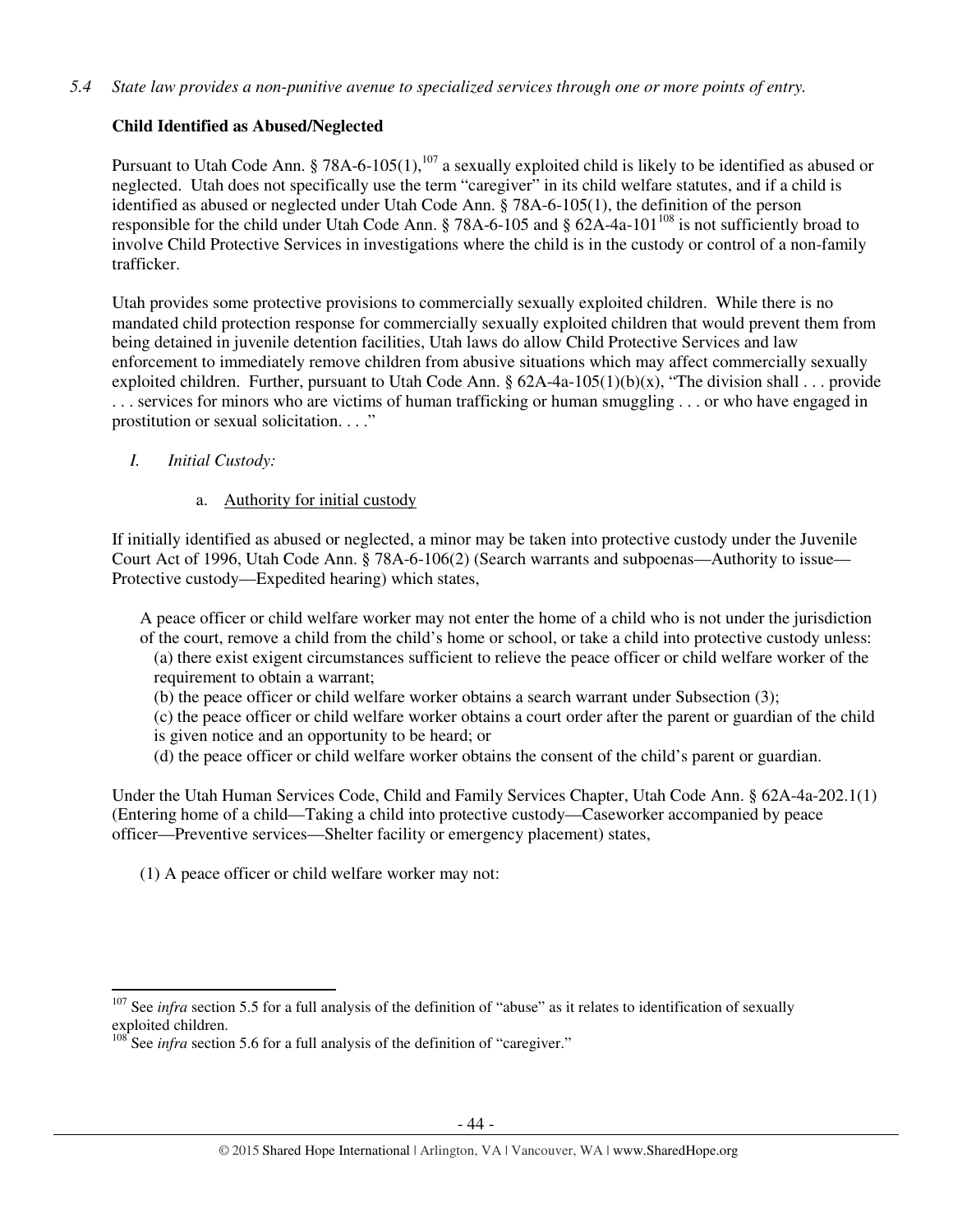*5.4 State law provides a non-punitive avenue to specialized services through one or more points of entry.*

**Child Identified as Abused/Neglected**

Pursuant to Utah Code Ann. § 78A-6-105(1),[107] a sexually exploited child is likely to be identified as abused or neglected. Utah does not specifically use the term "caregiver" in its child welfare statutes, and if a child is identified as abused or neglected under Utah Code Ann. § 78A-6-105(1), the definition of the person responsible for the child under Utah Code Ann. § 78A-6-105 and § 62A-4a-101[108] is not sufficiently broad to involve Child Protective Services in investigations where the child is in the custody or control of a non-family trafficker.

Utah provides some protective provisions to commercially sexually exploited children. While there is no mandated child protection response for commercially sexually exploited children that would prevent them from being detained in juvenile detention facilities, Utah laws do allow Child Protective Services and law enforcement to immediately remove children from abusive situations which may affect commercially sexually exploited children. Further, pursuant to Utah Code Ann. § 62A-4a-105(1)(b)(x), "The division shall . . . provide . . . services for minors who are victims of human trafficking or human smuggling . . . or who have engaged in prostitution or sexual solicitation. . . ."

*I. Initial Custody:*

a. Authority for initial custody

If initially identified as abused or neglected, a minor may be taken into protective custody under the Juvenile Court Act of 1996, Utah Code Ann. § 78A-6-106(2) (Search warrants and subpoenas—Authority to issue—Protective custody—Expedited hearing) which states,

> A peace officer or child welfare worker may not enter the home of a child who is not under the jurisdiction of the court, remove a child from the child's home or school, or take a child into protective custody unless:
> (a) there exist exigent circumstances sufficient to relieve the peace officer or child welfare worker of the requirement to obtain a warrant;
> (b) the peace officer or child welfare worker obtains a search warrant under Subsection (3);
> (c) the peace officer or child welfare worker obtains a court order after the parent or guardian of the child is given notice and an opportunity to be heard; or
> (d) the peace officer or child welfare worker obtains the consent of the child's parent or guardian.

Under the Utah Human Services Code, Child and Family Services Chapter, Utah Code Ann. § 62A-4a-202.1(1) (Entering home of a child—Taking a child into protective custody—Caseworker accompanied by peace officer—Preventive services—Shelter facility or emergency placement) states,

> (1) A peace officer or child welfare worker may not:

---

[107] See *infra* section 5.5 for a full analysis of the definition of "abuse" as it relates to identification of sexually exploited children.

[108] See *infra* section 5.6 for a full analysis of the definition of "caregiver."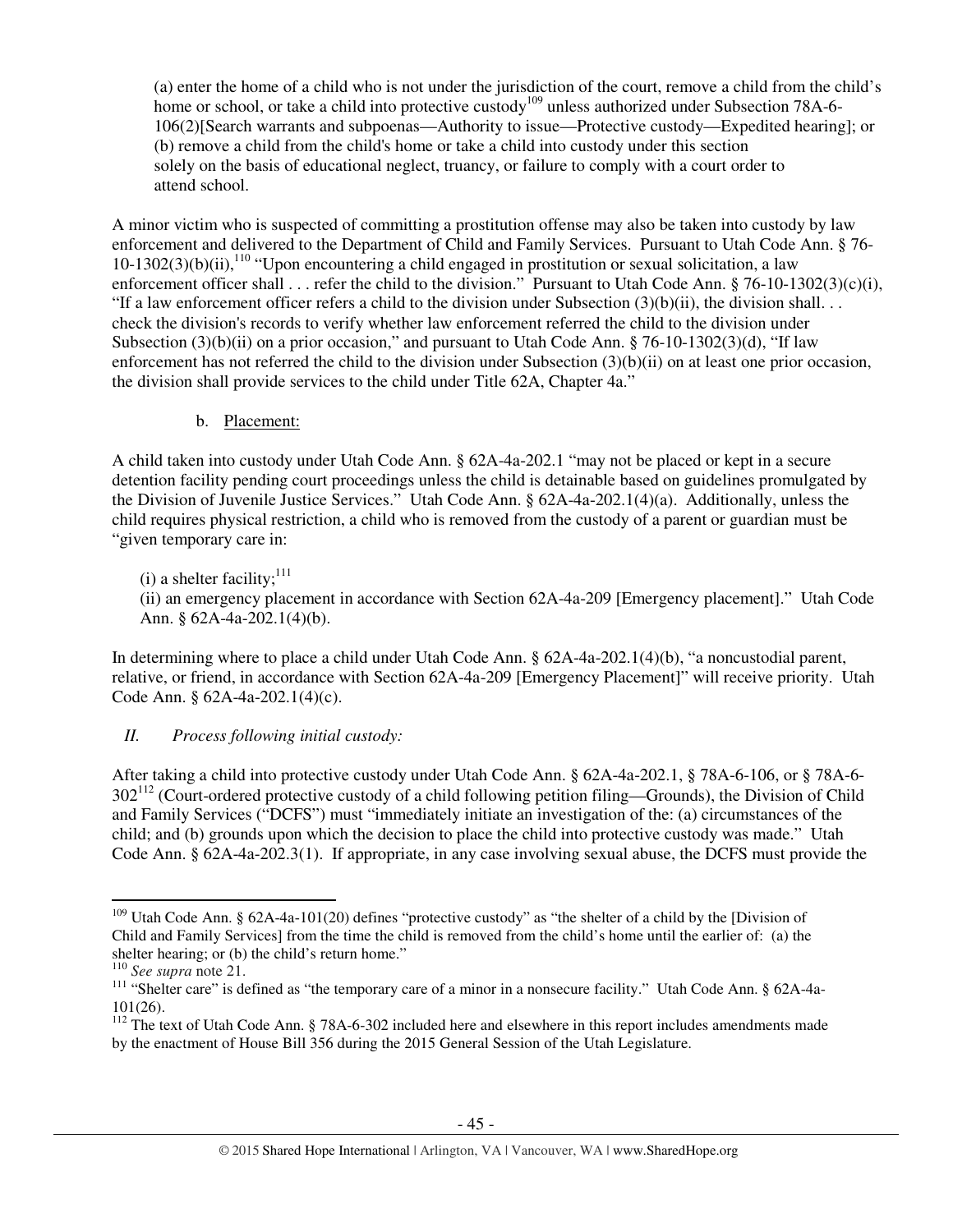(a) enter the home of a child who is not under the jurisdiction of the court, remove a child from the child's home or school, or take a child into protective custody[109] unless authorized under Subsection 78A-6-106(2)[Search warrants and subpoenas—Authority to issue—Protective custody—Expedited hearing]; or
(b) remove a child from the child's home or take a child into custody under this section solely on the basis of educational neglect, truancy, or failure to comply with a court order to attend school.

A minor victim who is suspected of committing a prostitution offense may also be taken into custody by law enforcement and delivered to the Department of Child and Family Services. Pursuant to Utah Code Ann. § 76-10-1302(3)(b)(ii),[110] "Upon encountering a child engaged in prostitution or sexual solicitation, a law enforcement officer shall . . . refer the child to the division." Pursuant to Utah Code Ann. § 76-10-1302(3)(c)(i), "If a law enforcement officer refers a child to the division under Subsection (3)(b)(ii), the division shall. . . check the division's records to verify whether law enforcement referred the child to the division under Subsection (3)(b)(ii) on a prior occasion," and pursuant to Utah Code Ann. § 76-10-1302(3)(d), "If law enforcement has not referred the child to the division under Subsection (3)(b)(ii) on at least one prior occasion, the division shall provide services to the child under Title 62A, Chapter 4a."

b. Placement:

A child taken into custody under Utah Code Ann. § 62A-4a-202.1 "may not be placed or kept in a secure detention facility pending court proceedings unless the child is detainable based on guidelines promulgated by the Division of Juvenile Justice Services." Utah Code Ann. § 62A-4a-202.1(4)(a). Additionally, unless the child requires physical restriction, a child who is removed from the custody of a parent or guardian must be "given temporary care in:

(i) a shelter facility;[111]
(ii) an emergency placement in accordance with Section 62A-4a-209 [Emergency placement]." Utah Code Ann. § 62A-4a-202.1(4)(b).

In determining where to place a child under Utah Code Ann. § 62A-4a-202.1(4)(b), "a noncustodial parent, relative, or friend, in accordance with Section 62A-4a-209 [Emergency Placement]" will receive priority. Utah Code Ann. § 62A-4a-202.1(4)(c).

*II. Process following initial custody:*

After taking a child into protective custody under Utah Code Ann. § 62A-4a-202.1, § 78A-6-106, or § 78A-6-302[112] (Court-ordered protective custody of a child following petition filing—Grounds), the Division of Child and Family Services ("DCFS") must "immediately initiate an investigation of the: (a) circumstances of the child; and (b) grounds upon which the decision to place the child into protective custody was made." Utah Code Ann. § 62A-4a-202.3(1). If appropriate, in any case involving sexual abuse, the DCFS must provide the

---

[109] Utah Code Ann. § 62A-4a-101(20) defines "protective custody" as "the shelter of a child by the [Division of Child and Family Services] from the time the child is removed from the child's home until the earlier of: (a) the shelter hearing; or (b) the child's return home."

[110] *See supra* note 21.

[111] "Shelter care" is defined as "the temporary care of a minor in a nonsecure facility." Utah Code Ann. § 62A-4a-101(26).

[112] The text of Utah Code Ann. § 78A-6-302 included here and elsewhere in this report includes amendments made by the enactment of House Bill 356 during the 2015 General Session of the Utah Legislature.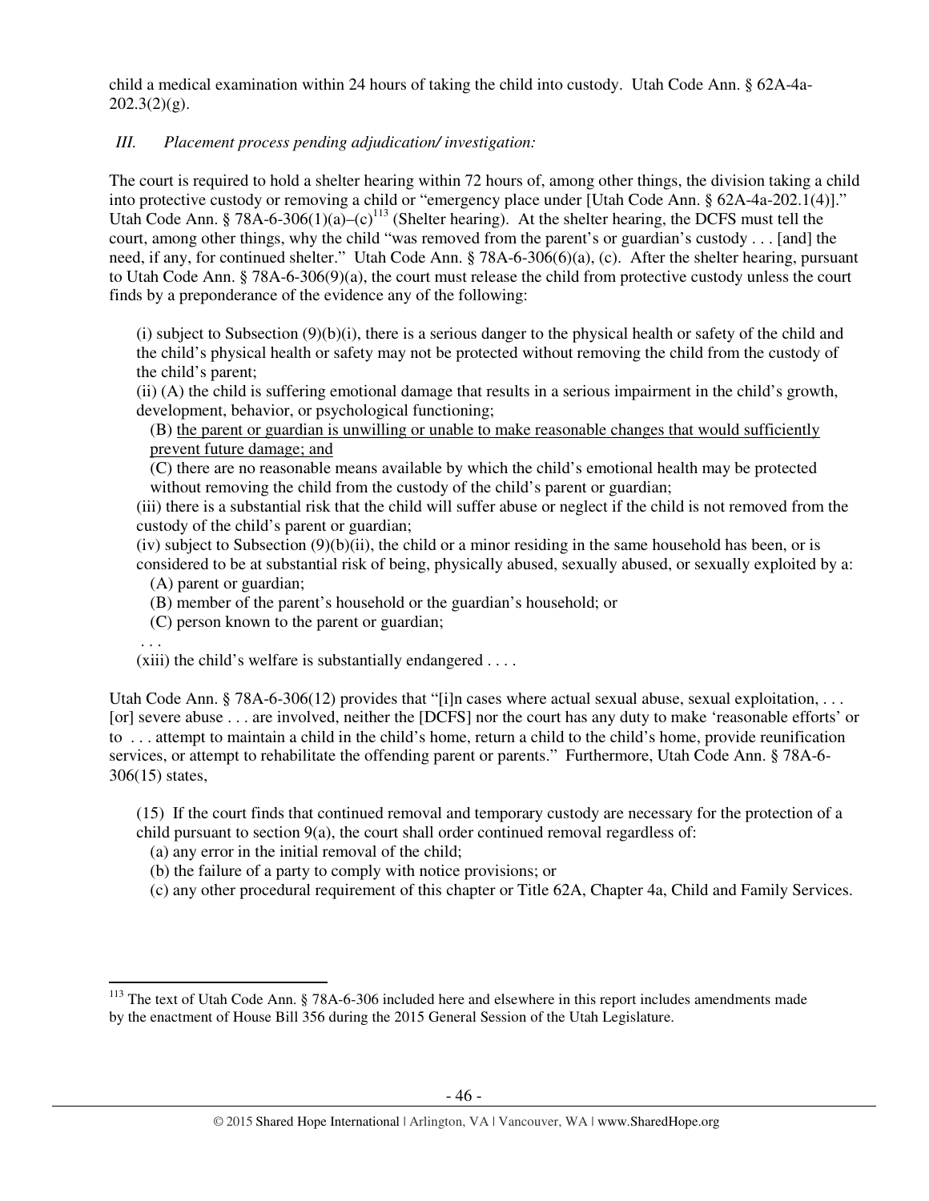child a medical examination within 24 hours of taking the child into custody. Utah Code Ann. § 62A-4a-202.3(2)(g).

*III. Placement process pending adjudication/ investigation:*

The court is required to hold a shelter hearing within 72 hours of, among other things, the division taking a child into protective custody or removing a child or "emergency place under [Utah Code Ann. § 62A-4a-202.1(4)]." Utah Code Ann. § 78A-6-306(1)(a)–(c)[113] (Shelter hearing). At the shelter hearing, the DCFS must tell the court, among other things, why the child "was removed from the parent's or guardian's custody . . . [and] the need, if any, for continued shelter." Utah Code Ann. § 78A-6-306(6)(a), (c). After the shelter hearing, pursuant to Utah Code Ann. § 78A-6-306(9)(a), the court must release the child from protective custody unless the court finds by a preponderance of the evidence any of the following:

> (i) subject to Subsection (9)(b)(i), there is a serious danger to the physical health or safety of the child and the child's physical health or safety may not be protected without removing the child from the custody of the child's parent;
>
> (ii) (A) the child is suffering emotional damage that results in a serious impairment in the child's growth, development, behavior, or psychological functioning;
>
> (B) <u>the parent or guardian is unwilling or unable to make reasonable changes that would sufficiently prevent future damage; and</u>
>
> (C) there are no reasonable means available by which the child's emotional health may be protected without removing the child from the custody of the child's parent or guardian;
>
> (iii) there is a substantial risk that the child will suffer abuse or neglect if the child is not removed from the custody of the child's parent or guardian;
>
> (iv) subject to Subsection (9)(b)(ii), the child or a minor residing in the same household has been, or is considered to be at substantial risk of being, physically abused, sexually abused, or sexually exploited by a:
>
> (A) parent or guardian;
>
> (B) member of the parent's household or the guardian's household; or
>
> (C) person known to the parent or guardian;
>
> . . .
>
> (xiii) the child's welfare is substantially endangered . . . .

Utah Code Ann. § 78A-6-306(12) provides that "[i]n cases where actual sexual abuse, sexual exploitation, . . . [or] severe abuse . . . are involved, neither the [DCFS] nor the court has any duty to make 'reasonable efforts' or to . . . attempt to maintain a child in the child's home, return a child to the child's home, provide reunification services, or attempt to rehabilitate the offending parent or parents." Furthermore, Utah Code Ann. § 78A-6-306(15) states,

> (15) If the court finds that continued removal and temporary custody are necessary for the protection of a child pursuant to section 9(a), the court shall order continued removal regardless of:
>
> (a) any error in the initial removal of the child;
>
> (b) the failure of a party to comply with notice provisions; or
>
> (c) any other procedural requirement of this chapter or Title 62A, Chapter 4a, Child and Family Services.

---

[113] The text of Utah Code Ann. § 78A-6-306 included here and elsewhere in this report includes amendments made by the enactment of House Bill 356 during the 2015 General Session of the Utah Legislature.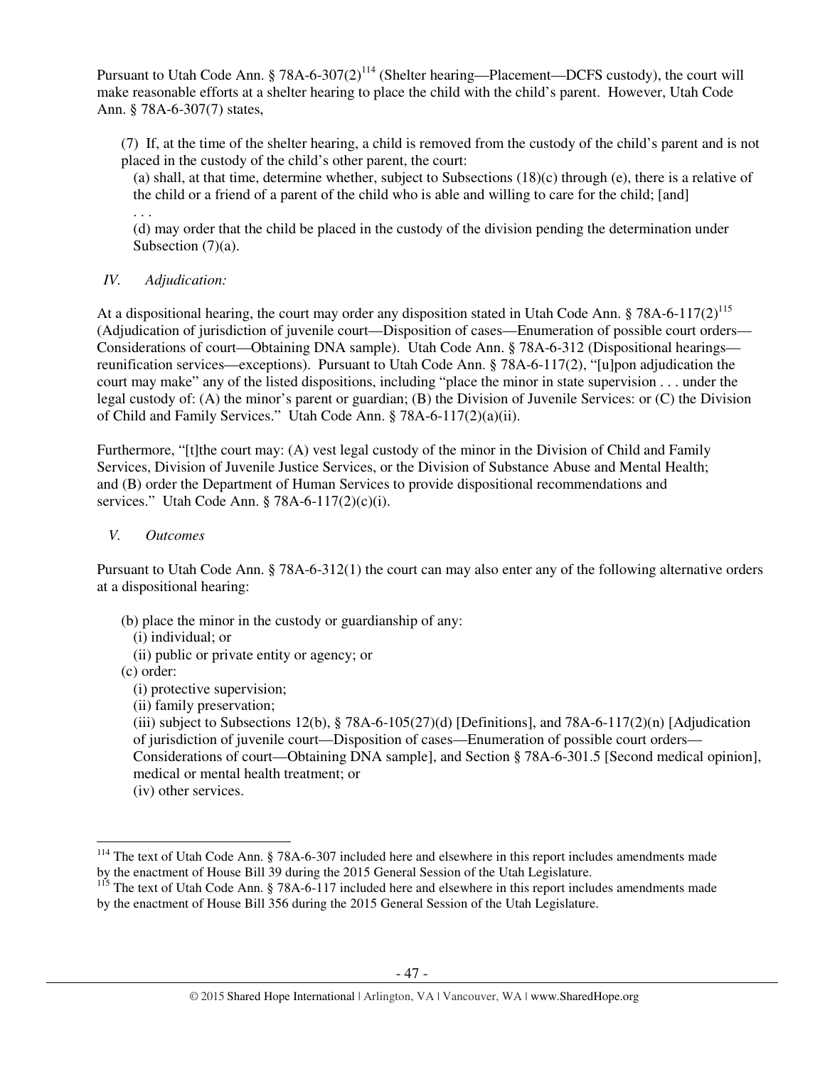Pursuant to Utah Code Ann. § 78A-6-307(2)[114] (Shelter hearing—Placement—DCFS custody), the court will make reasonable efforts at a shelter hearing to place the child with the child's parent. However, Utah Code Ann. § 78A-6-307(7) states,

> (7) If, at the time of the shelter hearing, a child is removed from the custody of the child's parent and is not placed in the custody of the child's other parent, the court:
>
> (a) shall, at that time, determine whether, subject to Subsections (18)(c) through (e), there is a relative of the child or a friend of a parent of the child who is able and willing to care for the child; [and]
>
> . . .
>
> (d) may order that the child be placed in the custody of the division pending the determination under Subsection (7)(a).

## IV. *Adjudication:*

At a dispositional hearing, the court may order any disposition stated in Utah Code Ann. § 78A-6-117(2)[115] (Adjudication of jurisdiction of juvenile court—Disposition of cases—Enumeration of possible court orders—Considerations of court—Obtaining DNA sample). Utah Code Ann. § 78A-6-312 (Dispositional hearings—reunification services—exceptions). Pursuant to Utah Code Ann. § 78A-6-117(2), "[u]pon adjudication the court may make" any of the listed dispositions, including "place the minor in state supervision . . . under the legal custody of: (A) the minor's parent or guardian; (B) the Division of Juvenile Services: or (C) the Division of Child and Family Services." Utah Code Ann. § 78A-6-117(2)(a)(ii).

Furthermore, "[t]the court may: (A) vest legal custody of the minor in the Division of Child and Family Services, Division of Juvenile Justice Services, or the Division of Substance Abuse and Mental Health; and (B) order the Department of Human Services to provide dispositional recommendations and services." Utah Code Ann. § 78A-6-117(2)(c)(i).

## V. *Outcomes*

Pursuant to Utah Code Ann. § 78A-6-312(1) the court can may also enter any of the following alternative orders at a dispositional hearing:

> (b) place the minor in the custody or guardianship of any:
>
> (i) individual; or
>
> (ii) public or private entity or agency; or
>
> (c) order:
>
> (i) protective supervision;
>
> (ii) family preservation;
>
> (iii) subject to Subsections 12(b), § 78A-6-105(27)(d) [Definitions], and 78A-6-117(2)(n) [Adjudication of jurisdiction of juvenile court—Disposition of cases—Enumeration of possible court orders—Considerations of court—Obtaining DNA sample], and Section § 78A-6-301.5 [Second medical opinion], medical or mental health treatment; or
>
> (iv) other services.

---

[114] The text of Utah Code Ann. § 78A-6-307 included here and elsewhere in this report includes amendments made by the enactment of House Bill 39 during the 2015 General Session of the Utah Legislature.

[115] The text of Utah Code Ann. § 78A-6-117 included here and elsewhere in this report includes amendments made by the enactment of House Bill 356 during the 2015 General Session of the Utah Legislature.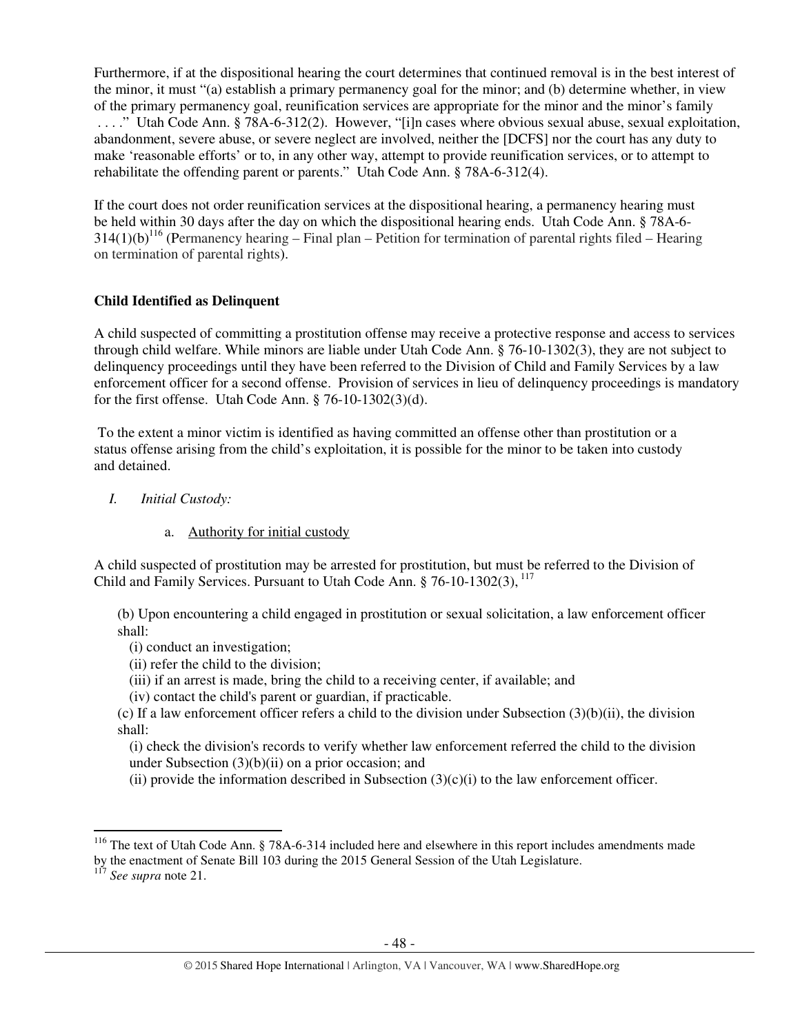Furthermore, if at the dispositional hearing the court determines that continued removal is in the best interest of the minor, it must "(a) establish a primary permanency goal for the minor; and (b) determine whether, in view of the primary permanency goal, reunification services are appropriate for the minor and the minor's family . . . ." Utah Code Ann. § 78A-6-312(2). However, "[i]n cases where obvious sexual abuse, sexual exploitation, abandonment, severe abuse, or severe neglect are involved, neither the [DCFS] nor the court has any duty to make 'reasonable efforts' or to, in any other way, attempt to provide reunification services, or to attempt to rehabilitate the offending parent or parents." Utah Code Ann. § 78A-6-312(4).

If the court does not order reunification services at the dispositional hearing, a permanency hearing must be held within 30 days after the day on which the dispositional hearing ends. Utah Code Ann. § 78A-6-314(1)(b)[116] (Permanency hearing – Final plan – Petition for termination of parental rights filed – Hearing on termination of parental rights).

**Child Identified as Delinquent**

A child suspected of committing a prostitution offense may receive a protective response and access to services through child welfare. While minors are liable under Utah Code Ann. § 76-10-1302(3), they are not subject to delinquency proceedings until they have been referred to the Division of Child and Family Services by a law enforcement officer for a second offense. Provision of services in lieu of delinquency proceedings is mandatory for the first offense. Utah Code Ann. § 76-10-1302(3)(d).

To the extent a minor victim is identified as having committed an offense other than prostitution or a status offense arising from the child's exploitation, it is possible for the minor to be taken into custody and detained.

I. *Initial Custody:*

   a. Authority for initial custody

A child suspected of prostitution may be arrested for prostitution, but must be referred to the Division of Child and Family Services. Pursuant to Utah Code Ann. § 76-10-1302(3), [117]

> (b) Upon encountering a child engaged in prostitution or sexual solicitation, a law enforcement officer shall:
> (i) conduct an investigation;
> (ii) refer the child to the division;
> (iii) if an arrest is made, bring the child to a receiving center, if available; and
> (iv) contact the child's parent or guardian, if practicable.
> (c) If a law enforcement officer refers a child to the division under Subsection (3)(b)(ii), the division shall:
> (i) check the division's records to verify whether law enforcement referred the child to the division under Subsection (3)(b)(ii) on a prior occasion; and
> (ii) provide the information described in Subsection (3)(c)(i) to the law enforcement officer.

---

[116] The text of Utah Code Ann. § 78A-6-314 included here and elsewhere in this report includes amendments made by the enactment of Senate Bill 103 during the 2015 General Session of the Utah Legislature.

[117] *See supra* note 21.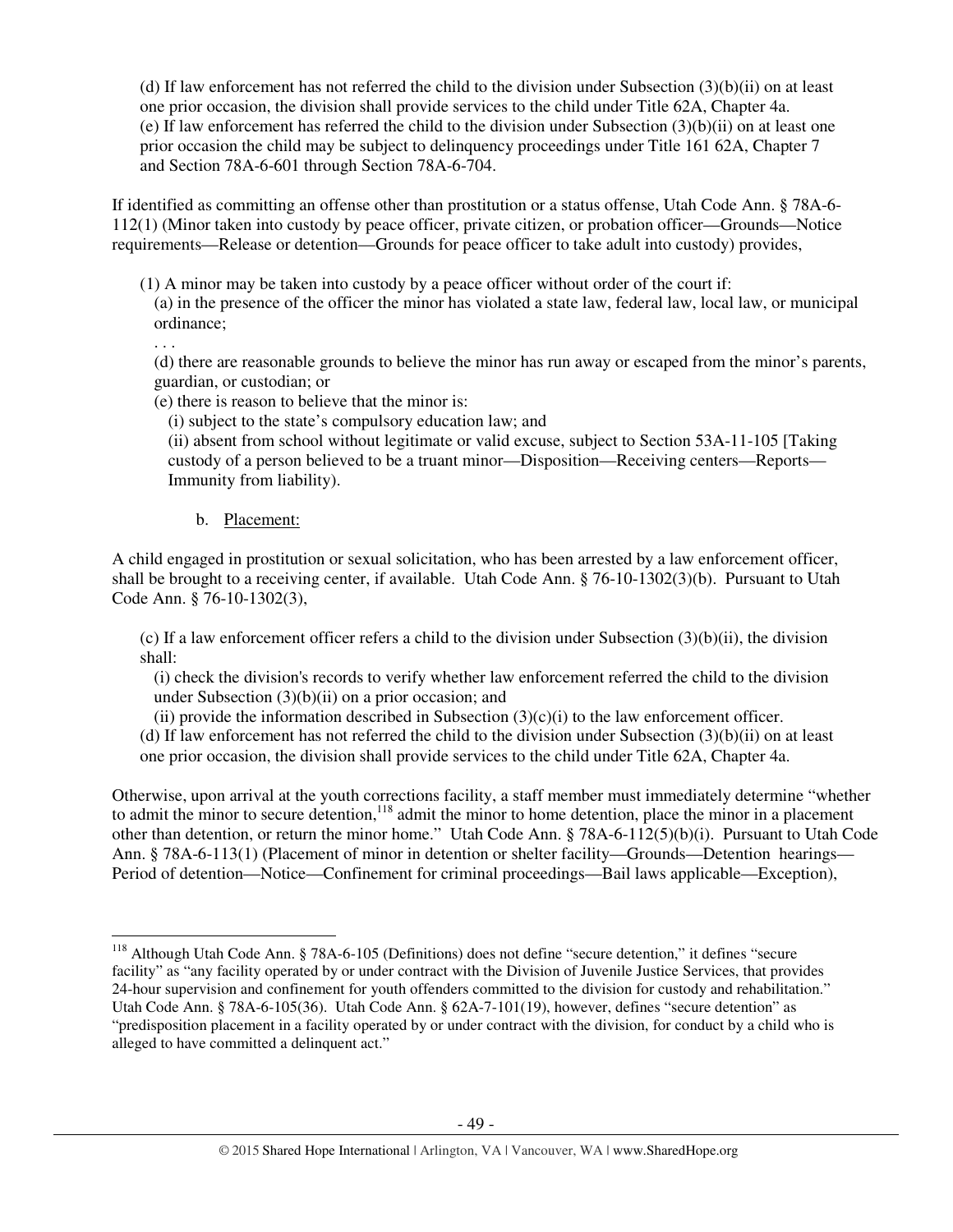(d) If law enforcement has not referred the child to the division under Subsection (3)(b)(ii) on at least one prior occasion, the division shall provide services to the child under Title 62A, Chapter 4a.
(e) If law enforcement has referred the child to the division under Subsection (3)(b)(ii) on at least one prior occasion the child may be subject to delinquency proceedings under Title 161 62A, Chapter 7 and Section 78A-6-601 through Section 78A-6-704.

If identified as committing an offense other than prostitution or a status offense, Utah Code Ann. § 78A-6-112(1) (Minor taken into custody by peace officer, private citizen, or probation officer—Grounds—Notice requirements—Release or detention—Grounds for peace officer to take adult into custody) provides,

> (1) A minor may be taken into custody by a peace officer without order of the court if:
> (a) in the presence of the officer the minor has violated a state law, federal law, local law, or municipal ordinance;
> . . .
> (d) there are reasonable grounds to believe the minor has run away or escaped from the minor's parents, guardian, or custodian; or
> (e) there is reason to believe that the minor is:
> (i) subject to the state's compulsory education law; and
> (ii) absent from school without legitimate or valid excuse, subject to Section 53A-11-105 [Taking custody of a person believed to be a truant minor—Disposition—Receiving centers—Reports—Immunity from liability).

b. Placement:

A child engaged in prostitution or sexual solicitation, who has been arrested by a law enforcement officer, shall be brought to a receiving center, if available. Utah Code Ann. § 76-10-1302(3)(b). Pursuant to Utah Code Ann. § 76-10-1302(3),

> (c) If a law enforcement officer refers a child to the division under Subsection (3)(b)(ii), the division shall:
> (i) check the division's records to verify whether law enforcement referred the child to the division under Subsection (3)(b)(ii) on a prior occasion; and
> (ii) provide the information described in Subsection (3)(c)(i) to the law enforcement officer.
> (d) If law enforcement has not referred the child to the division under Subsection (3)(b)(ii) on at least one prior occasion, the division shall provide services to the child under Title 62A, Chapter 4a.

Otherwise, upon arrival at the youth corrections facility, a staff member must immediately determine "whether to admit the minor to secure detention,[118] admit the minor to home detention, place the minor in a placement other than detention, or return the minor home." Utah Code Ann. § 78A-6-112(5)(b)(i). Pursuant to Utah Code Ann. § 78A-6-113(1) (Placement of minor in detention or shelter facility—Grounds—Detention hearings—Period of detention—Notice—Confinement for criminal proceedings—Bail laws applicable—Exception),

---

[118] Although Utah Code Ann. § 78A-6-105 (Definitions) does not define "secure detention," it defines "secure facility" as "any facility operated by or under contract with the Division of Juvenile Justice Services, that provides 24-hour supervision and confinement for youth offenders committed to the division for custody and rehabilitation." Utah Code Ann. § 78A-6-105(36). Utah Code Ann. § 62A-7-101(19), however, defines "secure detention" as "predisposition placement in a facility operated by or under contract with the division, for conduct by a child who is alleged to have committed a delinquent act."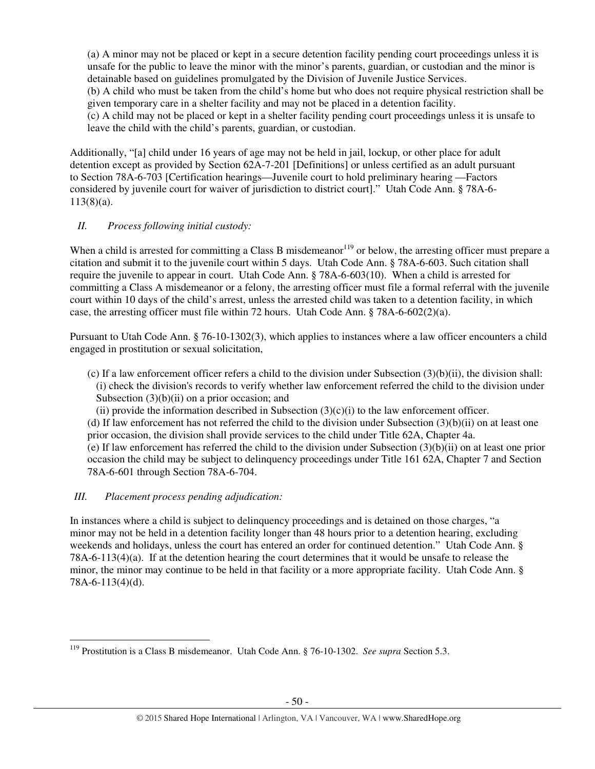(a) A minor may not be placed or kept in a secure detention facility pending court proceedings unless it is unsafe for the public to leave the minor with the minor's parents, guardian, or custodian and the minor is detainable based on guidelines promulgated by the Division of Juvenile Justice Services.
(b) A child who must be taken from the child's home but who does not require physical restriction shall be given temporary care in a shelter facility and may not be placed in a detention facility.
(c) A child may not be placed or kept in a shelter facility pending court proceedings unless it is unsafe to leave the child with the child's parents, guardian, or custodian.

Additionally, "[a] child under 16 years of age may not be held in jail, lockup, or other place for adult detention except as provided by Section 62A-7-201 [Definitions] or unless certified as an adult pursuant to Section 78A-6-703 [Certification hearings—Juvenile court to hold preliminary hearing —Factors considered by juvenile court for waiver of jurisdiction to district court]." Utah Code Ann. § 78A-6-113(8)(a).

*II. Process following initial custody:*

When a child is arrested for committing a Class B misdemeanor[119] or below, the arresting officer must prepare a citation and submit it to the juvenile court within 5 days. Utah Code Ann. § 78A-6-603. Such citation shall require the juvenile to appear in court. Utah Code Ann. § 78A-6-603(10). When a child is arrested for committing a Class A misdemeanor or a felony, the arresting officer must file a formal referral with the juvenile court within 10 days of the child's arrest, unless the arrested child was taken to a detention facility, in which case, the arresting officer must file within 72 hours. Utah Code Ann. § 78A-6-602(2)(a).

Pursuant to Utah Code Ann. § 76-10-1302(3), which applies to instances where a law officer encounters a child engaged in prostitution or sexual solicitation,

> (c) If a law enforcement officer refers a child to the division under Subsection (3)(b)(ii), the division shall:
> (i) check the division's records to verify whether law enforcement referred the child to the division under Subsection (3)(b)(ii) on a prior occasion; and
> (ii) provide the information described in Subsection (3)(c)(i) to the law enforcement officer.
> (d) If law enforcement has not referred the child to the division under Subsection (3)(b)(ii) on at least one prior occasion, the division shall provide services to the child under Title 62A, Chapter 4a.
> (e) If law enforcement has referred the child to the division under Subsection (3)(b)(ii) on at least one prior occasion the child may be subject to delinquency proceedings under Title 161 62A, Chapter 7 and Section 78A-6-601 through Section 78A-6-704.

*III. Placement process pending adjudication:*

In instances where a child is subject to delinquency proceedings and is detained on those charges, "a minor may not be held in a detention facility longer than 48 hours prior to a detention hearing, excluding weekends and holidays, unless the court has entered an order for continued detention." Utah Code Ann. § 78A-6-113(4)(a). If at the detention hearing the court determines that it would be unsafe to release the minor, the minor may continue to be held in that facility or a more appropriate facility. Utah Code Ann. § 78A-6-113(4)(d).

[119] Prostitution is a Class B misdemeanor. Utah Code Ann. § 76-10-1302. *See supra* Section 5.3.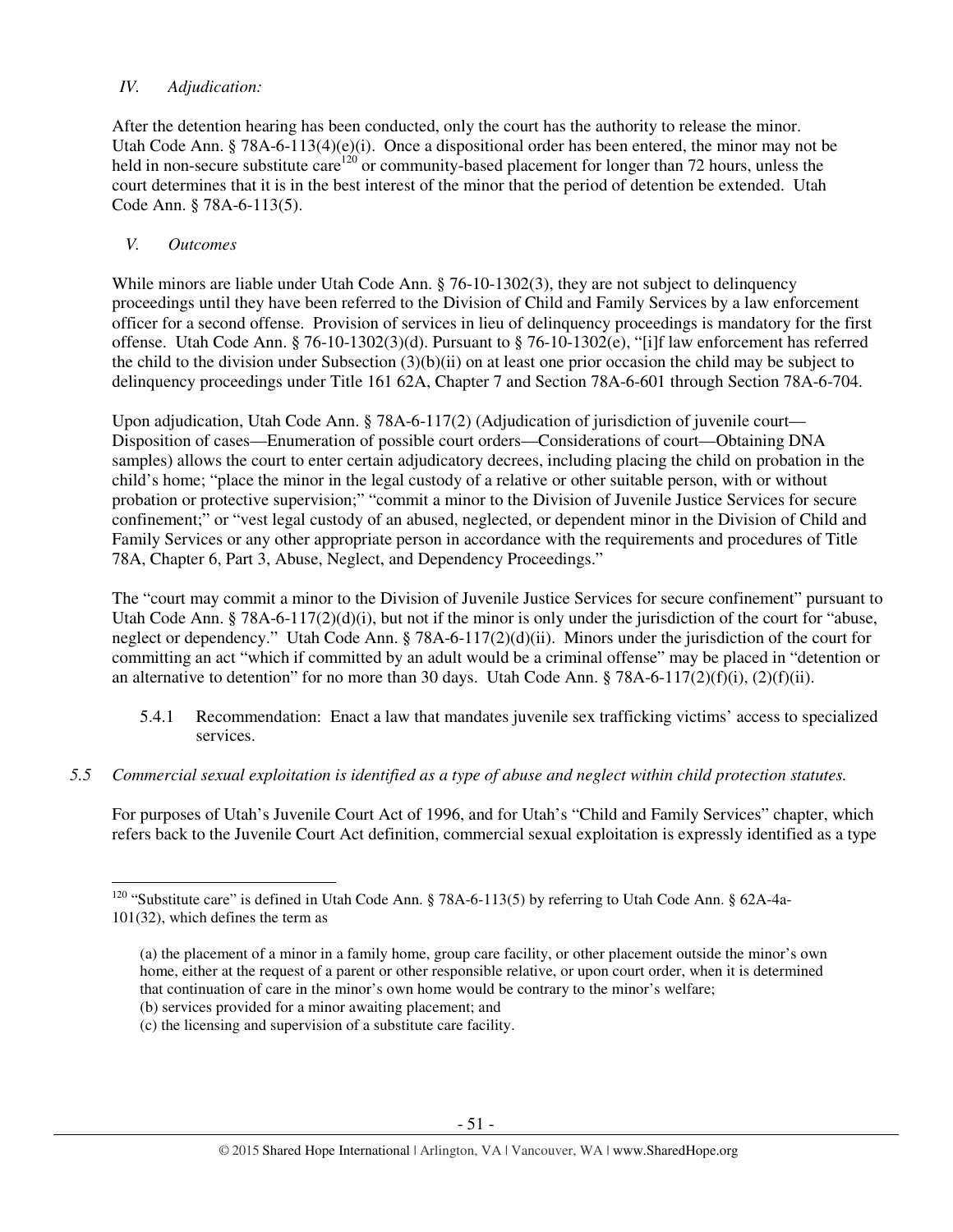## *IV. Adjudication:*

After the detention hearing has been conducted, only the court has the authority to release the minor. Utah Code Ann. § 78A-6-113(4)(e)(i). Once a dispositional order has been entered, the minor may not be held in non-secure substitute care[120] or community-based placement for longer than 72 hours, unless the court determines that it is in the best interest of the minor that the period of detention be extended. Utah Code Ann. § 78A-6-113(5).

## *V. Outcomes*

While minors are liable under Utah Code Ann. § 76-10-1302(3), they are not subject to delinquency proceedings until they have been referred to the Division of Child and Family Services by a law enforcement officer for a second offense. Provision of services in lieu of delinquency proceedings is mandatory for the first offense. Utah Code Ann. § 76-10-1302(3)(d). Pursuant to § 76-10-1302(e), "[i]f law enforcement has referred the child to the division under Subsection (3)(b)(ii) on at least one prior occasion the child may be subject to delinquency proceedings under Title 161 62A, Chapter 7 and Section 78A-6-601 through Section 78A-6-704.

Upon adjudication, Utah Code Ann. § 78A-6-117(2) (Adjudication of jurisdiction of juvenile court—Disposition of cases—Enumeration of possible court orders—Considerations of court—Obtaining DNA samples) allows the court to enter certain adjudicatory decrees, including placing the child on probation in the child's home; "place the minor in the legal custody of a relative or other suitable person, with or without probation or protective supervision;" "commit a minor to the Division of Juvenile Justice Services for secure confinement;" or "vest legal custody of an abused, neglected, or dependent minor in the Division of Child and Family Services or any other appropriate person in accordance with the requirements and procedures of Title 78A, Chapter 6, Part 3, Abuse, Neglect, and Dependency Proceedings."

The "court may commit a minor to the Division of Juvenile Justice Services for secure confinement" pursuant to Utah Code Ann. § 78A-6-117(2)(d)(i), but not if the minor is only under the jurisdiction of the court for "abuse, neglect or dependency." Utah Code Ann. § 78A-6-117(2)(d)(ii). Minors under the jurisdiction of the court for committing an act "which if committed by an adult would be a criminal offense" may be placed in "detention or an alternative to detention" for no more than 30 days. Utah Code Ann. § 78A-6-117(2)(f)(i), (2)(f)(ii).

5.4.1 Recommendation: Enact a law that mandates juvenile sex trafficking victims' access to specialized services.

*5.5 Commercial sexual exploitation is identified as a type of abuse and neglect within child protection statutes.*

For purposes of Utah's Juvenile Court Act of 1996, and for Utah's "Child and Family Services" chapter, which refers back to the Juvenile Court Act definition, commercial sexual exploitation is expressly identified as a type

---

[120] "Substitute care" is defined in Utah Code Ann. § 78A-6-113(5) by referring to Utah Code Ann. § 62A-4a-101(32), which defines the term as

> (a) the placement of a minor in a family home, group care facility, or other placement outside the minor's own home, either at the request of a parent or other responsible relative, or upon court order, when it is determined that continuation of care in the minor's own home would be contrary to the minor's welfare;
> (b) services provided for a minor awaiting placement; and
> (c) the licensing and supervision of a substitute care facility.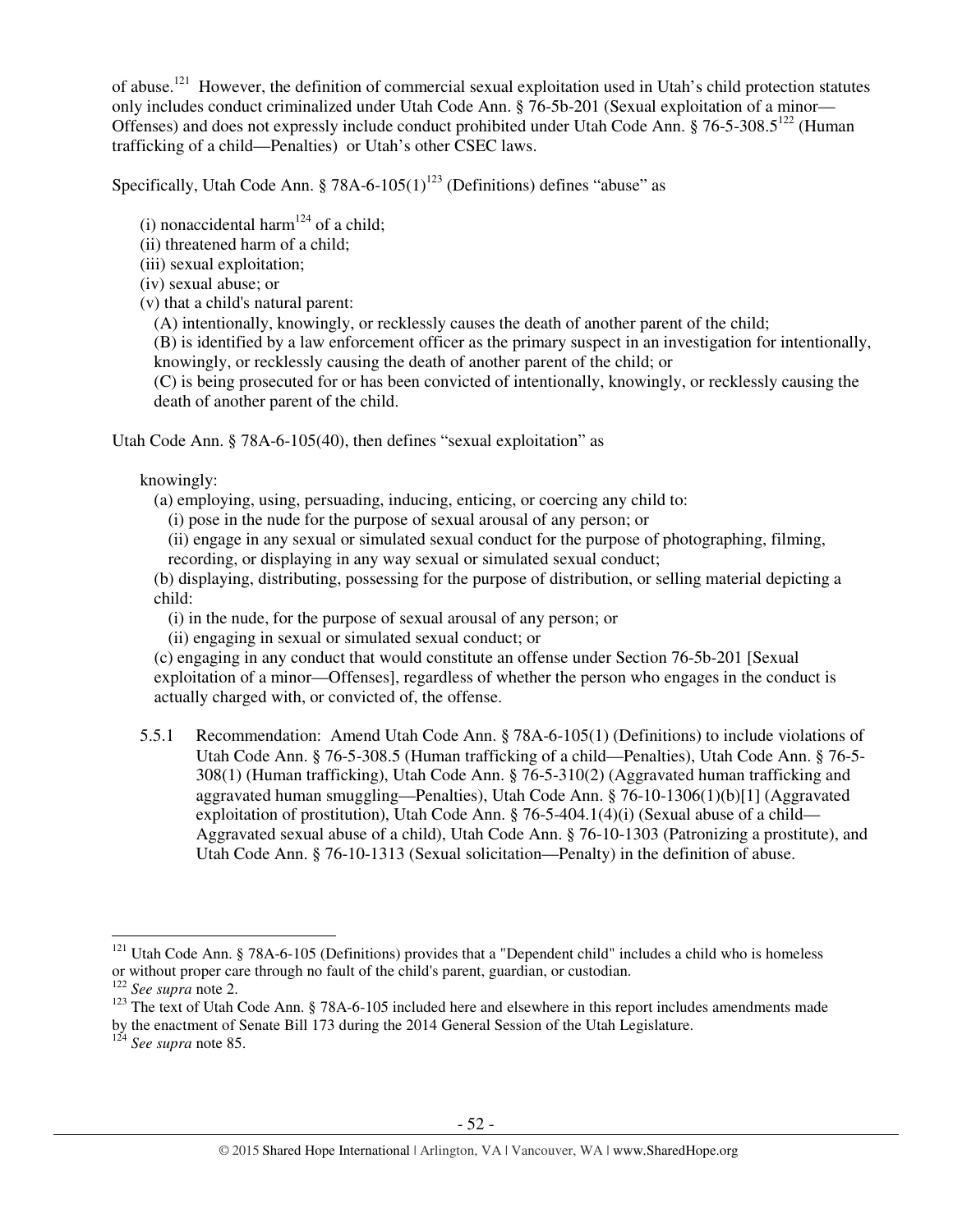of abuse.[121] However, the definition of commercial sexual exploitation used in Utah's child protection statutes only includes conduct criminalized under Utah Code Ann. § 76-5b-201 (Sexual exploitation of a minor—Offenses) and does not expressly include conduct prohibited under Utah Code Ann. § 76-5-308.5[122] (Human trafficking of a child—Penalties) or Utah's other CSEC laws.

Specifically, Utah Code Ann. § 78A-6-105(1)[123] (Definitions) defines "abuse" as

> (i) nonaccidental harm[124] of a child;
> (ii) threatened harm of a child;
> (iii) sexual exploitation;
> (iv) sexual abuse; or
> (v) that a child's natural parent:
>   (A) intentionally, knowingly, or recklessly causes the death of another parent of the child;
>   (B) is identified by a law enforcement officer as the primary suspect in an investigation for intentionally, knowingly, or recklessly causing the death of another parent of the child; or
>   (C) is being prosecuted for or has been convicted of intentionally, knowingly, or recklessly causing the death of another parent of the child.

Utah Code Ann. § 78A-6-105(40), then defines "sexual exploitation" as

> knowingly:
>   (a) employing, using, persuading, inducing, enticing, or coercing any child to:
>     (i) pose in the nude for the purpose of sexual arousal of any person; or
>     (ii) engage in any sexual or simulated sexual conduct for the purpose of photographing, filming, recording, or displaying in any way sexual or simulated sexual conduct;
>   (b) displaying, distributing, possessing for the purpose of distribution, or selling material depicting a child:
>     (i) in the nude, for the purpose of sexual arousal of any person; or
>     (ii) engaging in sexual or simulated sexual conduct; or
>   (c) engaging in any conduct that would constitute an offense under Section 76-5b-201 [Sexual exploitation of a minor—Offenses], regardless of whether the person who engages in the conduct is actually charged with, or convicted of, the offense.

5.5.1 Recommendation: Amend Utah Code Ann. § 78A-6-105(1) (Definitions) to include violations of Utah Code Ann. § 76-5-308.5 (Human trafficking of a child—Penalties), Utah Code Ann. § 76-5-308(1) (Human trafficking), Utah Code Ann. § 76-5-310(2) (Aggravated human trafficking and aggravated human smuggling—Penalties), Utah Code Ann. § 76-10-1306(1)(b)[1] (Aggravated exploitation of prostitution), Utah Code Ann. § 76-5-404.1(4)(i) (Sexual abuse of a child—Aggravated sexual abuse of a child), Utah Code Ann. § 76-10-1303 (Patronizing a prostitute), and Utah Code Ann. § 76-10-1313 (Sexual solicitation—Penalty) in the definition of abuse.

---

[121] Utah Code Ann. § 78A-6-105 (Definitions) provides that a "Dependent child" includes a child who is homeless or without proper care through no fault of the child's parent, guardian, or custodian.

[122] *See supra* note 2.

[123] The text of Utah Code Ann. § 78A-6-105 included here and elsewhere in this report includes amendments made by the enactment of Senate Bill 173 during the 2014 General Session of the Utah Legislature.

[124] *See supra* note 85.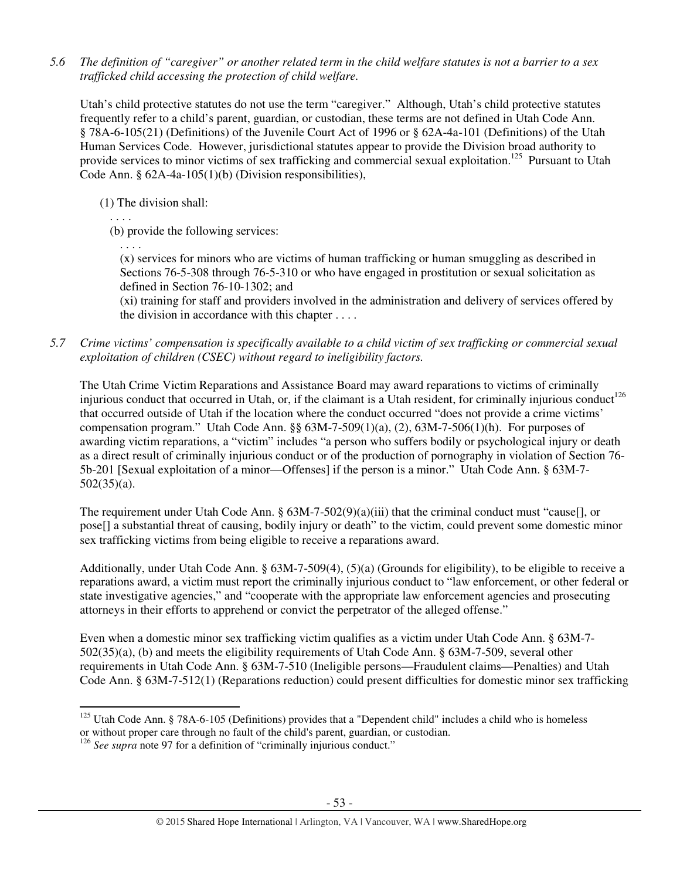*5.6 The definition of "caregiver" or another related term in the child welfare statutes is not a barrier to a sex trafficked child accessing the protection of child welfare.*

Utah's child protective statutes do not use the term "caregiver." Although, Utah's child protective statutes frequently refer to a child's parent, guardian, or custodian, these terms are not defined in Utah Code Ann. § 78A-6-105(21) (Definitions) of the Juvenile Court Act of 1996 or § 62A-4a-101 (Definitions) of the Utah Human Services Code. However, jurisdictional statutes appear to provide the Division broad authority to provide services to minor victims of sex trafficking and commercial sexual exploitation.[125] Pursuant to Utah Code Ann. § 62A-4a-105(1)(b) (Division responsibilities),

> (1) The division shall:
>
> . . . .
>
> (b) provide the following services:
>
> . . . .
>
> (x) services for minors who are victims of human trafficking or human smuggling as described in Sections 76-5-308 through 76-5-310 or who have engaged in prostitution or sexual solicitation as defined in Section 76-10-1302; and
>
> (xi) training for staff and providers involved in the administration and delivery of services offered by the division in accordance with this chapter . . . .

*5.7 Crime victims' compensation is specifically available to a child victim of sex trafficking or commercial sexual exploitation of children (CSEC) without regard to ineligibility factors.*

The Utah Crime Victim Reparations and Assistance Board may award reparations to victims of criminally injurious conduct that occurred in Utah, or, if the claimant is a Utah resident, for criminally injurious conduct[126] that occurred outside of Utah if the location where the conduct occurred "does not provide a crime victims' compensation program." Utah Code Ann. §§ 63M-7-509(1)(a), (2), 63M-7-506(1)(h). For purposes of awarding victim reparations, a "victim" includes "a person who suffers bodily or psychological injury or death as a direct result of criminally injurious conduct or of the production of pornography in violation of Section 76-5b-201 [Sexual exploitation of a minor—Offenses] if the person is a minor." Utah Code Ann. § 63M-7-502(35)(a).

The requirement under Utah Code Ann. § 63M-7-502(9)(a)(iii) that the criminal conduct must "cause[], or pose[] a substantial threat of causing, bodily injury or death" to the victim, could prevent some domestic minor sex trafficking victims from being eligible to receive a reparations award.

Additionally, under Utah Code Ann. § 63M-7-509(4), (5)(a) (Grounds for eligibility), to be eligible to receive a reparations award, a victim must report the criminally injurious conduct to "law enforcement, or other federal or state investigative agencies," and "cooperate with the appropriate law enforcement agencies and prosecuting attorneys in their efforts to apprehend or convict the perpetrator of the alleged offense."

Even when a domestic minor sex trafficking victim qualifies as a victim under Utah Code Ann. § 63M-7-502(35)(a), (b) and meets the eligibility requirements of Utah Code Ann. § 63M-7-509, several other requirements in Utah Code Ann. § 63M-7-510 (Ineligible persons—Fraudulent claims—Penalties) and Utah Code Ann. § 63M-7-512(1) (Reparations reduction) could present difficulties for domestic minor sex trafficking

---

[125] Utah Code Ann. § 78A-6-105 (Definitions) provides that a "Dependent child" includes a child who is homeless or without proper care through no fault of the child's parent, guardian, or custodian.

[126] *See supra* note 97 for a definition of "criminally injurious conduct."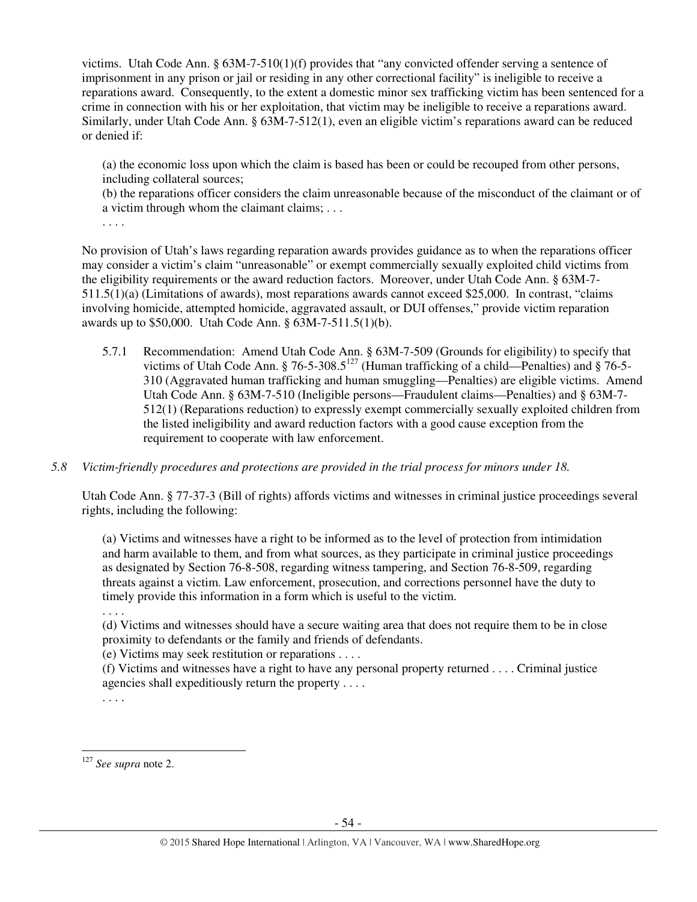victims. Utah Code Ann. § 63M-7-510(1)(f) provides that "any convicted offender serving a sentence of imprisonment in any prison or jail or residing in any other correctional facility" is ineligible to receive a reparations award. Consequently, to the extent a domestic minor sex trafficking victim has been sentenced for a crime in connection with his or her exploitation, that victim may be ineligible to receive a reparations award. Similarly, under Utah Code Ann. § 63M-7-512(1), even an eligible victim's reparations award can be reduced or denied if:

> (a) the economic loss upon which the claim is based has been or could be recouped from other persons, including collateral sources;
> (b) the reparations officer considers the claim unreasonable because of the misconduct of the claimant or of a victim through whom the claimant claims; . . .
> . . . .

No provision of Utah's laws regarding reparation awards provides guidance as to when the reparations officer may consider a victim's claim "unreasonable" or exempt commercially sexually exploited child victims from the eligibility requirements or the award reduction factors. Moreover, under Utah Code Ann. § 63M-7-511.5(1)(a) (Limitations of awards), most reparations awards cannot exceed $25,000. In contrast, "claims involving homicide, attempted homicide, aggravated assault, or DUI offenses," provide victim reparation awards up to $50,000. Utah Code Ann. § 63M-7-511.5(1)(b).

5.7.1 Recommendation: Amend Utah Code Ann. § 63M-7-509 (Grounds for eligibility) to specify that victims of Utah Code Ann. § 76-5-308.5[127] (Human trafficking of a child—Penalties) and § 76-5-310 (Aggravated human trafficking and human smuggling—Penalties) are eligible victims. Amend Utah Code Ann. § 63M-7-510 (Ineligible persons—Fraudulent claims—Penalties) and § 63M-7-512(1) (Reparations reduction) to expressly exempt commercially sexually exploited children from the listed ineligibility and award reduction factors with a good cause exception from the requirement to cooperate with law enforcement.

*5.8 Victim-friendly procedures and protections are provided in the trial process for minors under 18.*

Utah Code Ann. § 77-37-3 (Bill of rights) affords victims and witnesses in criminal justice proceedings several rights, including the following:

> (a) Victims and witnesses have a right to be informed as to the level of protection from intimidation and harm available to them, and from what sources, as they participate in criminal justice proceedings as designated by Section 76-8-508, regarding witness tampering, and Section 76-8-509, regarding threats against a victim. Law enforcement, prosecution, and corrections personnel have the duty to timely provide this information in a form which is useful to the victim.
> . . . .
> (d) Victims and witnesses should have a secure waiting area that does not require them to be in close proximity to defendants or the family and friends of defendants.
> (e) Victims may seek restitution or reparations . . . .
> (f) Victims and witnesses have a right to have any personal property returned . . . . Criminal justice agencies shall expeditiously return the property . . . .
> . . . .

[127] *See supra* note 2.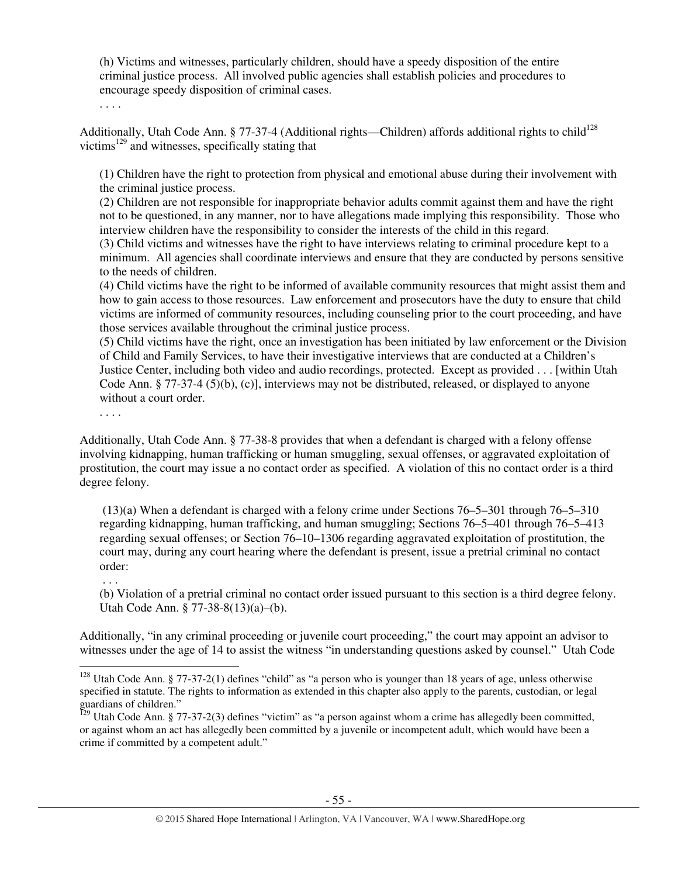(h) Victims and witnesses, particularly children, should have a speedy disposition of the entire criminal justice process. All involved public agencies shall establish policies and procedures to encourage speedy disposition of criminal cases.

. . . .

Additionally, Utah Code Ann. § 77-37-4 (Additional rights—Children) affords additional rights to child[128] victims[129] and witnesses, specifically stating that

> (1) Children have the right to protection from physical and emotional abuse during their involvement with the criminal justice process.
>
> (2) Children are not responsible for inappropriate behavior adults commit against them and have the right not to be questioned, in any manner, nor to have allegations made implying this responsibility. Those who interview children have the responsibility to consider the interests of the child in this regard.
>
> (3) Child victims and witnesses have the right to have interviews relating to criminal procedure kept to a minimum. All agencies shall coordinate interviews and ensure that they are conducted by persons sensitive to the needs of children.
>
> (4) Child victims have the right to be informed of available community resources that might assist them and how to gain access to those resources. Law enforcement and prosecutors have the duty to ensure that child victims are informed of community resources, including counseling prior to the court proceeding, and have those services available throughout the criminal justice process.
>
> (5) Child victims have the right, once an investigation has been initiated by law enforcement or the Division of Child and Family Services, to have their investigative interviews that are conducted at a Children's Justice Center, including both video and audio recordings, protected. Except as provided . . . [within Utah Code Ann. § 77-37-4 (5)(b), (c)], interviews may not be distributed, released, or displayed to anyone without a court order.
>
> . . . .

Additionally, Utah Code Ann. § 77-38-8 provides that when a defendant is charged with a felony offense involving kidnapping, human trafficking or human smuggling, sexual offenses, or aggravated exploitation of prostitution, the court may issue a no contact order as specified. A violation of this no contact order is a third degree felony.

> (13)(a) When a defendant is charged with a felony crime under Sections 76–5–301 through 76–5–310 regarding kidnapping, human trafficking, and human smuggling; Sections 76–5–401 through 76–5–413 regarding sexual offenses; or Section 76–10–1306 regarding aggravated exploitation of prostitution, the court may, during any court hearing where the defendant is present, issue a pretrial criminal no contact order:
>
> . . .
>
> (b) Violation of a pretrial criminal no contact order issued pursuant to this section is a third degree felony. Utah Code Ann. § 77-38-8(13)(a)–(b).

Additionally, "in any criminal proceeding or juvenile court proceeding," the court may appoint an advisor to witnesses under the age of 14 to assist the witness "in understanding questions asked by counsel." Utah Code

---

[128] Utah Code Ann. § 77-37-2(1) defines "child" as "a person who is younger than 18 years of age, unless otherwise specified in statute. The rights to information as extended in this chapter also apply to the parents, custodian, or legal guardians of children."

[129] Utah Code Ann. § 77-37-2(3) defines "victim" as "a person against whom a crime has allegedly been committed, or against whom an act has allegedly been committed by a juvenile or incompetent adult, which would have been a crime if committed by a competent adult."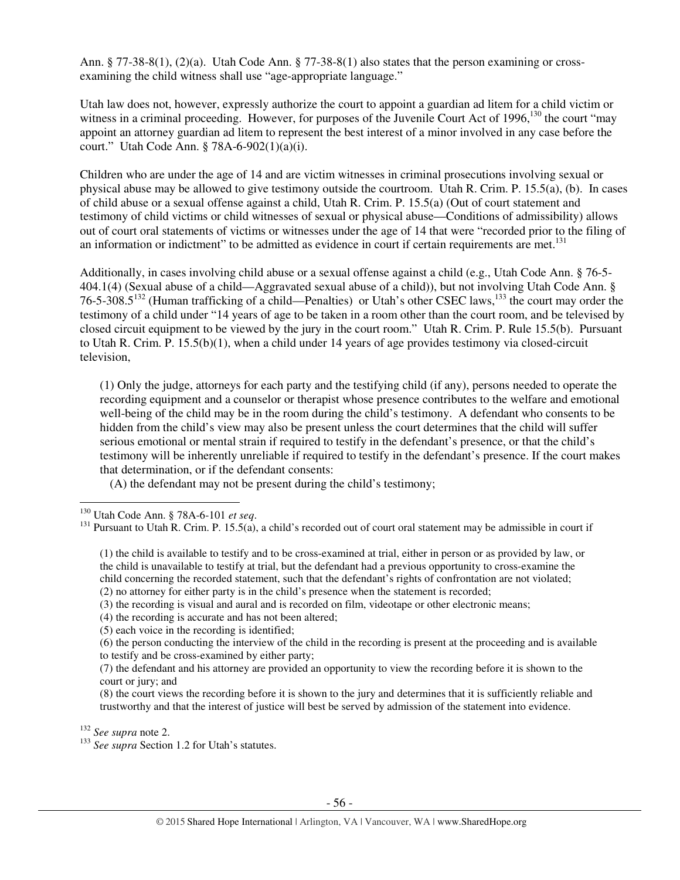Ann. § 77-38-8(1), (2)(a). Utah Code Ann. § 77-38-8(1) also states that the person examining or cross-examining the child witness shall use "age-appropriate language."

Utah law does not, however, expressly authorize the court to appoint a guardian ad litem for a child victim or witness in a criminal proceeding. However, for purposes of the Juvenile Court Act of 1996,[130] the court "may appoint an attorney guardian ad litem to represent the best interest of a minor involved in any case before the court." Utah Code Ann. § 78A-6-902(1)(a)(i).

Children who are under the age of 14 and are victim witnesses in criminal prosecutions involving sexual or physical abuse may be allowed to give testimony outside the courtroom. Utah R. Crim. P. 15.5(a), (b). In cases of child abuse or a sexual offense against a child, Utah R. Crim. P. 15.5(a) (Out of court statement and testimony of child victims or child witnesses of sexual or physical abuse—Conditions of admissibility) allows out of court oral statements of victims or witnesses under the age of 14 that were "recorded prior to the filing of an information or indictment" to be admitted as evidence in court if certain requirements are met.[131]

Additionally, in cases involving child abuse or a sexual offense against a child (e.g., Utah Code Ann. § 76-5-404.1(4) (Sexual abuse of a child—Aggravated sexual abuse of a child)), but not involving Utah Code Ann. § 76-5-308.5[132] (Human trafficking of a child—Penalties) or Utah's other CSEC laws,[133] the court may order the testimony of a child under "14 years of age to be taken in a room other than the court room, and be televised by closed circuit equipment to be viewed by the jury in the court room." Utah R. Crim. P. Rule 15.5(b). Pursuant to Utah R. Crim. P. 15.5(b)(1), when a child under 14 years of age provides testimony via closed-circuit television,

> (1) Only the judge, attorneys for each party and the testifying child (if any), persons needed to operate the recording equipment and a counselor or therapist whose presence contributes to the welfare and emotional well-being of the child may be in the room during the child's testimony. A defendant who consents to be hidden from the child's view may also be present unless the court determines that the child will suffer serious emotional or mental strain if required to testify in the defendant's presence, or that the child's testimony will be inherently unreliable if required to testify in the defendant's presence. If the court makes that determination, or if the defendant consents:
>
> (A) the defendant may not be present during the child's testimony;

---

[130] Utah Code Ann. § 78A-6-101 *et seq*.

[131] Pursuant to Utah R. Crim. P. 15.5(a), a child's recorded out of court oral statement may be admissible in court if

> (1) the child is available to testify and to be cross-examined at trial, either in person or as provided by law, or the child is unavailable to testify at trial, but the defendant had a previous opportunity to cross-examine the child concerning the recorded statement, such that the defendant's rights of confrontation are not violated;
> (2) no attorney for either party is in the child's presence when the statement is recorded;
> (3) the recording is visual and aural and is recorded on film, videotape or other electronic means;
> (4) the recording is accurate and has not been altered;
> (5) each voice in the recording is identified;
> (6) the person conducting the interview of the child in the recording is present at the proceeding and is available to testify and be cross-examined by either party;
> (7) the defendant and his attorney are provided an opportunity to view the recording before it is shown to the court or jury; and
> (8) the court views the recording before it is shown to the jury and determines that it is sufficiently reliable and trustworthy and that the interest of justice will best be served by admission of the statement into evidence.

[132] *See supra* note 2.

[133] *See supra* Section 1.2 for Utah's statutes.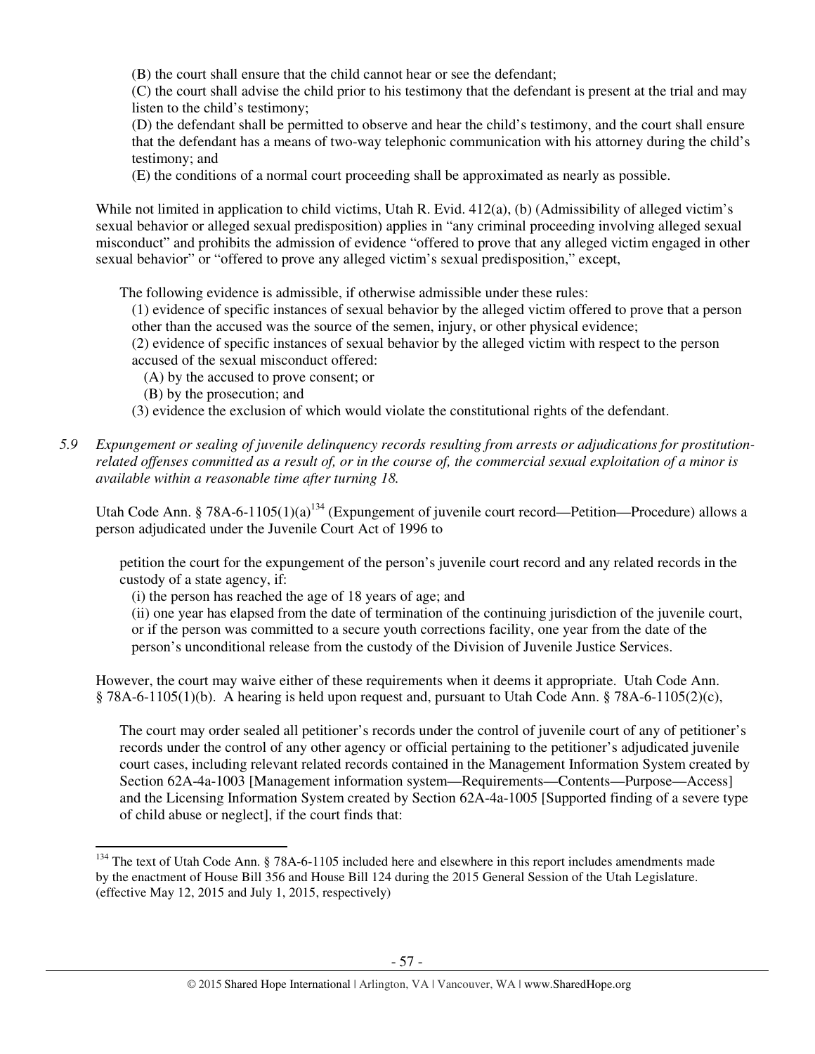(B) the court shall ensure that the child cannot hear or see the defendant;

(C) the court shall advise the child prior to his testimony that the defendant is present at the trial and may listen to the child's testimony;

(D) the defendant shall be permitted to observe and hear the child's testimony, and the court shall ensure that the defendant has a means of two-way telephonic communication with his attorney during the child's testimony; and

(E) the conditions of a normal court proceeding shall be approximated as nearly as possible.

While not limited in application to child victims, Utah R. Evid. 412(a), (b) (Admissibility of alleged victim's sexual behavior or alleged sexual predisposition) applies in "any criminal proceeding involving alleged sexual misconduct" and prohibits the admission of evidence "offered to prove that any alleged victim engaged in other sexual behavior" or "offered to prove any alleged victim's sexual predisposition," except,

> The following evidence is admissible, if otherwise admissible under these rules:
>
> (1) evidence of specific instances of sexual behavior by the alleged victim offered to prove that a person other than the accused was the source of the semen, injury, or other physical evidence;
>
> (2) evidence of specific instances of sexual behavior by the alleged victim with respect to the person accused of the sexual misconduct offered:
>
> (A) by the accused to prove consent; or
>
> (B) by the prosecution; and
>
> (3) evidence the exclusion of which would violate the constitutional rights of the defendant.

*5.9 Expungement or sealing of juvenile delinquency records resulting from arrests or adjudications for prostitution-related offenses committed as a result of, or in the course of, the commercial sexual exploitation of a minor is available within a reasonable time after turning 18.*

Utah Code Ann. § 78A-6-1105(1)(a)[134] (Expungement of juvenile court record—Petition—Procedure) allows a person adjudicated under the Juvenile Court Act of 1996 to

> petition the court for the expungement of the person's juvenile court record and any related records in the custody of a state agency, if:
>
> (i) the person has reached the age of 18 years of age; and
>
> (ii) one year has elapsed from the date of termination of the continuing jurisdiction of the juvenile court, or if the person was committed to a secure youth corrections facility, one year from the date of the person's unconditional release from the custody of the Division of Juvenile Justice Services.

However, the court may waive either of these requirements when it deems it appropriate. Utah Code Ann. § 78A-6-1105(1)(b). A hearing is held upon request and, pursuant to Utah Code Ann. § 78A-6-1105(2)(c),

> The court may order sealed all petitioner's records under the control of juvenile court of any of petitioner's records under the control of any other agency or official pertaining to the petitioner's adjudicated juvenile court cases, including relevant related records contained in the Management Information System created by Section 62A-4a-1003 [Management information system—Requirements—Contents—Purpose—Access] and the Licensing Information System created by Section 62A-4a-1005 [Supported finding of a severe type of child abuse or neglect], if the court finds that:

---

[134] The text of Utah Code Ann. § 78A-6-1105 included here and elsewhere in this report includes amendments made by the enactment of House Bill 356 and House Bill 124 during the 2015 General Session of the Utah Legislature. (effective May 12, 2015 and July 1, 2015, respectively)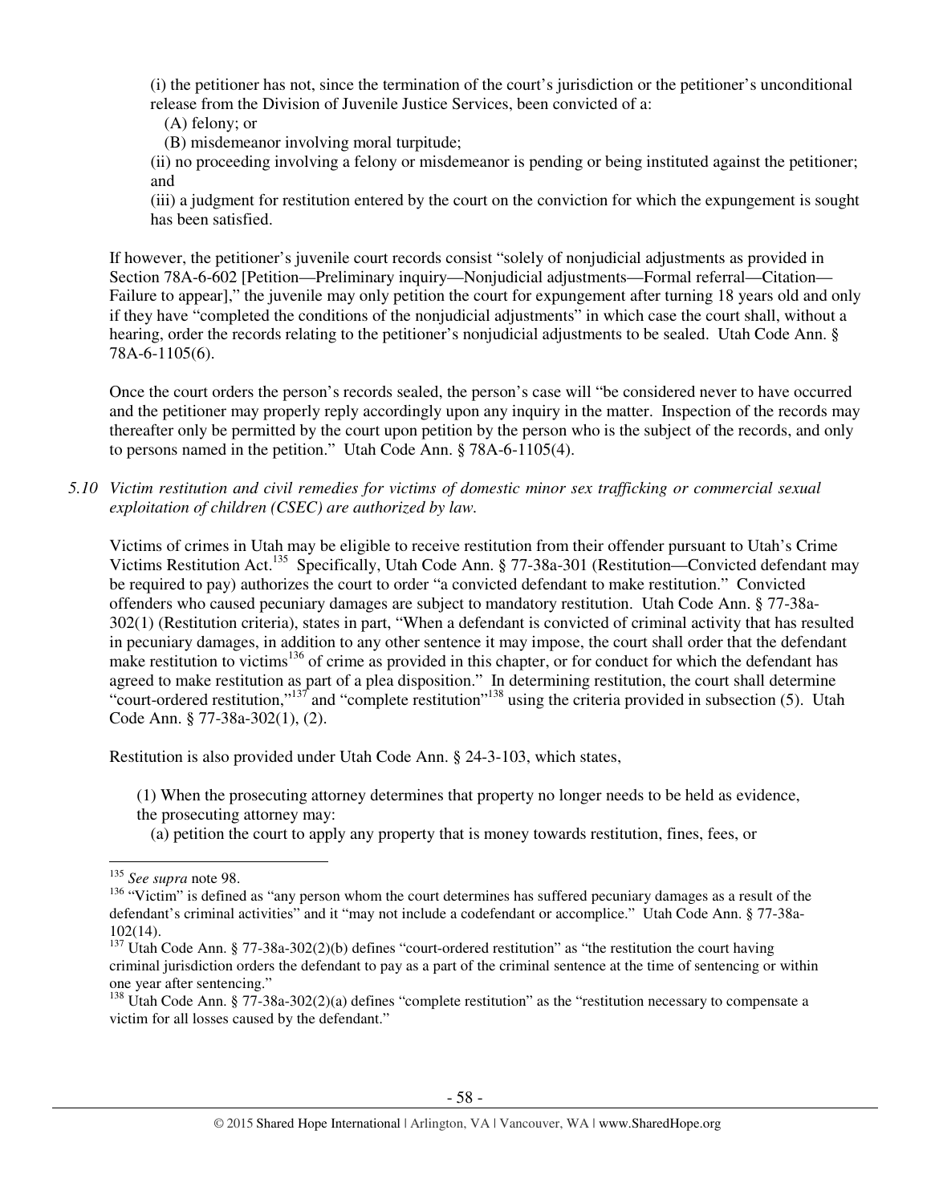(i) the petitioner has not, since the termination of the court's jurisdiction or the petitioner's unconditional release from the Division of Juvenile Justice Services, been convicted of a:

(A) felony; or

(B) misdemeanor involving moral turpitude;

(ii) no proceeding involving a felony or misdemeanor is pending or being instituted against the petitioner; and

(iii) a judgment for restitution entered by the court on the conviction for which the expungement is sought has been satisfied.

If however, the petitioner's juvenile court records consist "solely of nonjudicial adjustments as provided in Section 78A-6-602 [Petition—Preliminary inquiry—Nonjudicial adjustments—Formal referral—Citation—Failure to appear]," the juvenile may only petition the court for expungement after turning 18 years old and only if they have "completed the conditions of the nonjudicial adjustments" in which case the court shall, without a hearing, order the records relating to the petitioner's nonjudicial adjustments to be sealed. Utah Code Ann. § 78A-6-1105(6).

Once the court orders the person's records sealed, the person's case will "be considered never to have occurred and the petitioner may properly reply accordingly upon any inquiry in the matter. Inspection of the records may thereafter only be permitted by the court upon petition by the person who is the subject of the records, and only to persons named in the petition." Utah Code Ann. § 78A-6-1105(4).

*5.10 Victim restitution and civil remedies for victims of domestic minor sex trafficking or commercial sexual exploitation of children (CSEC) are authorized by law.*

Victims of crimes in Utah may be eligible to receive restitution from their offender pursuant to Utah's Crime Victims Restitution Act.[135] Specifically, Utah Code Ann. § 77-38a-301 (Restitution—Convicted defendant may be required to pay) authorizes the court to order "a convicted defendant to make restitution." Convicted offenders who caused pecuniary damages are subject to mandatory restitution. Utah Code Ann. § 77-38a-302(1) (Restitution criteria), states in part, "When a defendant is convicted of criminal activity that has resulted in pecuniary damages, in addition to any other sentence it may impose, the court shall order that the defendant make restitution to victims[136] of crime as provided in this chapter, or for conduct for which the defendant has agreed to make restitution as part of a plea disposition." In determining restitution, the court shall determine "court-ordered restitution,"[137] and "complete restitution"[138] using the criteria provided in subsection (5). Utah Code Ann. § 77-38a-302(1), (2).

Restitution is also provided under Utah Code Ann. § 24-3-103, which states,

(1) When the prosecuting attorney determines that property no longer needs to be held as evidence, the prosecuting attorney may:

(a) petition the court to apply any property that is money towards restitution, fines, fees, or

---

[135] *See supra* note 98.

[136] "Victim" is defined as "any person whom the court determines has suffered pecuniary damages as a result of the defendant's criminal activities" and it "may not include a codefendant or accomplice." Utah Code Ann. § 77-38a-102(14).

[137] Utah Code Ann. § 77-38a-302(2)(b) defines "court-ordered restitution" as "the restitution the court having criminal jurisdiction orders the defendant to pay as a part of the criminal sentence at the time of sentencing or within one year after sentencing."

[138] Utah Code Ann. § 77-38a-302(2)(a) defines "complete restitution" as the "restitution necessary to compensate a victim for all losses caused by the defendant."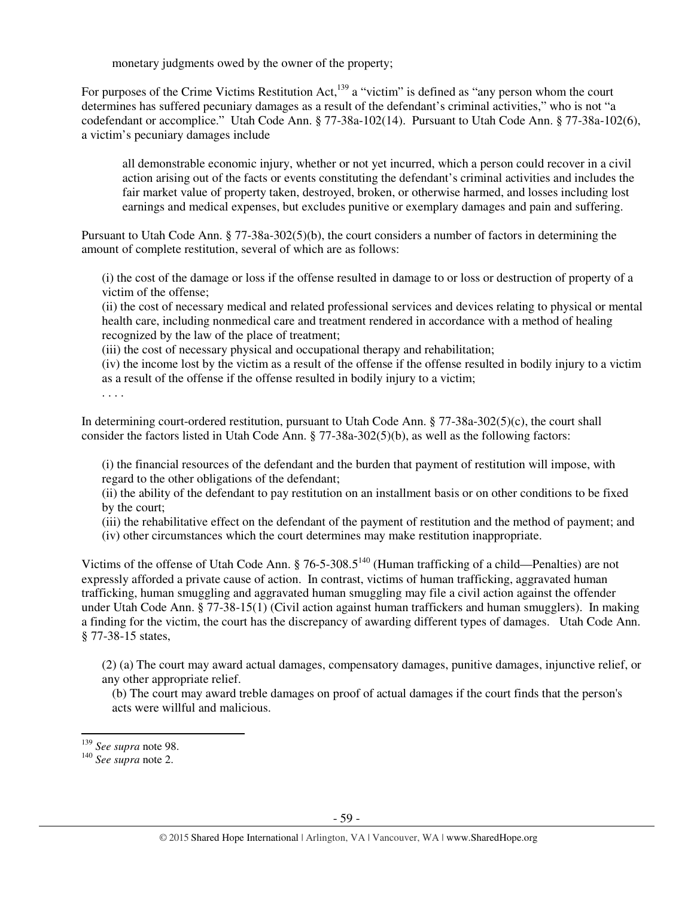monetary judgments owed by the owner of the property;

For purposes of the Crime Victims Restitution Act,[139] a "victim" is defined as "any person whom the court determines has suffered pecuniary damages as a result of the defendant's criminal activities," who is not "a codefendant or accomplice." Utah Code Ann. § 77-38a-102(14). Pursuant to Utah Code Ann. § 77-38a-102(6), a victim's pecuniary damages include

> all demonstrable economic injury, whether or not yet incurred, which a person could recover in a civil action arising out of the facts or events constituting the defendant's criminal activities and includes the fair market value of property taken, destroyed, broken, or otherwise harmed, and losses including lost earnings and medical expenses, but excludes punitive or exemplary damages and pain and suffering.

Pursuant to Utah Code Ann. § 77-38a-302(5)(b), the court considers a number of factors in determining the amount of complete restitution, several of which are as follows:

> (i) the cost of the damage or loss if the offense resulted in damage to or loss or destruction of property of a victim of the offense;
> (ii) the cost of necessary medical and related professional services and devices relating to physical or mental health care, including nonmedical care and treatment rendered in accordance with a method of healing recognized by the law of the place of treatment;
> (iii) the cost of necessary physical and occupational therapy and rehabilitation;
> (iv) the income lost by the victim as a result of the offense if the offense resulted in bodily injury to a victim as a result of the offense if the offense resulted in bodily injury to a victim;
> . . . .

In determining court-ordered restitution, pursuant to Utah Code Ann. § 77-38a-302(5)(c), the court shall consider the factors listed in Utah Code Ann. § 77-38a-302(5)(b), as well as the following factors:

> (i) the financial resources of the defendant and the burden that payment of restitution will impose, with regard to the other obligations of the defendant;
> (ii) the ability of the defendant to pay restitution on an installment basis or on other conditions to be fixed by the court;
> (iii) the rehabilitative effect on the defendant of the payment of restitution and the method of payment; and
> (iv) other circumstances which the court determines may make restitution inappropriate.

Victims of the offense of Utah Code Ann. § 76-5-308.5[140] (Human trafficking of a child—Penalties) are not expressly afforded a private cause of action. In contrast, victims of human trafficking, aggravated human trafficking, human smuggling and aggravated human smuggling may file a civil action against the offender under Utah Code Ann. § 77-38-15(1) (Civil action against human traffickers and human smugglers). In making a finding for the victim, the court has the discrepancy of awarding different types of damages. Utah Code Ann. § 77-38-15 states,

> (2) (a) The court may award actual damages, compensatory damages, punitive damages, injunctive relief, or any other appropriate relief.
> (b) The court may award treble damages on proof of actual damages if the court finds that the person's acts were willful and malicious.

---

[139] *See supra* note 98.
[140] *See supra* note 2.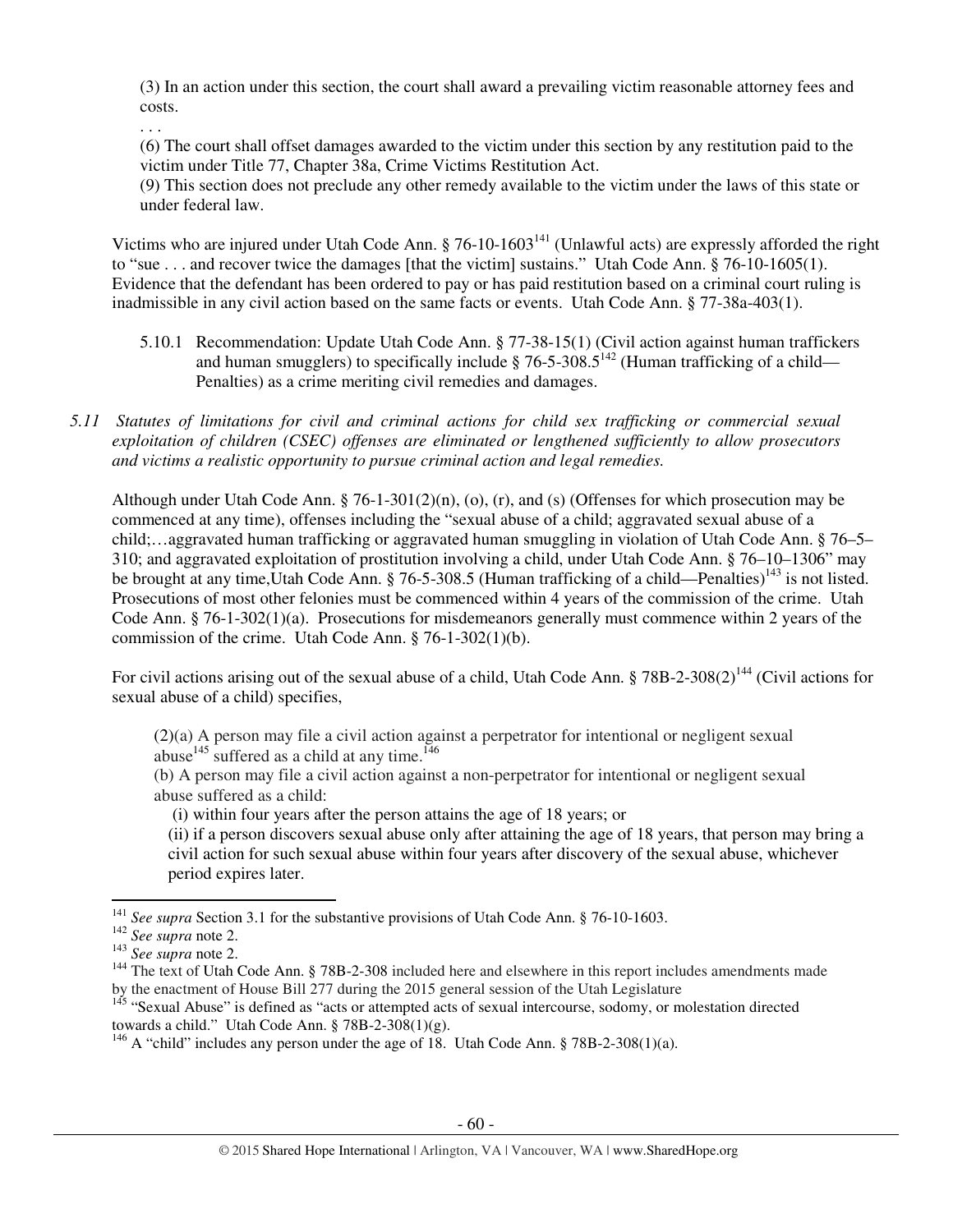(3) In an action under this section, the court shall award a prevailing victim reasonable attorney fees and costs.

. . .

(6) The court shall offset damages awarded to the victim under this section by any restitution paid to the victim under Title 77, Chapter 38a, Crime Victims Restitution Act.

(9) This section does not preclude any other remedy available to the victim under the laws of this state or under federal law.

Victims who are injured under Utah Code Ann. § 76-10-1603[141] (Unlawful acts) are expressly afforded the right to "sue . . . and recover twice the damages [that the victim] sustains." Utah Code Ann. § 76-10-1605(1). Evidence that the defendant has been ordered to pay or has paid restitution based on a criminal court ruling is inadmissible in any civil action based on the same facts or events. Utah Code Ann. § 77-38a-403(1).

5.10.1 Recommendation: Update Utah Code Ann. § 77-38-15(1) (Civil action against human traffickers and human smugglers) to specifically include § 76-5-308.5[142] (Human trafficking of a child—Penalties) as a crime meriting civil remedies and damages.

*5.11 Statutes of limitations for civil and criminal actions for child sex trafficking or commercial sexual exploitation of children (CSEC) offenses are eliminated or lengthened sufficiently to allow prosecutors and victims a realistic opportunity to pursue criminal action and legal remedies.*

Although under Utah Code Ann. § 76-1-301(2)(n), (o), (r), and (s) (Offenses for which prosecution may be commenced at any time), offenses including the "sexual abuse of a child; aggravated sexual abuse of a child;…aggravated human trafficking or aggravated human smuggling in violation of Utah Code Ann. § 76–5–310; and aggravated exploitation of prostitution involving a child, under Utah Code Ann. § 76–10–1306" may be brought at any time,Utah Code Ann. § 76-5-308.5 (Human trafficking of a child—Penalties)[143] is not listed. Prosecutions of most other felonies must be commenced within 4 years of the commission of the crime. Utah Code Ann. § 76-1-302(1)(a). Prosecutions for misdemeanors generally must commence within 2 years of the commission of the crime. Utah Code Ann. § 76-1-302(1)(b).

For civil actions arising out of the sexual abuse of a child, Utah Code Ann. § 78B-2-308(2)[144] (Civil actions for sexual abuse of a child) specifies,

(2)(a) A person may file a civil action against a perpetrator for intentional or negligent sexual abuse[145] suffered as a child at any time.[146]

(b) A person may file a civil action against a non-perpetrator for intentional or negligent sexual abuse suffered as a child:

(i) within four years after the person attains the age of 18 years; or

(ii) if a person discovers sexual abuse only after attaining the age of 18 years, that person may bring a civil action for such sexual abuse within four years after discovery of the sexual abuse, whichever period expires later.

---

[141] *See supra* Section 3.1 for the substantive provisions of Utah Code Ann. § 76-10-1603.

[142] *See supra* note 2.

[143] *See supra* note 2.

[144] The text of Utah Code Ann. § 78B-2-308 included here and elsewhere in this report includes amendments made by the enactment of House Bill 277 during the 2015 general session of the Utah Legislature

[145] "Sexual Abuse" is defined as "acts or attempted acts of sexual intercourse, sodomy, or molestation directed towards a child." Utah Code Ann. § 78B-2-308(1)(g).

[146] A "child" includes any person under the age of 18. Utah Code Ann. § 78B-2-308(1)(a).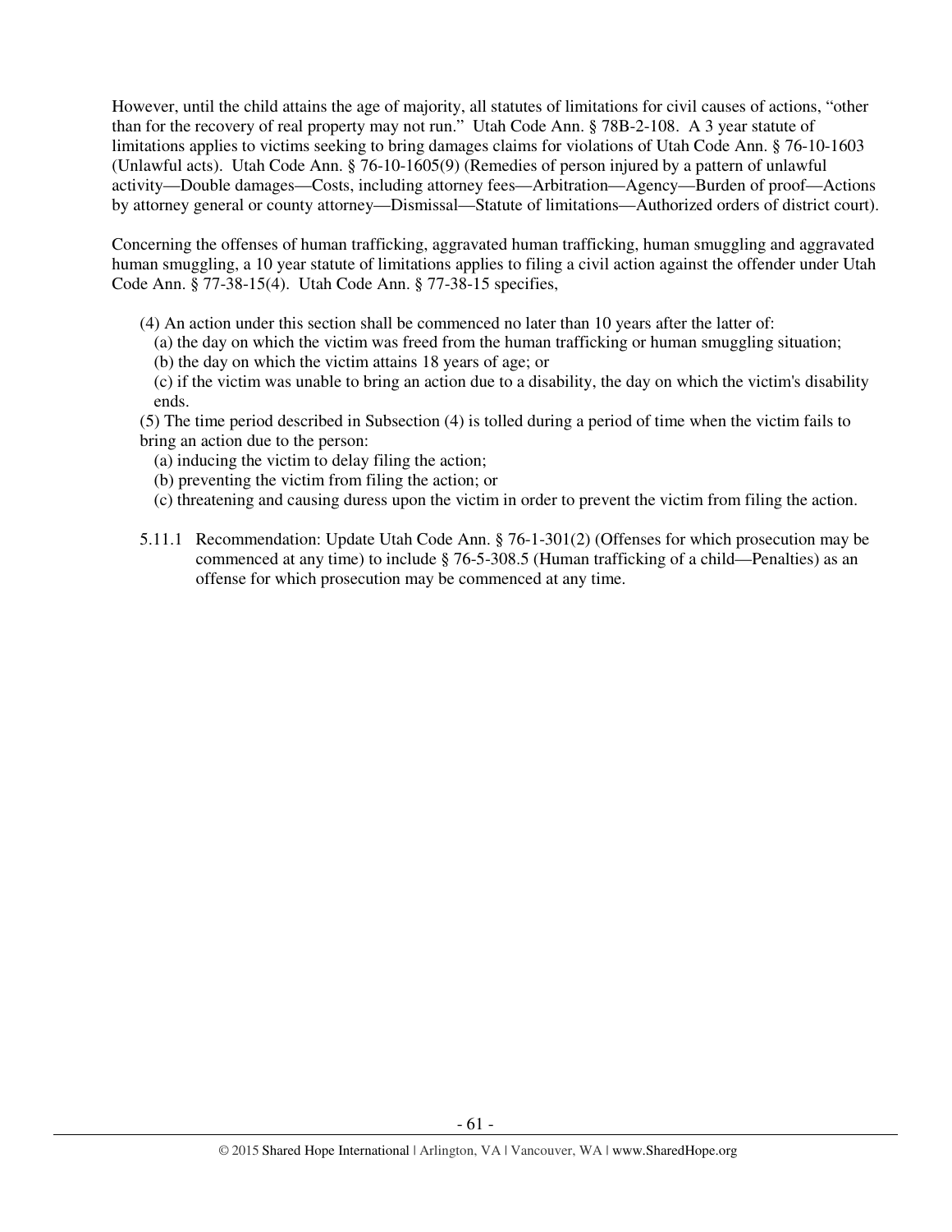However, until the child attains the age of majority, all statutes of limitations for civil causes of actions, "other than for the recovery of real property may not run." Utah Code Ann. § 78B-2-108. A 3 year statute of limitations applies to victims seeking to bring damages claims for violations of Utah Code Ann. § 76-10-1603 (Unlawful acts). Utah Code Ann. § 76-10-1605(9) (Remedies of person injured by a pattern of unlawful activity—Double damages—Costs, including attorney fees—Arbitration—Agency—Burden of proof—Actions by attorney general or county attorney—Dismissal—Statute of limitations—Authorized orders of district court).

Concerning the offenses of human trafficking, aggravated human trafficking, human smuggling and aggravated human smuggling, a 10 year statute of limitations applies to filing a civil action against the offender under Utah Code Ann. § 77-38-15(4). Utah Code Ann. § 77-38-15 specifies,

> (4) An action under this section shall be commenced no later than 10 years after the latter of:
> 
> (a) the day on which the victim was freed from the human trafficking or human smuggling situation;
> 
> (b) the day on which the victim attains 18 years of age; or
> 
> (c) if the victim was unable to bring an action due to a disability, the day on which the victim's disability ends.
> 
> (5) The time period described in Subsection (4) is tolled during a period of time when the victim fails to bring an action due to the person:
> 
> (a) inducing the victim to delay filing the action;
> 
> (b) preventing the victim from filing the action; or
> 
> (c) threatening and causing duress upon the victim in order to prevent the victim from filing the action.

5.11.1 Recommendation: Update Utah Code Ann. § 76-1-301(2) (Offenses for which prosecution may be commenced at any time) to include § 76-5-308.5 (Human trafficking of a child—Penalties) as an offense for which prosecution may be commenced at any time.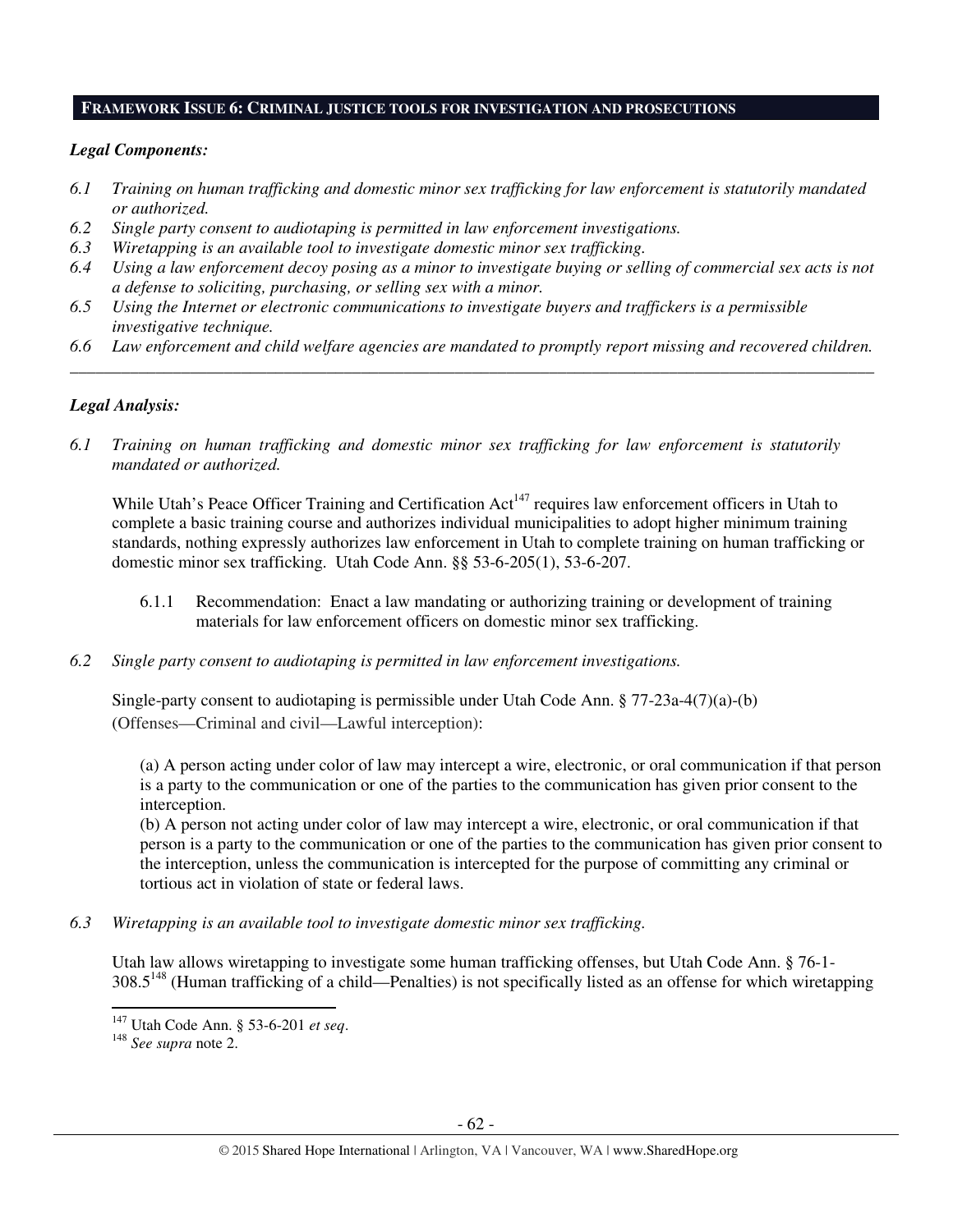## FRAMEWORK ISSUE 6: CRIMINAL JUSTICE TOOLS FOR INVESTIGATION AND PROSECUTIONS

***Legal Components:***

*6.1 Training on human trafficking and domestic minor sex trafficking for law enforcement is statutorily mandated or authorized.*
*6.2 Single party consent to audiotaping is permitted in law enforcement investigations.*
*6.3 Wiretapping is an available tool to investigate domestic minor sex trafficking.*
*6.4 Using a law enforcement decoy posing as a minor to investigate buying or selling of commercial sex acts is not a defense to soliciting, purchasing, or selling sex with a minor.*
*6.5 Using the Internet or electronic communications to investigate buyers and traffickers is a permissible investigative technique.*
*6.6 Law enforcement and child welfare agencies are mandated to promptly report missing and recovered children.*

---

***Legal Analysis:***

*6.1 Training on human trafficking and domestic minor sex trafficking for law enforcement is statutorily mandated or authorized.*

While Utah's Peace Officer Training and Certification Act[147] requires law enforcement officers in Utah to complete a basic training course and authorizes individual municipalities to adopt higher minimum training standards, nothing expressly authorizes law enforcement in Utah to complete training on human trafficking or domestic minor sex trafficking. Utah Code Ann. §§ 53-6-205(1), 53-6-207.

6.1.1 Recommendation: Enact a law mandating or authorizing training or development of training materials for law enforcement officers on domestic minor sex trafficking.

*6.2 Single party consent to audiotaping is permitted in law enforcement investigations.*

Single-party consent to audiotaping is permissible under Utah Code Ann. § 77-23a-4(7)(a)-(b) (Offenses—Criminal and civil—Lawful interception):

> (a) A person acting under color of law may intercept a wire, electronic, or oral communication if that person is a party to the communication or one of the parties to the communication has given prior consent to the interception.
> (b) A person not acting under color of law may intercept a wire, electronic, or oral communication if that person is a party to the communication or one of the parties to the communication has given prior consent to the interception, unless the communication is intercepted for the purpose of committing any criminal or tortious act in violation of state or federal laws.

*6.3 Wiretapping is an available tool to investigate domestic minor sex trafficking.*

Utah law allows wiretapping to investigate some human trafficking offenses, but Utah Code Ann. § 76-1-308.5[148] (Human trafficking of a child—Penalties) is not specifically listed as an offense for which wiretapping

---

[147] Utah Code Ann. § 53-6-201 *et seq*.
[148] *See supra* note 2.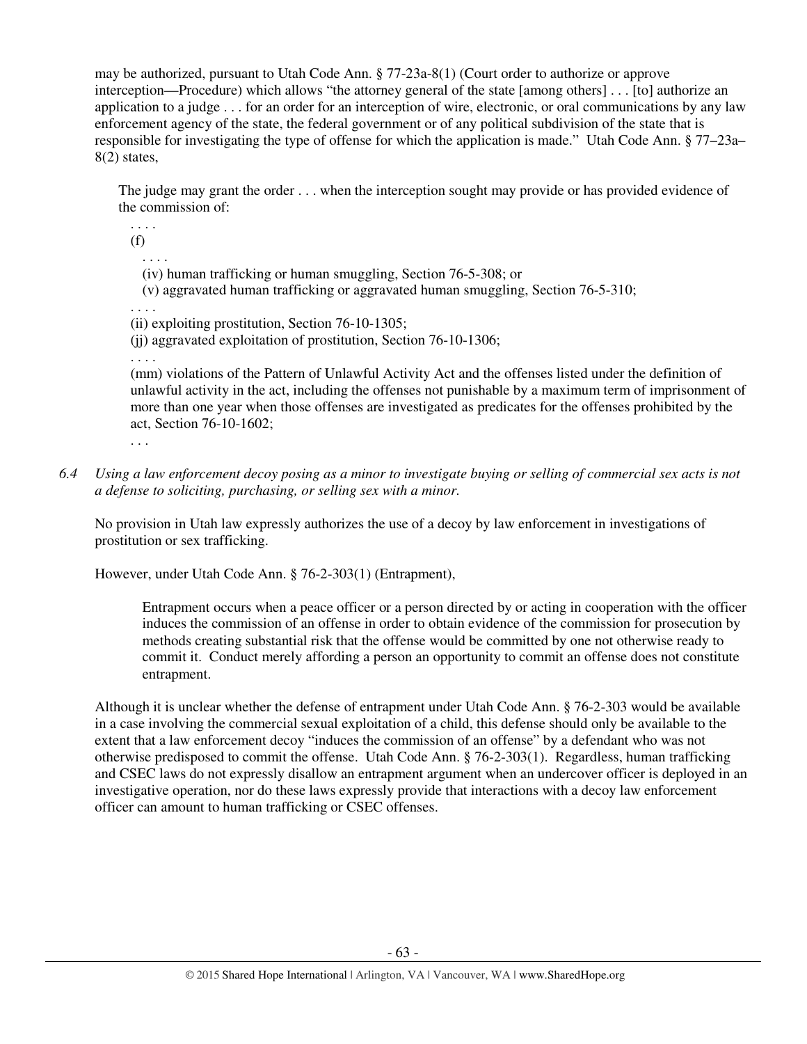may be authorized, pursuant to Utah Code Ann. § 77-23a-8(1) (Court order to authorize or approve interception—Procedure) which allows "the attorney general of the state [among others] . . . [to] authorize an application to a judge . . . for an order for an interception of wire, electronic, or oral communications by any law enforcement agency of the state, the federal government or of any political subdivision of the state that is responsible for investigating the type of offense for which the application is made." Utah Code Ann. § 77–23a–8(2) states,

> The judge may grant the order . . . when the interception sought may provide or has provided evidence of the commission of:
>
> . . . .
>
> (f)
>
> . . . .
>
> (iv) human trafficking or human smuggling, Section 76-5-308; or
>
> (v) aggravated human trafficking or aggravated human smuggling, Section 76-5-310;
>
> . . . .
>
> (ii) exploiting prostitution, Section 76-10-1305;
>
> (jj) aggravated exploitation of prostitution, Section 76-10-1306;
>
> . . . .
>
> (mm) violations of the Pattern of Unlawful Activity Act and the offenses listed under the definition of unlawful activity in the act, including the offenses not punishable by a maximum term of imprisonment of more than one year when those offenses are investigated as predicates for the offenses prohibited by the act, Section 76-10-1602;
>
> . . .

*6.4 Using a law enforcement decoy posing as a minor to investigate buying or selling of commercial sex acts is not a defense to soliciting, purchasing, or selling sex with a minor.*

No provision in Utah law expressly authorizes the use of a decoy by law enforcement in investigations of prostitution or sex trafficking.

However, under Utah Code Ann. § 76-2-303(1) (Entrapment),

> Entrapment occurs when a peace officer or a person directed by or acting in cooperation with the officer induces the commission of an offense in order to obtain evidence of the commission for prosecution by methods creating substantial risk that the offense would be committed by one not otherwise ready to commit it. Conduct merely affording a person an opportunity to commit an offense does not constitute entrapment.

Although it is unclear whether the defense of entrapment under Utah Code Ann. § 76-2-303 would be available in a case involving the commercial sexual exploitation of a child, this defense should only be available to the extent that a law enforcement decoy "induces the commission of an offense" by a defendant who was not otherwise predisposed to commit the offense. Utah Code Ann. § 76-2-303(1). Regardless, human trafficking and CSEC laws do not expressly disallow an entrapment argument when an undercover officer is deployed in an investigative operation, nor do these laws expressly provide that interactions with a decoy law enforcement officer can amount to human trafficking or CSEC offenses.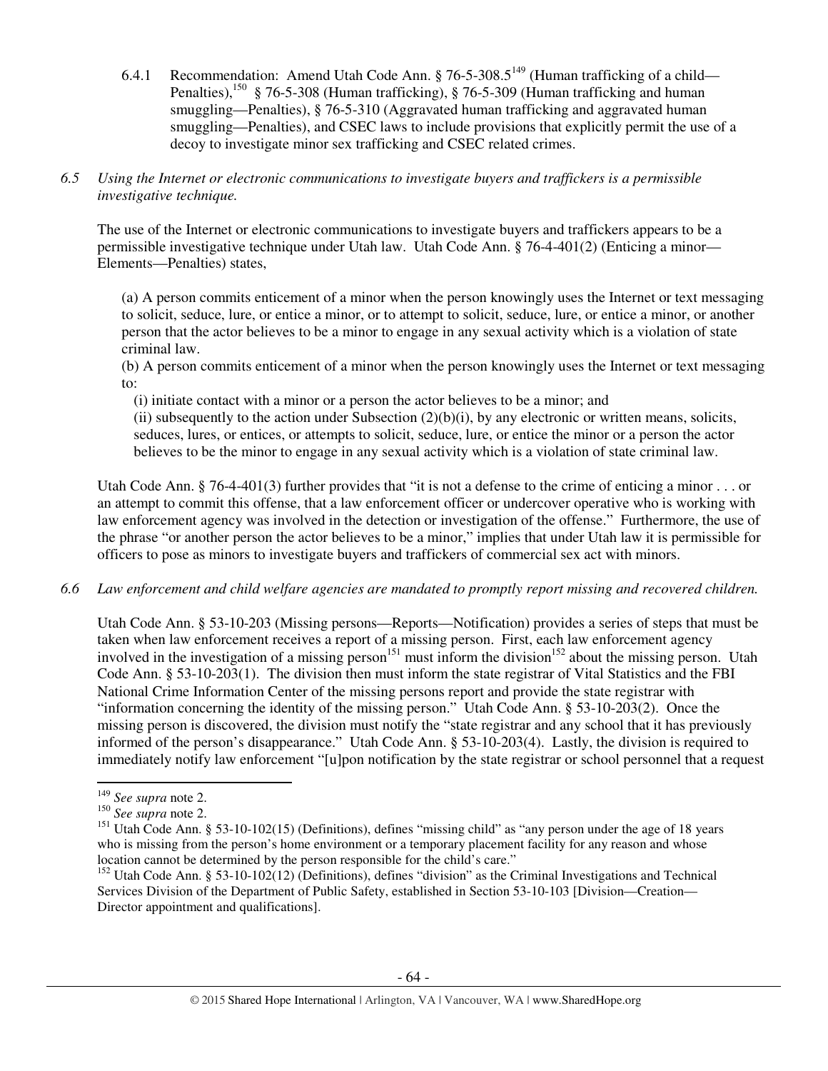6.4.1 Recommendation: Amend Utah Code Ann. § 76-5-308.5[149] (Human trafficking of a child—Penalties),[150] § 76-5-308 (Human trafficking), § 76-5-309 (Human trafficking and human smuggling—Penalties), § 76-5-310 (Aggravated human trafficking and aggravated human smuggling—Penalties), and CSEC laws to include provisions that explicitly permit the use of a decoy to investigate minor sex trafficking and CSEC related crimes.

*6.5 Using the Internet or electronic communications to investigate buyers and traffickers is a permissible investigative technique.*

The use of the Internet or electronic communications to investigate buyers and traffickers appears to be a permissible investigative technique under Utah law. Utah Code Ann. § 76-4-401(2) (Enticing a minor—Elements—Penalties) states,

> (a) A person commits enticement of a minor when the person knowingly uses the Internet or text messaging to solicit, seduce, lure, or entice a minor, or to attempt to solicit, seduce, lure, or entice a minor, or another person that the actor believes to be a minor to engage in any sexual activity which is a violation of state criminal law.
>
> (b) A person commits enticement of a minor when the person knowingly uses the Internet or text messaging to:
>
> (i) initiate contact with a minor or a person the actor believes to be a minor; and
>
> (ii) subsequently to the action under Subsection (2)(b)(i), by any electronic or written means, solicits, seduces, lures, or entices, or attempts to solicit, seduce, lure, or entice the minor or a person the actor believes to be the minor to engage in any sexual activity which is a violation of state criminal law.

Utah Code Ann. § 76-4-401(3) further provides that "it is not a defense to the crime of enticing a minor . . . or an attempt to commit this offense, that a law enforcement officer or undercover operative who is working with law enforcement agency was involved in the detection or investigation of the offense." Furthermore, the use of the phrase "or another person the actor believes to be a minor," implies that under Utah law it is permissible for officers to pose as minors to investigate buyers and traffickers of commercial sex act with minors.

*6.6 Law enforcement and child welfare agencies are mandated to promptly report missing and recovered children.*

Utah Code Ann. § 53-10-203 (Missing persons—Reports—Notification) provides a series of steps that must be taken when law enforcement receives a report of a missing person. First, each law enforcement agency involved in the investigation of a missing person[151] must inform the division[152] about the missing person. Utah Code Ann. § 53-10-203(1). The division then must inform the state registrar of Vital Statistics and the FBI National Crime Information Center of the missing persons report and provide the state registrar with "information concerning the identity of the missing person." Utah Code Ann. § 53-10-203(2). Once the missing person is discovered, the division must notify the "state registrar and any school that it has previously informed of the person's disappearance." Utah Code Ann. § 53-10-203(4). Lastly, the division is required to immediately notify law enforcement "[u]pon notification by the state registrar or school personnel that a request

---

[149] *See supra* note 2.

[150] *See supra* note 2.

[151] Utah Code Ann. § 53-10-102(15) (Definitions), defines "missing child" as "any person under the age of 18 years who is missing from the person's home environment or a temporary placement facility for any reason and whose location cannot be determined by the person responsible for the child's care."

[152] Utah Code Ann. § 53-10-102(12) (Definitions), defines "division" as the Criminal Investigations and Technical Services Division of the Department of Public Safety, established in Section 53-10-103 [Division—Creation—Director appointment and qualifications].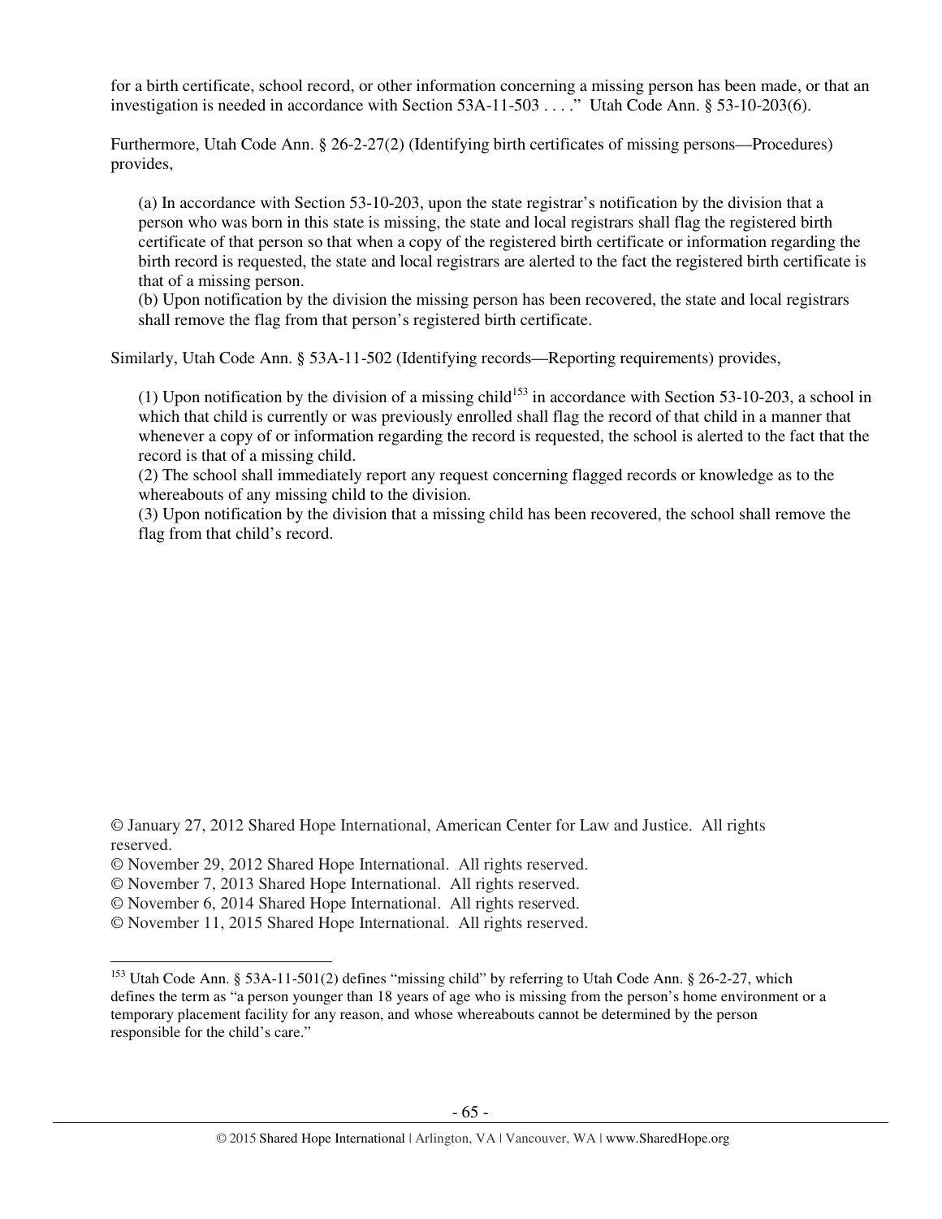for a birth certificate, school record, or other information concerning a missing person has been made, or that an investigation is needed in accordance with Section 53A-11-503 . . . ." Utah Code Ann. § 53-10-203(6).

Furthermore, Utah Code Ann. § 26-2-27(2) (Identifying birth certificates of missing persons—Procedures) provides,

> (a) In accordance with Section 53-10-203, upon the state registrar's notification by the division that a person who was born in this state is missing, the state and local registrars shall flag the registered birth certificate of that person so that when a copy of the registered birth certificate or information regarding the birth record is requested, the state and local registrars are alerted to the fact the registered birth certificate is that of a missing person.
> (b) Upon notification by the division the missing person has been recovered, the state and local registrars shall remove the flag from that person's registered birth certificate.

Similarly, Utah Code Ann. § 53A-11-502 (Identifying records—Reporting requirements) provides,

> (1) Upon notification by the division of a missing child[153] in accordance with Section 53-10-203, a school in which that child is currently or was previously enrolled shall flag the record of that child in a manner that whenever a copy of or information regarding the record is requested, the school is alerted to the fact that the record is that of a missing child.
> (2) The school shall immediately report any request concerning flagged records or knowledge as to the whereabouts of any missing child to the division.
> (3) Upon notification by the division that a missing child has been recovered, the school shall remove the flag from that child's record.

© January 27, 2012 Shared Hope International, American Center for Law and Justice. All rights reserved.
© November 29, 2012 Shared Hope International. All rights reserved.
© November 7, 2013 Shared Hope International. All rights reserved.
© November 6, 2014 Shared Hope International. All rights reserved.
© November 11, 2015 Shared Hope International. All rights reserved.

---

[153] Utah Code Ann. § 53A-11-501(2) defines "missing child" by referring to Utah Code Ann. § 26-2-27, which defines the term as "a person younger than 18 years of age who is missing from the person's home environment or a temporary placement facility for any reason, and whose whereabouts cannot be determined by the person responsible for the child's care."